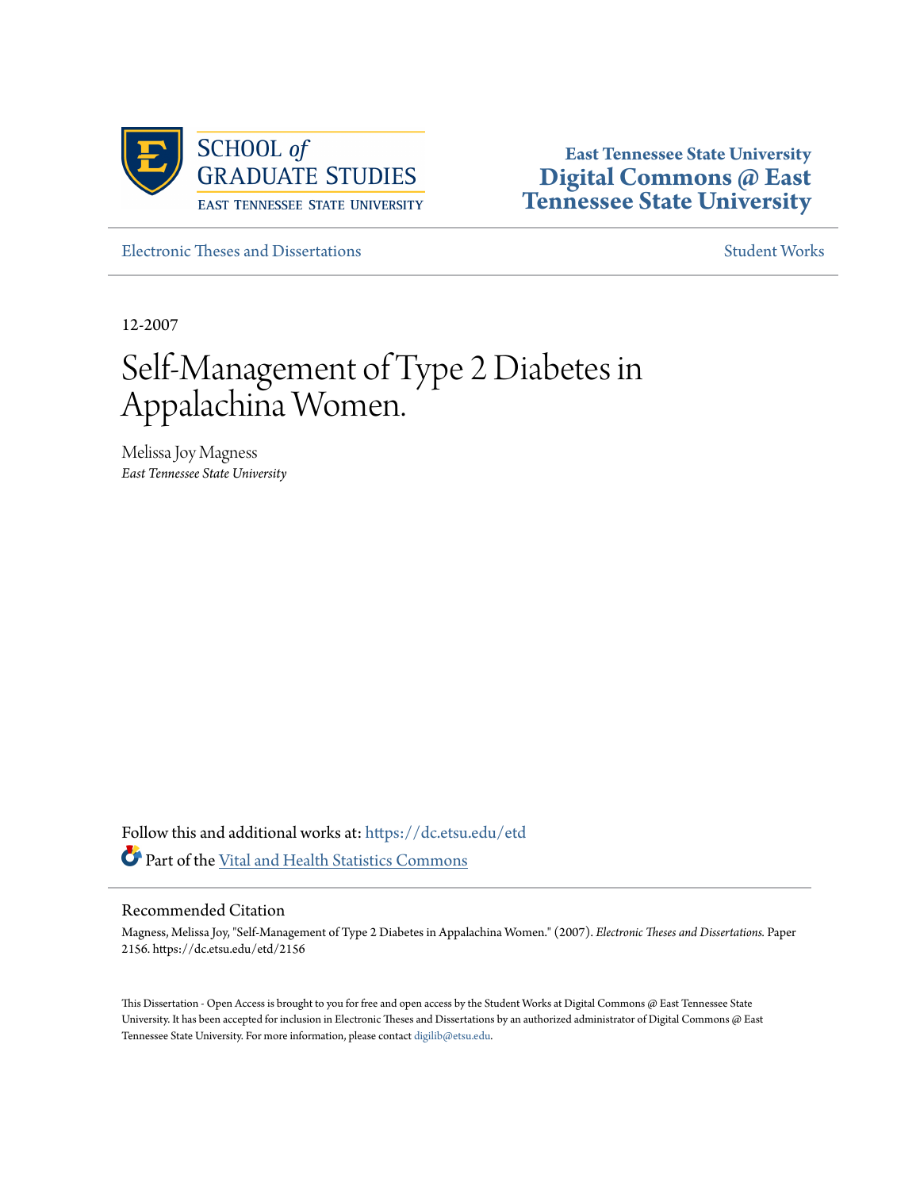SCHOOL *of* GRADUATE STUDIES
EAST TENNESSEE STATE UNIVERSITY

**East Tennessee State University**
**Digital Commons @ East Tennessee State University**

Electronic Theses and Dissertations | Student Works

12-2007

# Self-Management of Type 2 Diabetes in Appalachina Women.

Melissa Joy Magness
*East Tennessee State University*

Follow this and additional works at: https://dc.etsu.edu/etd

Part of the Vital and Health Statistics Commons

## Recommended Citation

Magness, Melissa Joy, "Self-Management of Type 2 Diabetes in Appalachina Women." (2007). *Electronic Theses and Dissertations.* Paper 2156. https://dc.etsu.edu/etd/2156

This Dissertation - Open Access is brought to you for free and open access by the Student Works at Digital Commons @ East Tennessee State University. It has been accepted for inclusion in Electronic Theses and Dissertations by an authorized administrator of Digital Commons @ East Tennessee State University. For more information, please contact digilib@etsu.edu.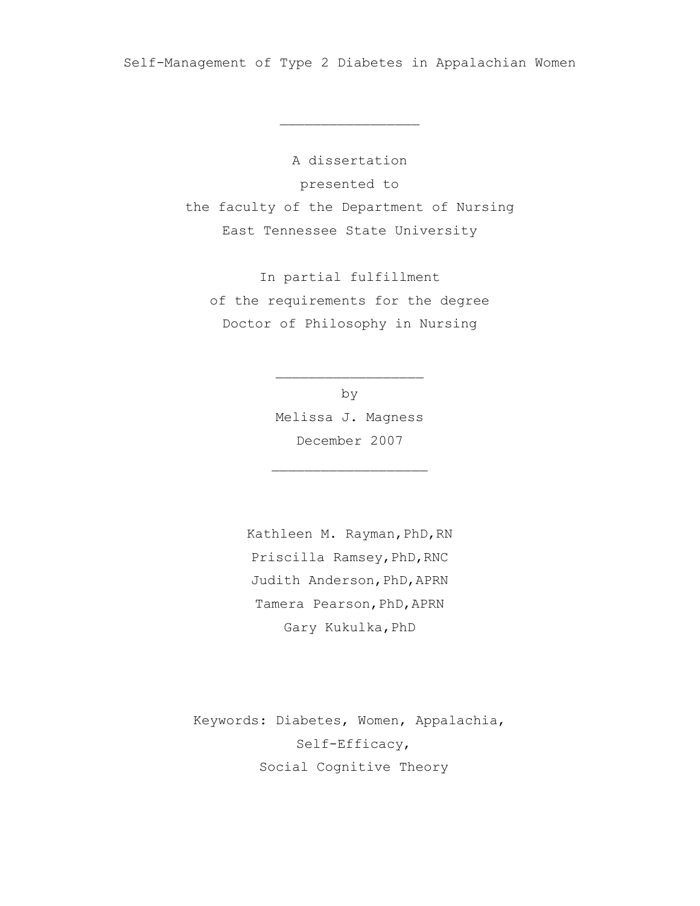# Self-Management of Type 2 Diabetes in Appalachian Women

---

A dissertation
presented to
the faculty of the Department of Nursing
East Tennessee State University

In partial fulfillment
of the requirements for the degree
Doctor of Philosophy in Nursing

---

by
Melissa J. Magness
December 2007

---

Kathleen M. Rayman,PhD,RN
Priscilla Ramsey,PhD,RNC
Judith Anderson,PhD,APRN
Tamera Pearson,PhD,APRN
Gary Kukulka,PhD

Keywords: Diabetes, Women, Appalachia,
Self-Efficacy,
Social Cognitive Theory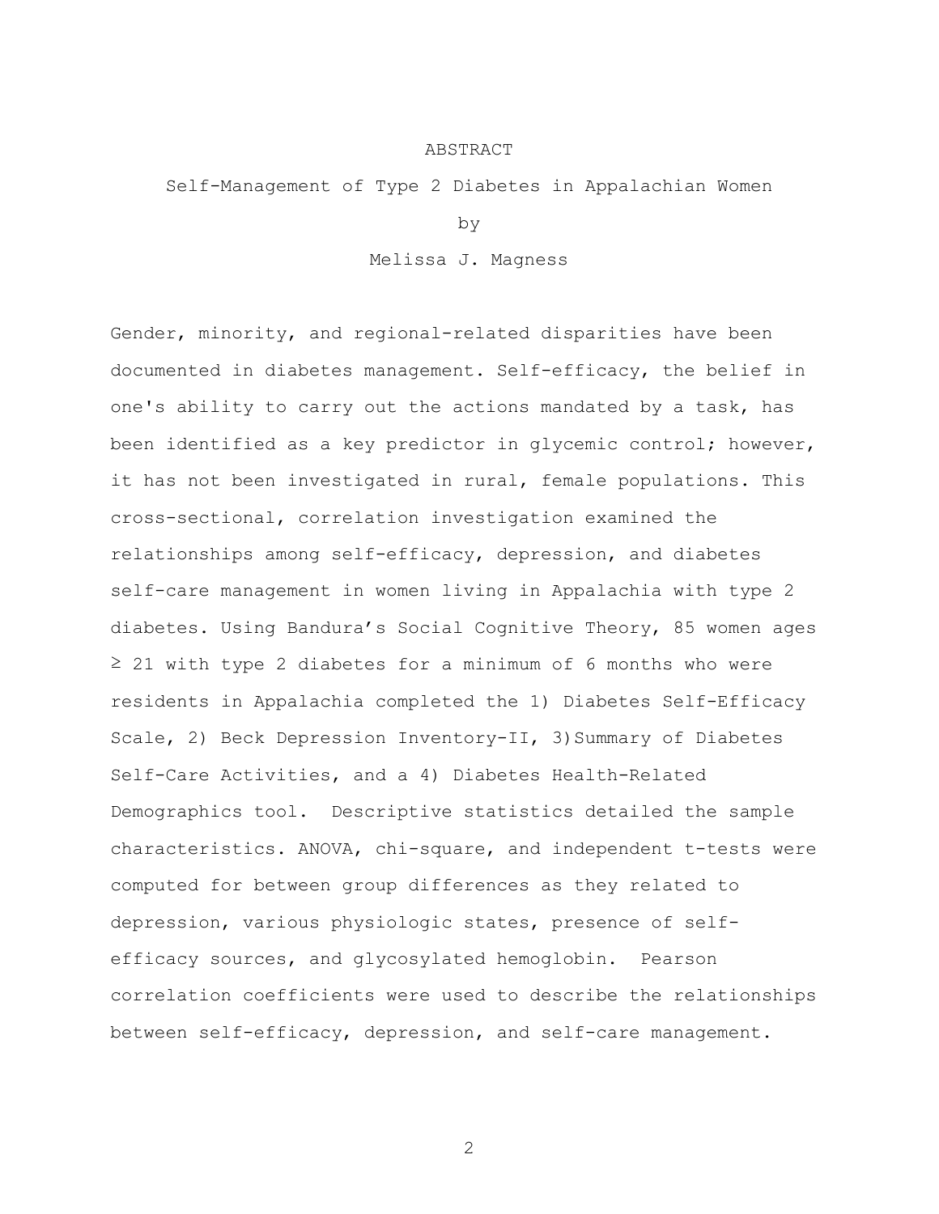# ABSTRACT

## Self-Management of Type 2 Diabetes in Appalachian Women

by

Melissa J. Magness

Gender, minority, and regional-related disparities have been documented in diabetes management. Self-efficacy, the belief in one's ability to carry out the actions mandated by a task, has been identified as a key predictor in glycemic control; however, it has not been investigated in rural, female populations. This cross-sectional, correlation investigation examined the relationships among self-efficacy, depression, and diabetes self-care management in women living in Appalachia with type 2 diabetes. Using Bandura's Social Cognitive Theory, 85 women ages $\geq$ 21 with type 2 diabetes for a minimum of 6 months who were residents in Appalachia completed the 1) Diabetes Self-Efficacy Scale, 2) Beck Depression Inventory-II, 3) Summary of Diabetes Self-Care Activities, and a 4) Diabetes Health-Related Demographics tool. Descriptive statistics detailed the sample characteristics. ANOVA, chi-square, and independent t-tests were computed for between group differences as they related to depression, various physiologic states, presence of self-efficacy sources, and glycosylated hemoglobin. Pearson correlation coefficients were used to describe the relationships between self-efficacy, depression, and self-care management.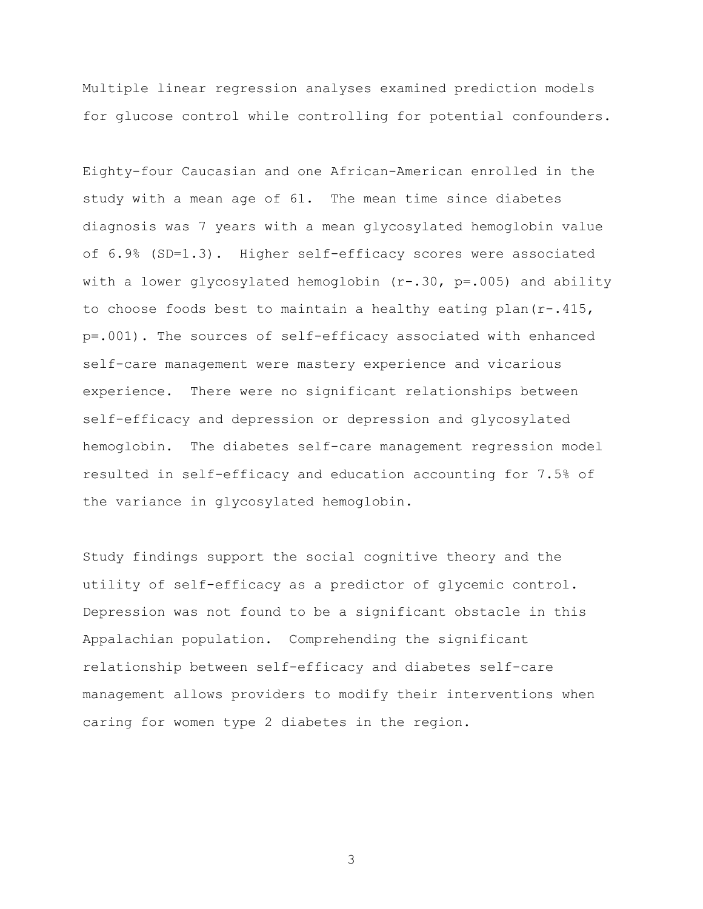Multiple linear regression analyses examined prediction models for glucose control while controlling for potential confounders.

Eighty-four Caucasian and one African-American enrolled in the study with a mean age of 61. The mean time since diabetes diagnosis was 7 years with a mean glycosylated hemoglobin value of 6.9% (SD=1.3). Higher self-efficacy scores were associated with a lower glycosylated hemoglobin ($r-.30$, $p=.005$) and ability to choose foods best to maintain a healthy eating plan($r-.415$, $p=.001$). The sources of self-efficacy associated with enhanced self-care management were mastery experience and vicarious experience. There were no significant relationships between self-efficacy and depression or depression and glycosylated hemoglobin. The diabetes self-care management regression model resulted in self-efficacy and education accounting for 7.5% of the variance in glycosylated hemoglobin.

Study findings support the social cognitive theory and the utility of self-efficacy as a predictor of glycemic control. Depression was not found to be a significant obstacle in this Appalachian population. Comprehending the significant relationship between self-efficacy and diabetes self-care management allows providers to modify their interventions when caring for women type 2 diabetes in the region.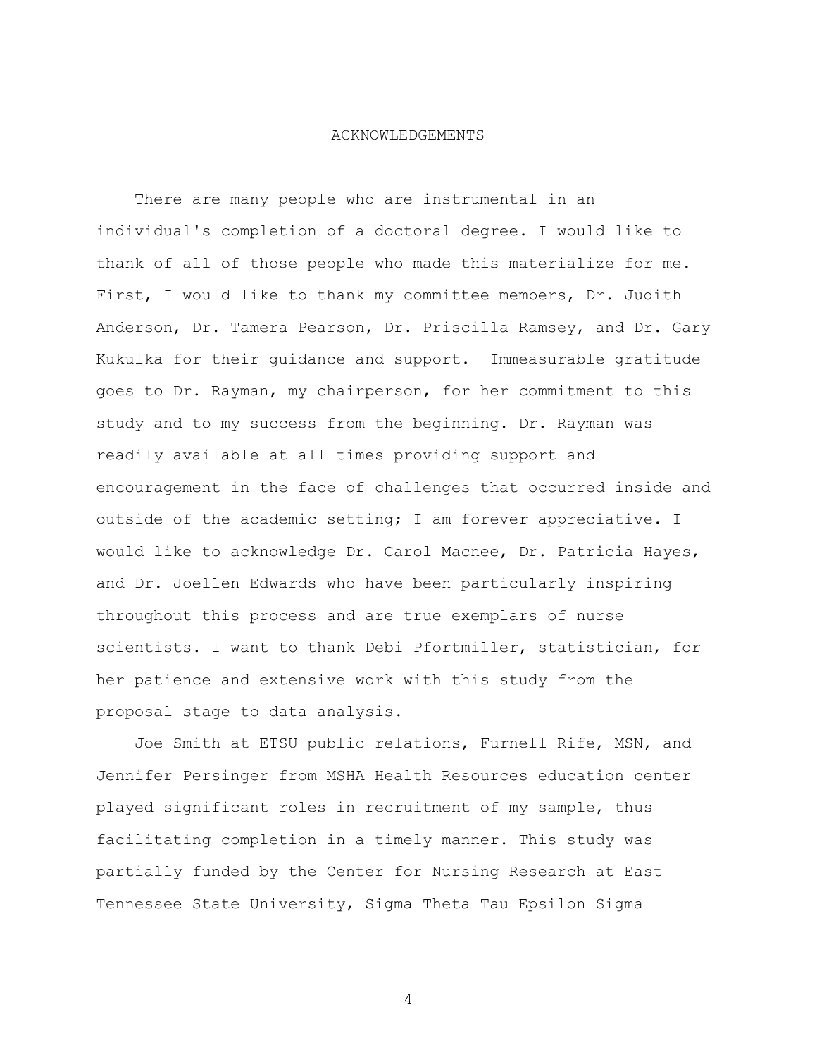# ACKNOWLEDGEMENTS

There are many people who are instrumental in an individual's completion of a doctoral degree. I would like to thank of all of those people who made this materialize for me. First, I would like to thank my committee members, Dr. Judith Anderson, Dr. Tamera Pearson, Dr. Priscilla Ramsey, and Dr. Gary Kukulka for their guidance and support. Immeasurable gratitude goes to Dr. Rayman, my chairperson, for her commitment to this study and to my success from the beginning. Dr. Rayman was readily available at all times providing support and encouragement in the face of challenges that occurred inside and outside of the academic setting; I am forever appreciative. I would like to acknowledge Dr. Carol Macnee, Dr. Patricia Hayes, and Dr. Joellen Edwards who have been particularly inspiring throughout this process and are true exemplars of nurse scientists. I want to thank Debi Pfortmiller, statistician, for her patience and extensive work with this study from the proposal stage to data analysis.

Joe Smith at ETSU public relations, Furnell Rife, MSN, and Jennifer Persinger from MSHA Health Resources education center played significant roles in recruitment of my sample, thus facilitating completion in a timely manner. This study was partially funded by the Center for Nursing Research at East Tennessee State University, Sigma Theta Tau Epsilon Sigma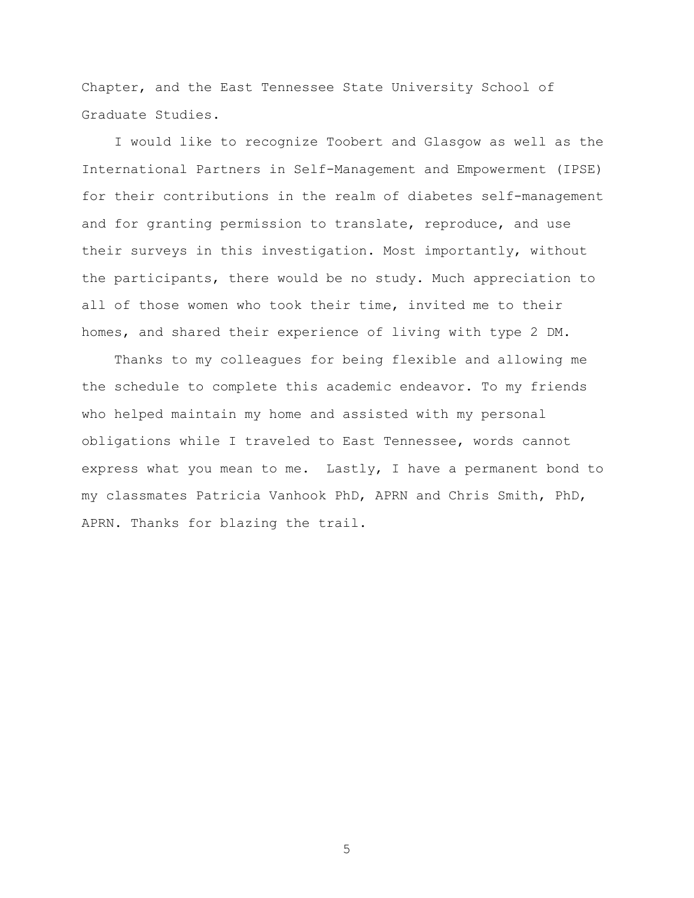Chapter, and the East Tennessee State University School of Graduate Studies.

I would like to recognize Toobert and Glasgow as well as the International Partners in Self-Management and Empowerment (IPSE) for their contributions in the realm of diabetes self-management and for granting permission to translate, reproduce, and use their surveys in this investigation. Most importantly, without the participants, there would be no study. Much appreciation to all of those women who took their time, invited me to their homes, and shared their experience of living with type 2 DM.

Thanks to my colleagues for being flexible and allowing me the schedule to complete this academic endeavor. To my friends who helped maintain my home and assisted with my personal obligations while I traveled to East Tennessee, words cannot express what you mean to me. Lastly, I have a permanent bond to my classmates Patricia Vanhook PhD, APRN and Chris Smith, PhD, APRN. Thanks for blazing the trail.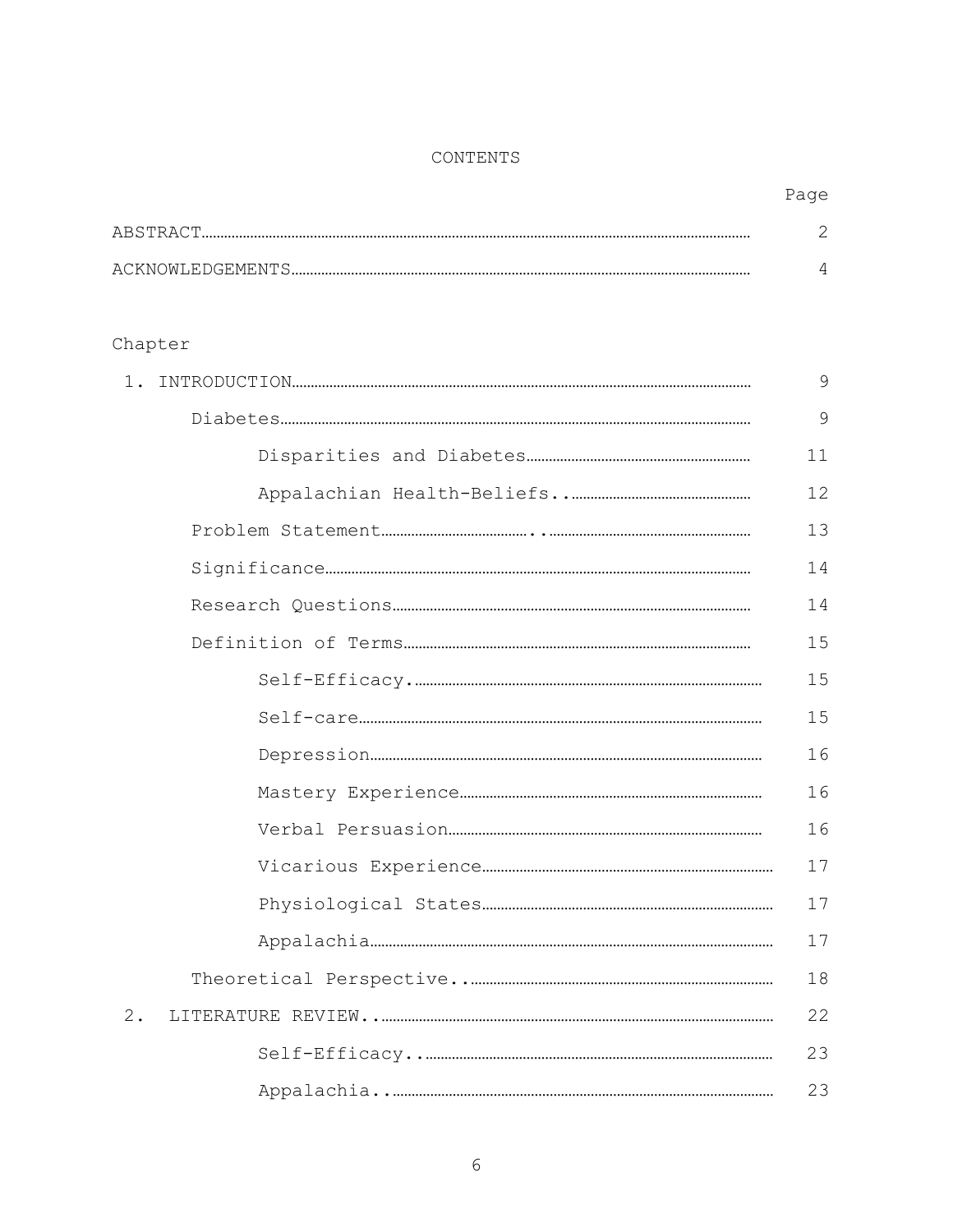# CONTENTS

| | Page |
|---|---|
| ABSTRACT | 2 |
| ACKNOWLEDGEMENTS | 4 |
| **Chapter** | |
| 1. INTRODUCTION | 9 |
| Diabetes | 9 |
| Disparities and Diabetes | 11 |
| Appalachian Health-Beliefs.. | 12 |
| Problem Statement | 13 |
| Significance | 14 |
| Research Questions | 14 |
| Definition of Terms | 15 |
| Self-Efficacy. | 15 |
| Self-care | 15 |
| Depression | 16 |
| Mastery Experience | 16 |
| Verbal Persuasion | 16 |
| Vicarious Experience | 17 |
| Physiological States | 17 |
| Appalachia | 17 |
| Theoretical Perspective.. | 18 |
| 2. LITERATURE REVIEW.. | 22 |
| Self-Efficacy.. | 23 |
| Appalachia.. | 23 |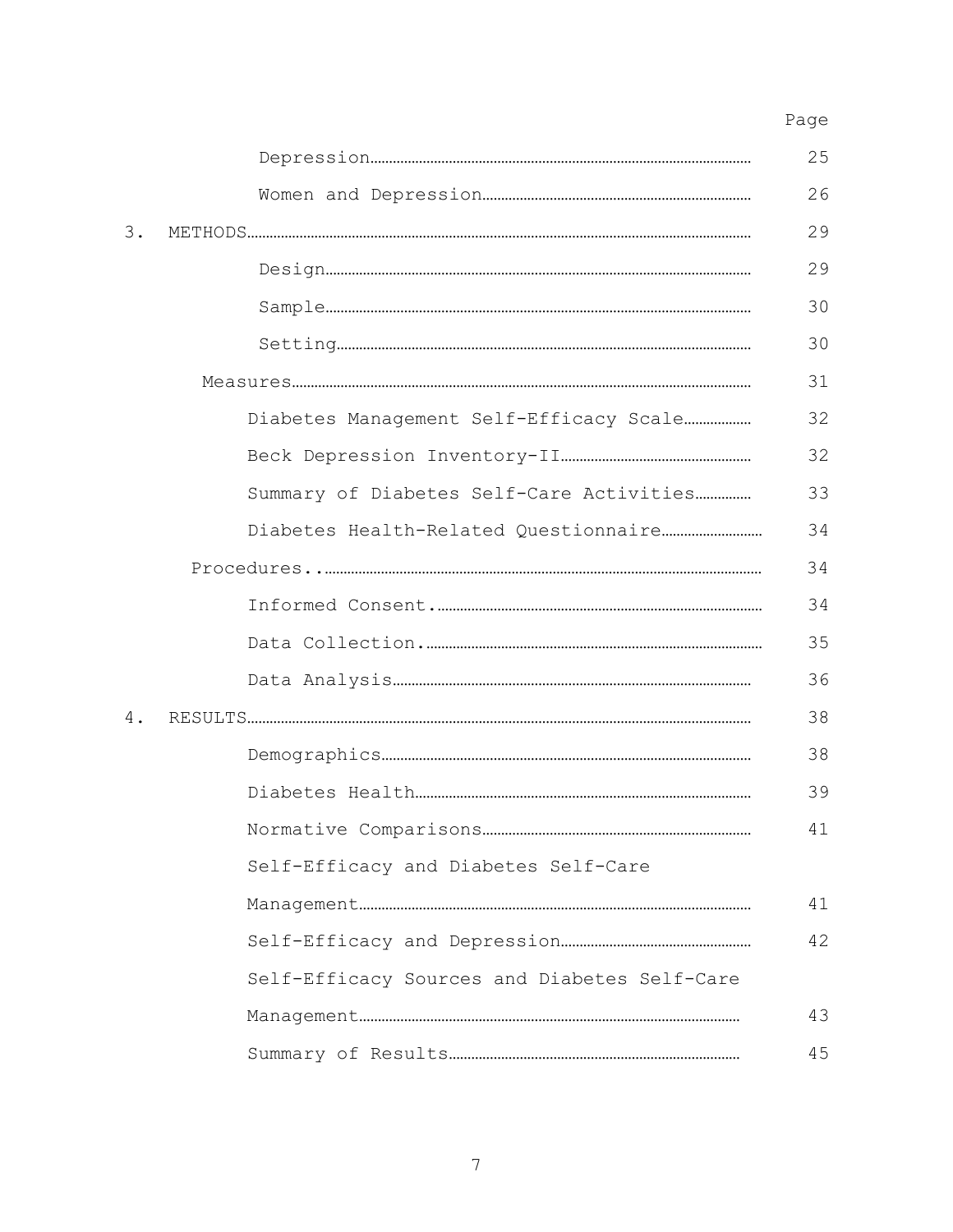| | Page |
|---|---|
| Depression | 25 |
| Women and Depression | 26 |
| 3. METHODS | 29 |
| Design | 29 |
| Sample | 30 |
| Setting | 30 |
| Measures | 31 |
| Diabetes Management Self-Efficacy Scale | 32 |
| Beck Depression Inventory-II | 32 |
| Summary of Diabetes Self-Care Activities | 33 |
| Diabetes Health-Related Questionnaire | 34 |
| Procedures.. | 34 |
| Informed Consent. | 34 |
| Data Collection. | 35 |
| Data Analysis | 36 |
| 4. RESULTS | 38 |
| Demographics | 38 |
| Diabetes Health | 39 |
| Normative Comparisons | 41 |
| Self-Efficacy and Diabetes Self-Care Management | 41 |
| Self-Efficacy and Depression | 42 |
| Self-Efficacy Sources and Diabetes Self-Care Management | 43 |
| Summary of Results | 45 |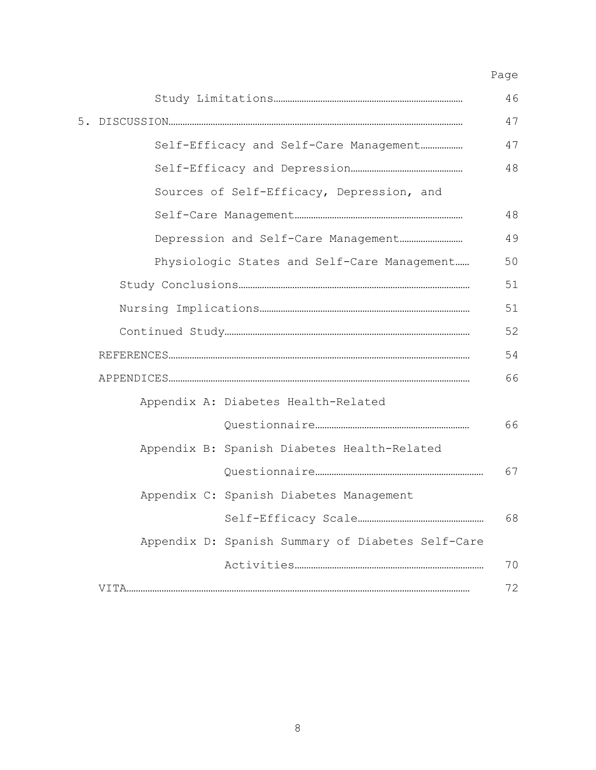| | Page |
|---|---|
| Study Limitations | 46 |
| 5. DISCUSSION | 47 |
| Self-Efficacy and Self-Care Management | 47 |
| Self-Efficacy and Depression | 48 |
| Sources of Self-Efficacy, Depression, and Self-Care Management | 48 |
| Depression and Self-Care Management | 49 |
| Physiologic States and Self-Care Management | 50 |
| Study Conclusions | 51 |
| Nursing Implications | 51 |
| Continued Study | 52 |
| REFERENCES | 54 |
| APPENDICES | 66 |
| Appendix A: Diabetes Health-Related Questionnaire | 66 |
| Appendix B: Spanish Diabetes Health-Related Questionnaire | 67 |
| Appendix C: Spanish Diabetes Management Self-Efficacy Scale | 68 |
| Appendix D: Spanish Summary of Diabetes Self-Care Activities | 70 |
| VITA | 72 |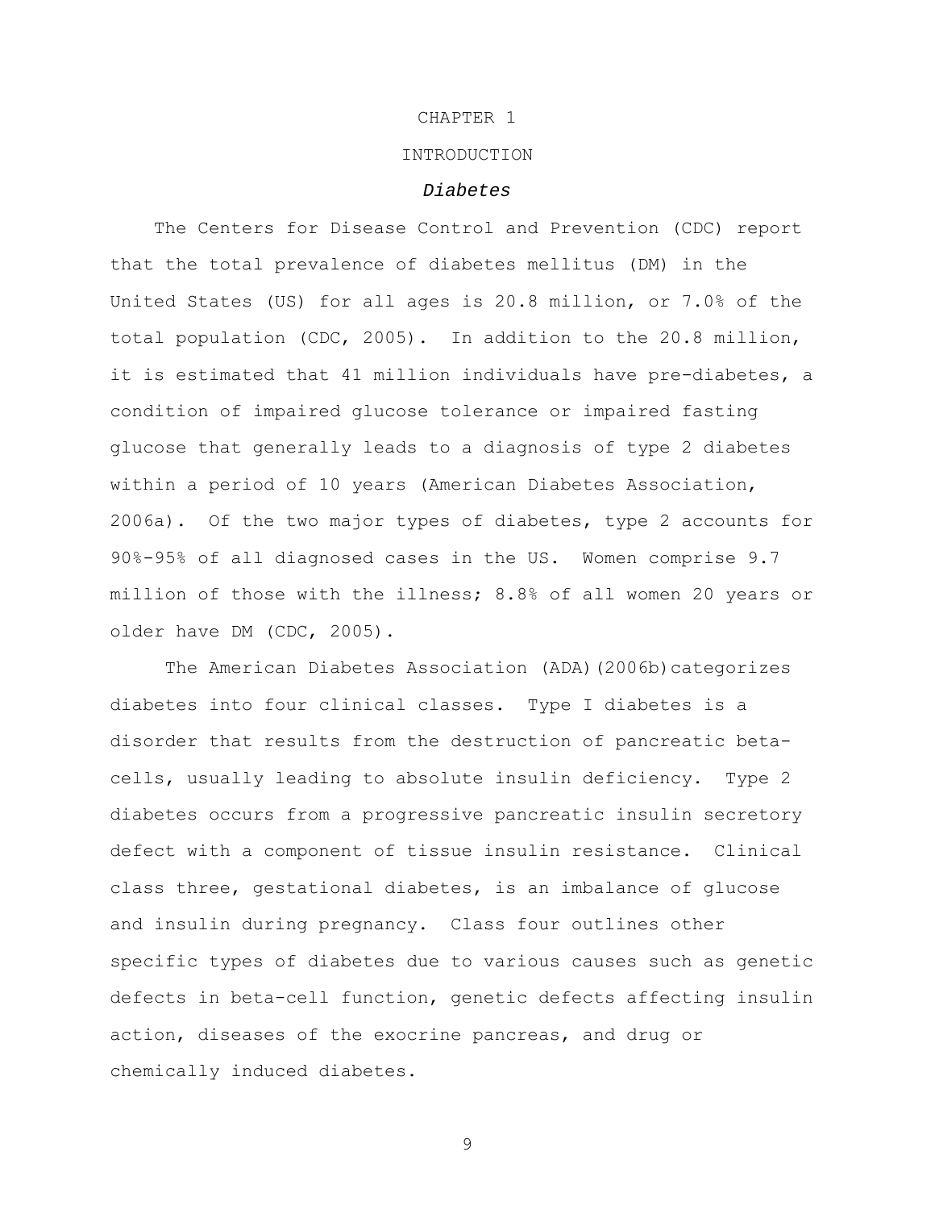# CHAPTER 1

# INTRODUCTION

## *Diabetes*

The Centers for Disease Control and Prevention (CDC) report that the total prevalence of diabetes mellitus (DM) in the United States (US) for all ages is 20.8 million, or 7.0% of the total population (CDC, 2005). In addition to the 20.8 million, it is estimated that 41 million individuals have pre-diabetes, a condition of impaired glucose tolerance or impaired fasting glucose that generally leads to a diagnosis of type 2 diabetes within a period of 10 years (American Diabetes Association, 2006a). Of the two major types of diabetes, type 2 accounts for 90%-95% of all diagnosed cases in the US. Women comprise 9.7 million of those with the illness; 8.8% of all women 20 years or older have DM (CDC, 2005).

The American Diabetes Association (ADA)(2006b)categorizes diabetes into four clinical classes. Type I diabetes is a disorder that results from the destruction of pancreatic beta-cells, usually leading to absolute insulin deficiency. Type 2 diabetes occurs from a progressive pancreatic insulin secretory defect with a component of tissue insulin resistance. Clinical class three, gestational diabetes, is an imbalance of glucose and insulin during pregnancy. Class four outlines other specific types of diabetes due to various causes such as genetic defects in beta-cell function, genetic defects affecting insulin action, diseases of the exocrine pancreas, and drug or chemically induced diabetes.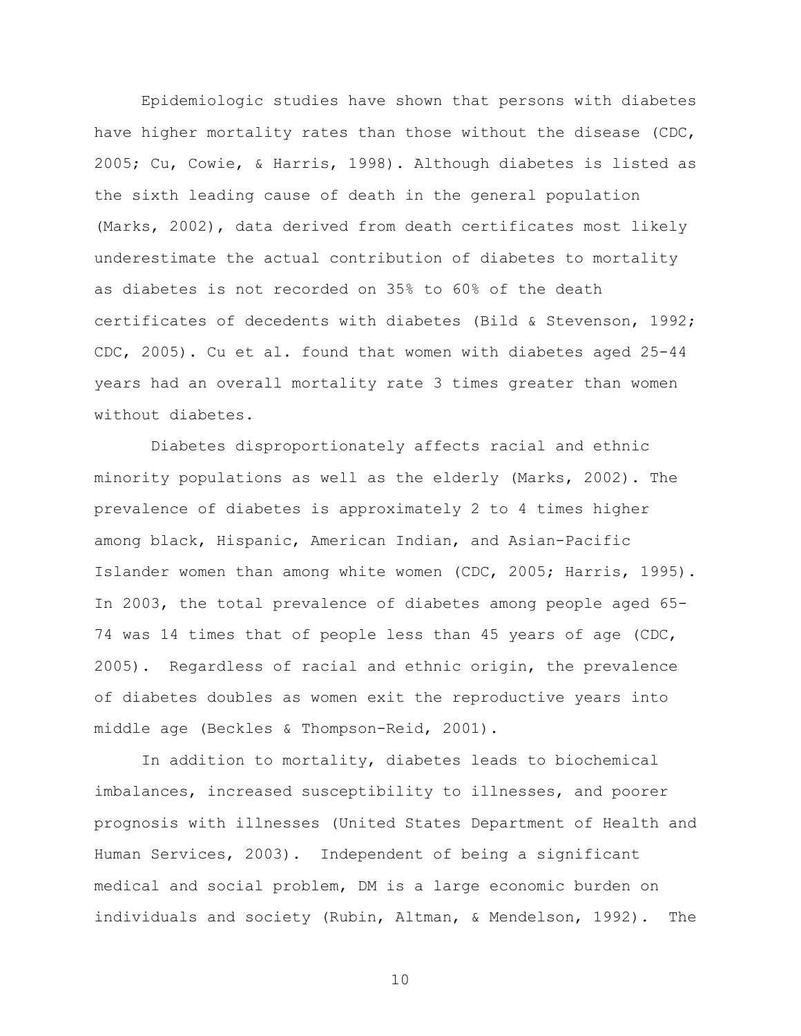Epidemiologic studies have shown that persons with diabetes have higher mortality rates than those without the disease (CDC, 2005; Cu, Cowie, & Harris, 1998). Although diabetes is listed as the sixth leading cause of death in the general population (Marks, 2002), data derived from death certificates most likely underestimate the actual contribution of diabetes to mortality as diabetes is not recorded on 35% to 60% of the death certificates of decedents with diabetes (Bild & Stevenson, 1992; CDC, 2005). Cu et al. found that women with diabetes aged 25-44 years had an overall mortality rate 3 times greater than women without diabetes.

Diabetes disproportionately affects racial and ethnic minority populations as well as the elderly (Marks, 2002). The prevalence of diabetes is approximately 2 to 4 times higher among black, Hispanic, American Indian, and Asian-Pacific Islander women than among white women (CDC, 2005; Harris, 1995). In 2003, the total prevalence of diabetes among people aged 65-74 was 14 times that of people less than 45 years of age (CDC, 2005). Regardless of racial and ethnic origin, the prevalence of diabetes doubles as women exit the reproductive years into middle age (Beckles & Thompson-Reid, 2001).

In addition to mortality, diabetes leads to biochemical imbalances, increased susceptibility to illnesses, and poorer prognosis with illnesses (United States Department of Health and Human Services, 2003). Independent of being a significant medical and social problem, DM is a large economic burden on individuals and society (Rubin, Altman, & Mendelson, 1992). The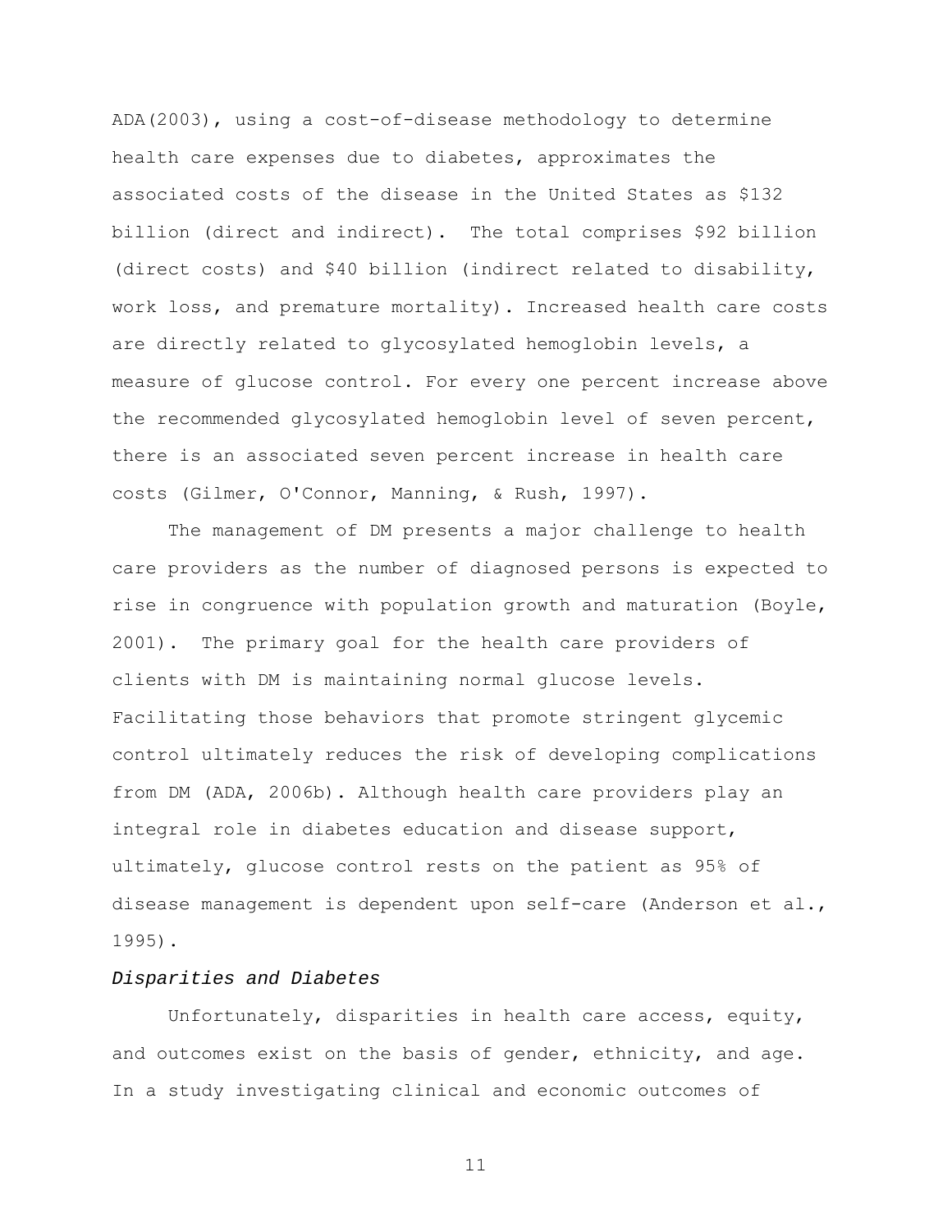ADA(2003), using a cost-of-disease methodology to determine health care expenses due to diabetes, approximates the associated costs of the disease in the United States as $132 billion (direct and indirect). The total comprises $92 billion (direct costs) and $40 billion (indirect related to disability, work loss, and premature mortality). Increased health care costs are directly related to glycosylated hemoglobin levels, a measure of glucose control. For every one percent increase above the recommended glycosylated hemoglobin level of seven percent, there is an associated seven percent increase in health care costs (Gilmer, O'Connor, Manning, & Rush, 1997).

The management of DM presents a major challenge to health care providers as the number of diagnosed persons is expected to rise in congruence with population growth and maturation (Boyle, 2001). The primary goal for the health care providers of clients with DM is maintaining normal glucose levels. Facilitating those behaviors that promote stringent glycemic control ultimately reduces the risk of developing complications from DM (ADA, 2006b). Although health care providers play an integral role in diabetes education and disease support, ultimately, glucose control rests on the patient as 95% of disease management is dependent upon self-care (Anderson et al., 1995).

*Disparities and Diabetes*

Unfortunately, disparities in health care access, equity, and outcomes exist on the basis of gender, ethnicity, and age. In a study investigating clinical and economic outcomes of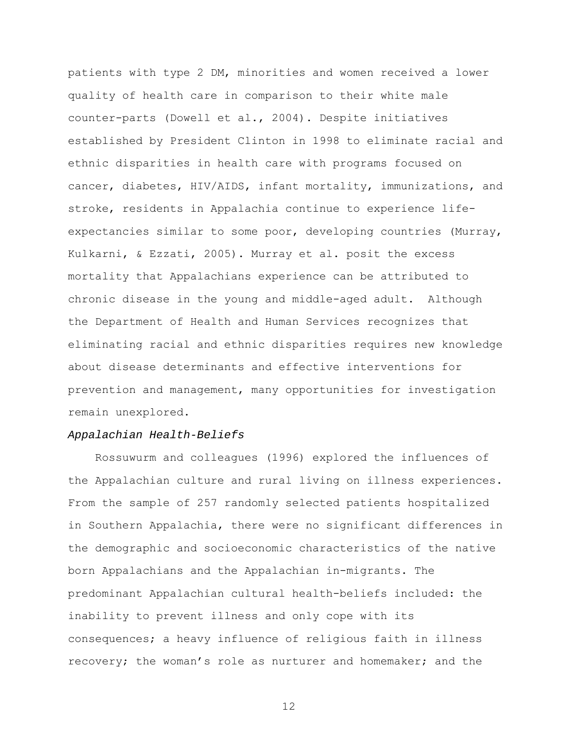patients with type 2 DM, minorities and women received a lower quality of health care in comparison to their white male counter-parts (Dowell et al., 2004). Despite initiatives established by President Clinton in 1998 to eliminate racial and ethnic disparities in health care with programs focused on cancer, diabetes, HIV/AIDS, infant mortality, immunizations, and stroke, residents in Appalachia continue to experience life-expectancies similar to some poor, developing countries (Murray, Kulkarni, & Ezzati, 2005). Murray et al. posit the excess mortality that Appalachians experience can be attributed to chronic disease in the young and middle-aged adult. Although the Department of Health and Human Services recognizes that eliminating racial and ethnic disparities requires new knowledge about disease determinants and effective interventions for prevention and management, many opportunities for investigation remain unexplored.

*Appalachian Health-Beliefs*

Rossuwurm and colleagues (1996) explored the influences of the Appalachian culture and rural living on illness experiences. From the sample of 257 randomly selected patients hospitalized in Southern Appalachia, there were no significant differences in the demographic and socioeconomic characteristics of the native born Appalachians and the Appalachian in-migrants. The predominant Appalachian cultural health-beliefs included: the inability to prevent illness and only cope with its consequences; a heavy influence of religious faith in illness recovery; the woman's role as nurturer and homemaker; and the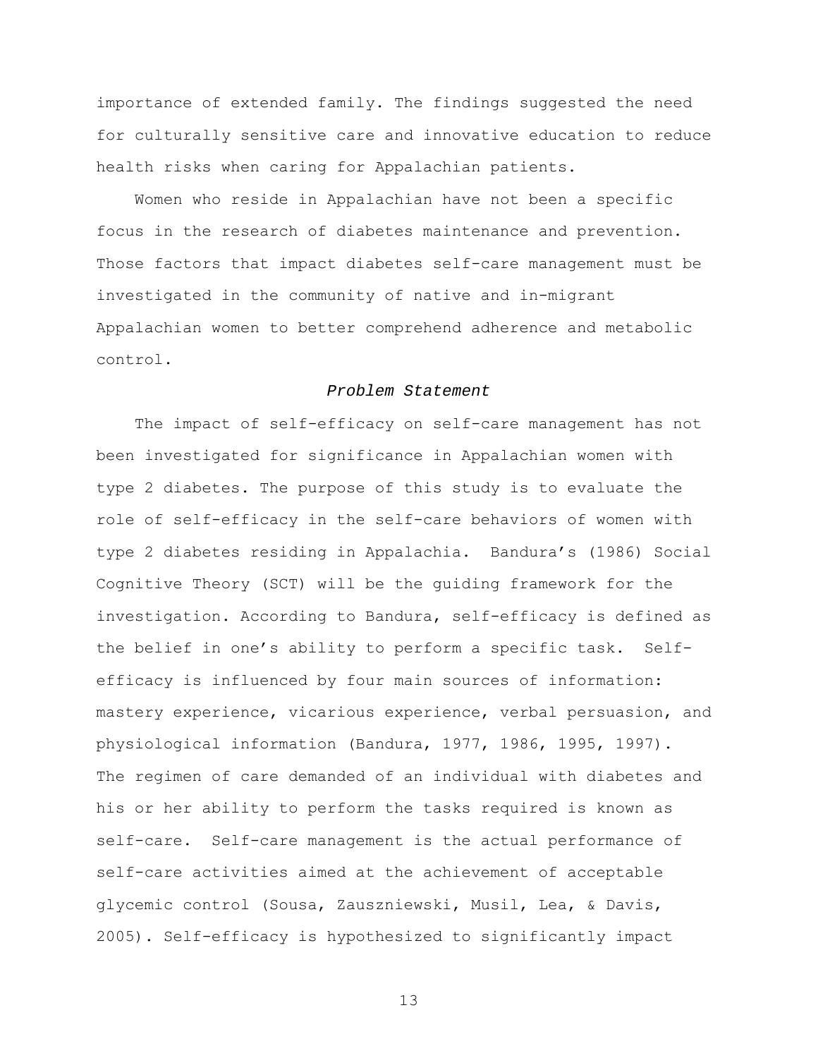importance of extended family. The findings suggested the need for culturally sensitive care and innovative education to reduce health risks when caring for Appalachian patients.

Women who reside in Appalachian have not been a specific focus in the research of diabetes maintenance and prevention. Those factors that impact diabetes self-care management must be investigated in the community of native and in-migrant Appalachian women to better comprehend adherence and metabolic control.

### *Problem Statement*

The impact of self-efficacy on self-care management has not been investigated for significance in Appalachian women with type 2 diabetes. The purpose of this study is to evaluate the role of self-efficacy in the self-care behaviors of women with type 2 diabetes residing in Appalachia. Bandura's (1986) Social Cognitive Theory (SCT) will be the guiding framework for the investigation. According to Bandura, self-efficacy is defined as the belief in one's ability to perform a specific task. Self-efficacy is influenced by four main sources of information: mastery experience, vicarious experience, verbal persuasion, and physiological information (Bandura, 1977, 1986, 1995, 1997). The regimen of care demanded of an individual with diabetes and his or her ability to perform the tasks required is known as self-care. Self-care management is the actual performance of self-care activities aimed at the achievement of acceptable glycemic control (Sousa, Zauszniewski, Musil, Lea, & Davis, 2005). Self-efficacy is hypothesized to significantly impact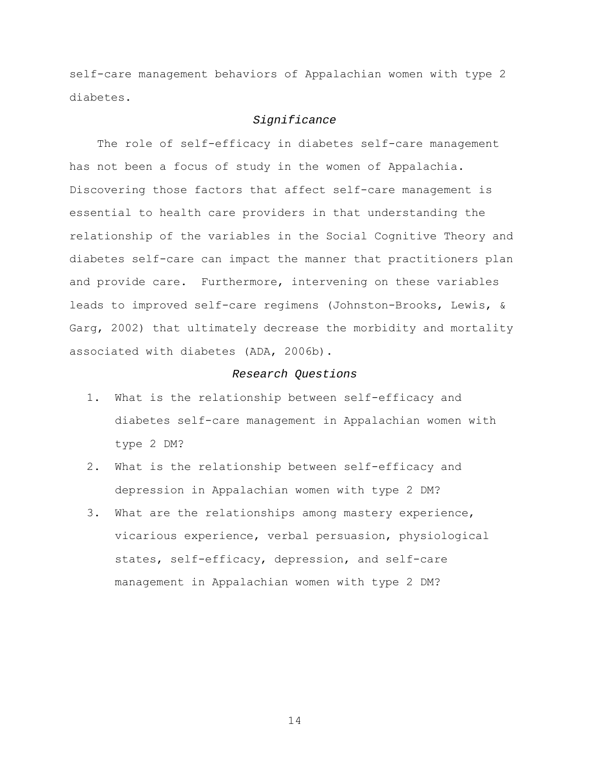self-care management behaviors of Appalachian women with type 2 diabetes.

### *Significance*

The role of self-efficacy in diabetes self-care management has not been a focus of study in the women of Appalachia. Discovering those factors that affect self-care management is essential to health care providers in that understanding the relationship of the variables in the Social Cognitive Theory and diabetes self-care can impact the manner that practitioners plan and provide care. Furthermore, intervening on these variables leads to improved self-care regimens (Johnston-Brooks, Lewis, & Garg, 2002) that ultimately decrease the morbidity and mortality associated with diabetes (ADA, 2006b).

### *Research Questions*

1. What is the relationship between self-efficacy and diabetes self-care management in Appalachian women with type 2 DM?
2. What is the relationship between self-efficacy and depression in Appalachian women with type 2 DM?
3. What are the relationships among mastery experience, vicarious experience, verbal persuasion, physiological states, self-efficacy, depression, and self-care management in Appalachian women with type 2 DM?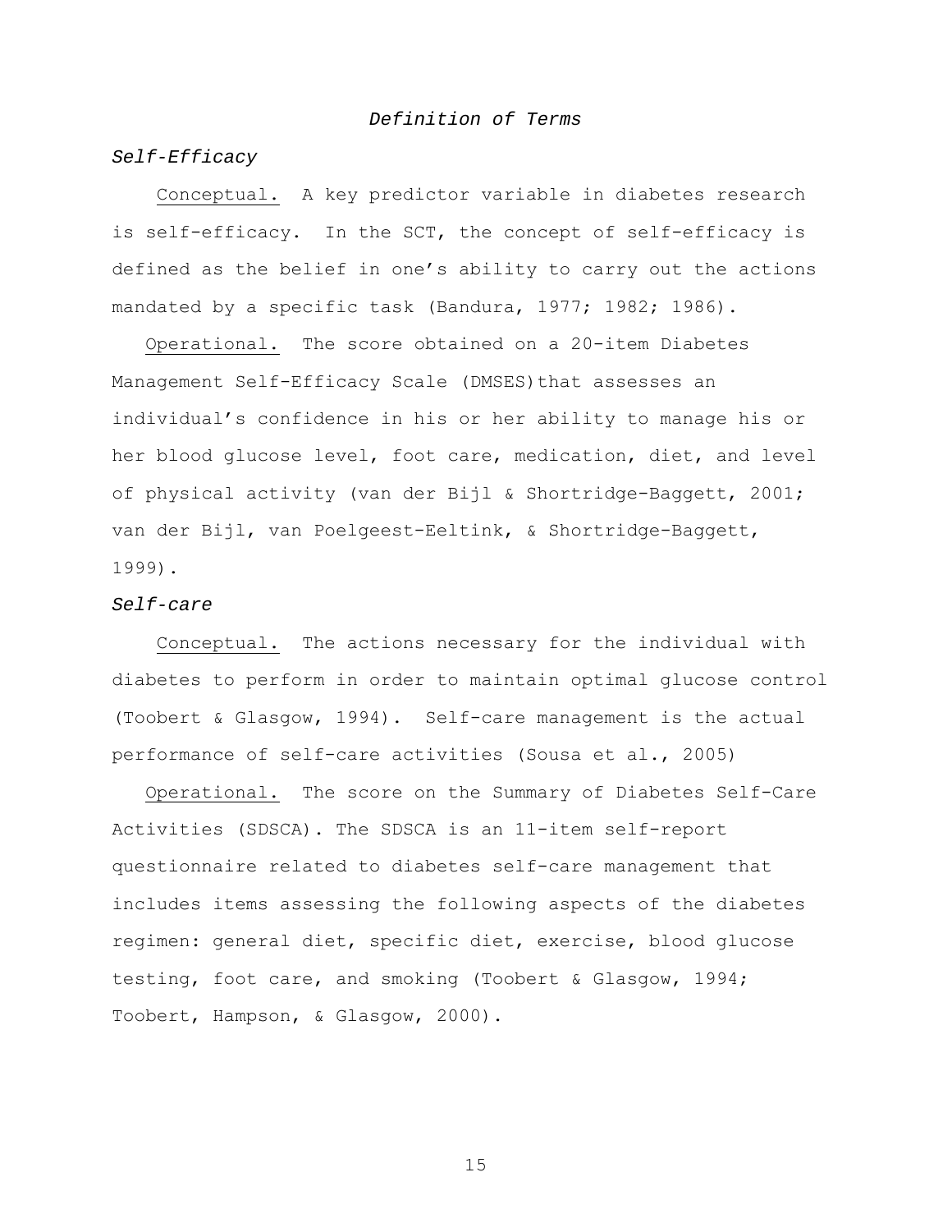## *Definition of Terms*

### *Self-Efficacy*

Conceptual. A key predictor variable in diabetes research is self-efficacy. In the SCT, the concept of self-efficacy is defined as the belief in one's ability to carry out the actions mandated by a specific task (Bandura, 1977; 1982; 1986).

Operational. The score obtained on a 20-item Diabetes Management Self-Efficacy Scale (DMSES)that assesses an individual's confidence in his or her ability to manage his or her blood glucose level, foot care, medication, diet, and level of physical activity (van der Bijl & Shortridge-Baggett, 2001; van der Bijl, van Poelgeest-Eeltink, & Shortridge-Baggett, 1999).

### *Self-care*

Conceptual. The actions necessary for the individual with diabetes to perform in order to maintain optimal glucose control (Toobert & Glasgow, 1994). Self-care management is the actual performance of self-care activities (Sousa et al., 2005)

Operational. The score on the Summary of Diabetes Self-Care Activities (SDSCA). The SDSCA is an 11-item self-report questionnaire related to diabetes self-care management that includes items assessing the following aspects of the diabetes regimen: general diet, specific diet, exercise, blood glucose testing, foot care, and smoking (Toobert & Glasgow, 1994; Toobert, Hampson, & Glasgow, 2000).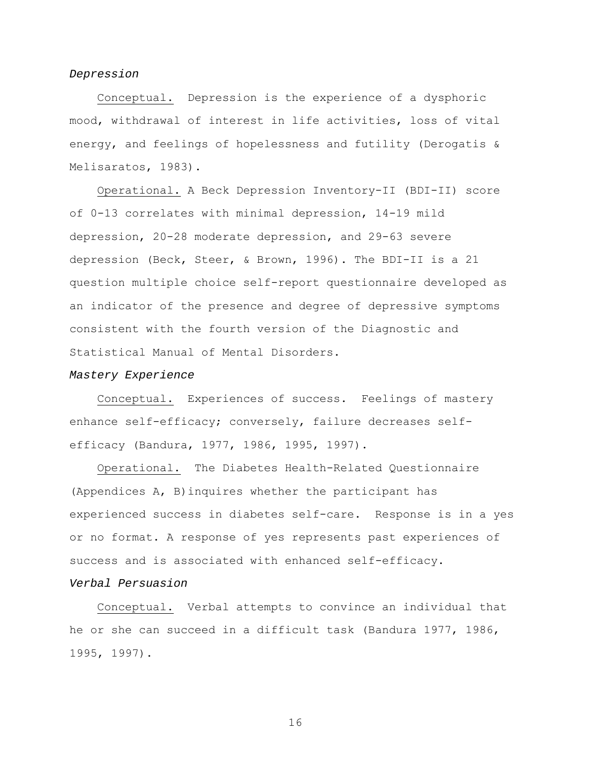*Depression*

Conceptual. Depression is the experience of a dysphoric mood, withdrawal of interest in life activities, loss of vital energy, and feelings of hopelessness and futility (Derogatis & Melisaratos, 1983).

Operational. A Beck Depression Inventory-II (BDI-II) score of 0-13 correlates with minimal depression, 14-19 mild depression, 20-28 moderate depression, and 29-63 severe depression (Beck, Steer, & Brown, 1996). The BDI-II is a 21 question multiple choice self-report questionnaire developed as an indicator of the presence and degree of depressive symptoms consistent with the fourth version of the Diagnostic and Statistical Manual of Mental Disorders.

*Mastery Experience*

Conceptual. Experiences of success. Feelings of mastery enhance self-efficacy; conversely, failure decreases self-efficacy (Bandura, 1977, 1986, 1995, 1997).

Operational. The Diabetes Health-Related Questionnaire (Appendices A, B)inquires whether the participant has experienced success in diabetes self-care. Response is in a yes or no format. A response of yes represents past experiences of success and is associated with enhanced self-efficacy.

*Verbal Persuasion*

Conceptual. Verbal attempts to convince an individual that he or she can succeed in a difficult task (Bandura 1977, 1986, 1995, 1997).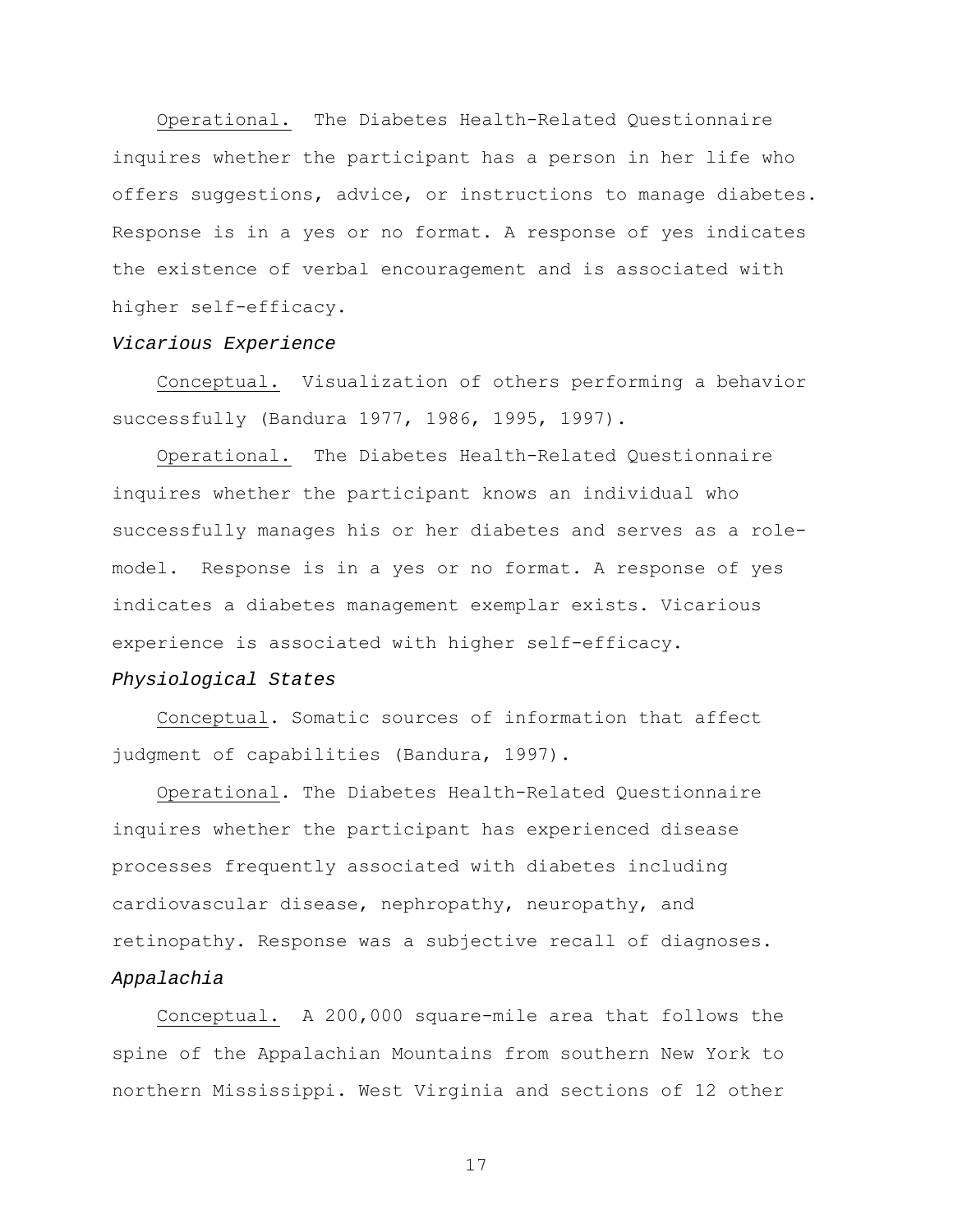Operational. The Diabetes Health-Related Questionnaire inquires whether the participant has a person in her life who offers suggestions, advice, or instructions to manage diabetes. Response is in a yes or no format. A response of yes indicates the existence of verbal encouragement and is associated with higher self-efficacy.

*Vicarious Experience*

Conceptual. Visualization of others performing a behavior successfully (Bandura 1977, 1986, 1995, 1997).

Operational. The Diabetes Health-Related Questionnaire inquires whether the participant knows an individual who successfully manages his or her diabetes and serves as a role-model. Response is in a yes or no format. A response of yes indicates a diabetes management exemplar exists. Vicarious experience is associated with higher self-efficacy.

*Physiological States*

Conceptual. Somatic sources of information that affect judgment of capabilities (Bandura, 1997).

Operational. The Diabetes Health-Related Questionnaire inquires whether the participant has experienced disease processes frequently associated with diabetes including cardiovascular disease, nephropathy, neuropathy, and retinopathy. Response was a subjective recall of diagnoses.

*Appalachia*

Conceptual. A 200,000 square-mile area that follows the spine of the Appalachian Mountains from southern New York to northern Mississippi. West Virginia and sections of 12 other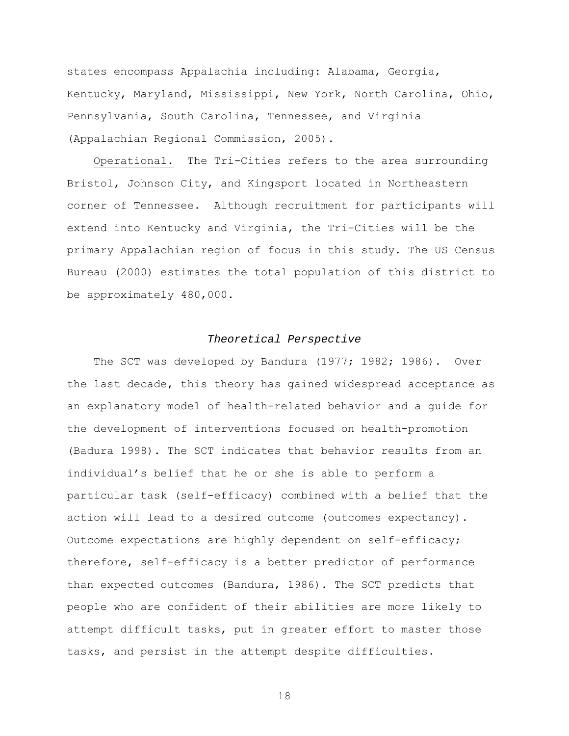states encompass Appalachia including: Alabama, Georgia, Kentucky, Maryland, Mississippi, New York, North Carolina, Ohio, Pennsylvania, South Carolina, Tennessee, and Virginia (Appalachian Regional Commission, 2005).

Operational. The Tri-Cities refers to the area surrounding Bristol, Johnson City, and Kingsport located in Northeastern corner of Tennessee. Although recruitment for participants will extend into Kentucky and Virginia, the Tri-Cities will be the primary Appalachian region of focus in this study. The US Census Bureau (2000) estimates the total population of this district to be approximately 480,000.

### *Theoretical Perspective*

The SCT was developed by Bandura (1977; 1982; 1986). Over the last decade, this theory has gained widespread acceptance as an explanatory model of health-related behavior and a guide for the development of interventions focused on health-promotion (Badura 1998). The SCT indicates that behavior results from an individual's belief that he or she is able to perform a particular task (self-efficacy) combined with a belief that the action will lead to a desired outcome (outcomes expectancy). Outcome expectations are highly dependent on self-efficacy; therefore, self-efficacy is a better predictor of performance than expected outcomes (Bandura, 1986). The SCT predicts that people who are confident of their abilities are more likely to attempt difficult tasks, put in greater effort to master those tasks, and persist in the attempt despite difficulties.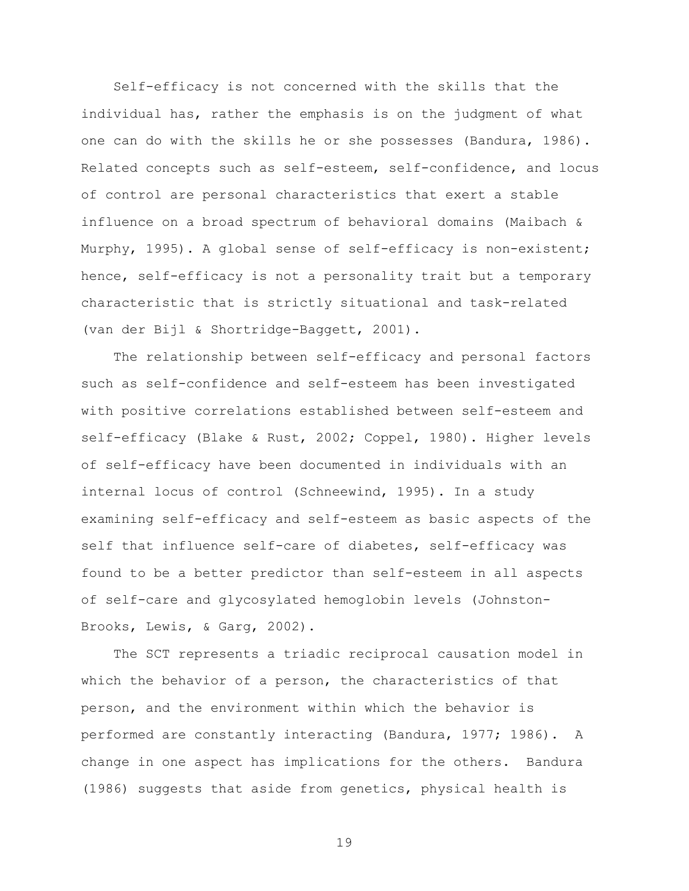Self-efficacy is not concerned with the skills that the individual has, rather the emphasis is on the judgment of what one can do with the skills he or she possesses (Bandura, 1986). Related concepts such as self-esteem, self-confidence, and locus of control are personal characteristics that exert a stable influence on a broad spectrum of behavioral domains (Maibach & Murphy, 1995). A global sense of self-efficacy is non-existent; hence, self-efficacy is not a personality trait but a temporary characteristic that is strictly situational and task-related (van der Bijl & Shortridge-Baggett, 2001).

The relationship between self-efficacy and personal factors such as self-confidence and self-esteem has been investigated with positive correlations established between self-esteem and self-efficacy (Blake & Rust, 2002; Coppel, 1980). Higher levels of self-efficacy have been documented in individuals with an internal locus of control (Schneewind, 1995). In a study examining self-efficacy and self-esteem as basic aspects of the self that influence self-care of diabetes, self-efficacy was found to be a better predictor than self-esteem in all aspects of self-care and glycosylated hemoglobin levels (Johnston-Brooks, Lewis, & Garg, 2002).

The SCT represents a triadic reciprocal causation model in which the behavior of a person, the characteristics of that person, and the environment within which the behavior is performed are constantly interacting (Bandura, 1977; 1986). A change in one aspect has implications for the others. Bandura (1986) suggests that aside from genetics, physical health is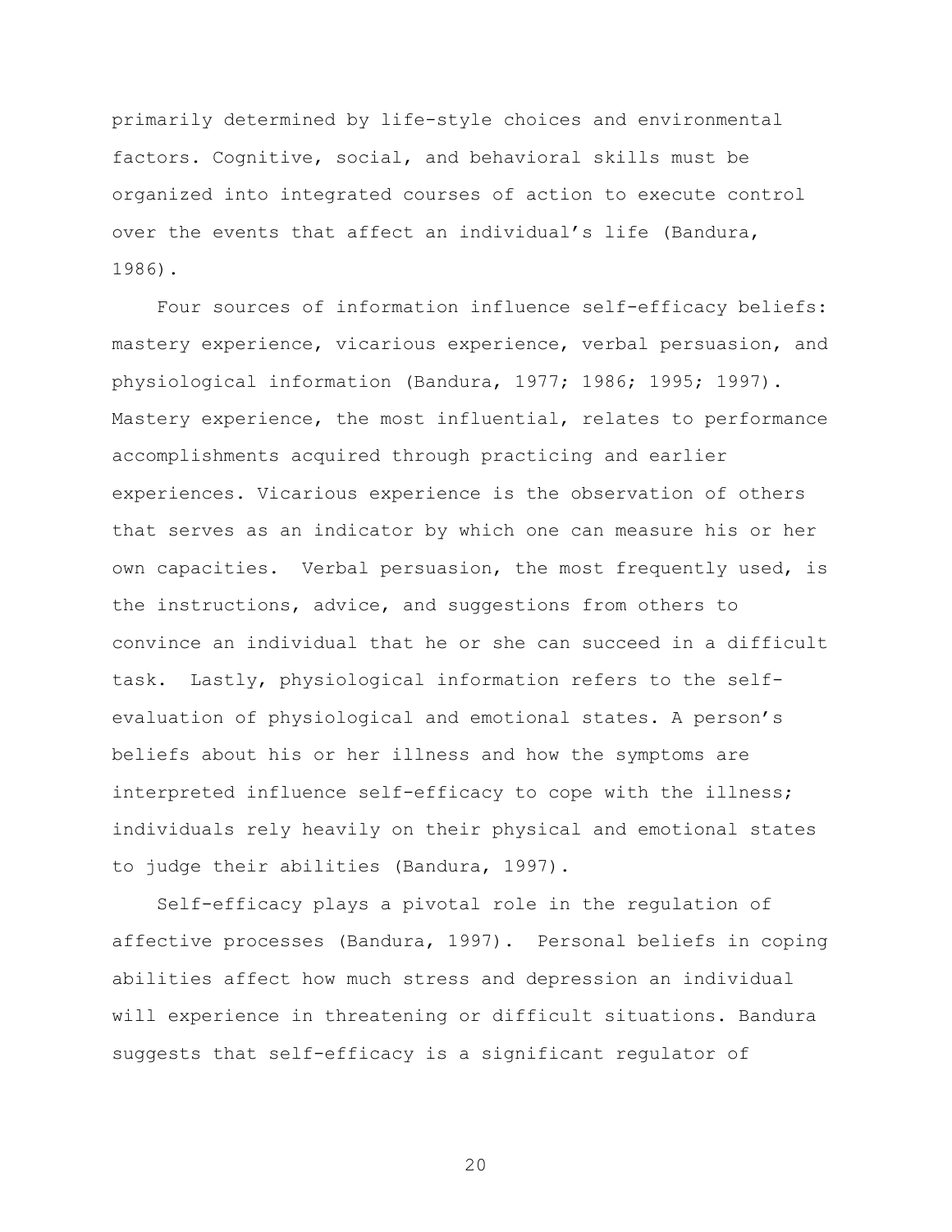primarily determined by life-style choices and environmental factors. Cognitive, social, and behavioral skills must be organized into integrated courses of action to execute control over the events that affect an individual's life (Bandura, 1986).

Four sources of information influence self-efficacy beliefs: mastery experience, vicarious experience, verbal persuasion, and physiological information (Bandura, 1977; 1986; 1995; 1997). Mastery experience, the most influential, relates to performance accomplishments acquired through practicing and earlier experiences. Vicarious experience is the observation of others that serves as an indicator by which one can measure his or her own capacities. Verbal persuasion, the most frequently used, is the instructions, advice, and suggestions from others to convince an individual that he or she can succeed in a difficult task. Lastly, physiological information refers to the self-evaluation of physiological and emotional states. A person's beliefs about his or her illness and how the symptoms are interpreted influence self-efficacy to cope with the illness; individuals rely heavily on their physical and emotional states to judge their abilities (Bandura, 1997).

Self-efficacy plays a pivotal role in the regulation of affective processes (Bandura, 1997). Personal beliefs in coping abilities affect how much stress and depression an individual will experience in threatening or difficult situations. Bandura suggests that self-efficacy is a significant regulator of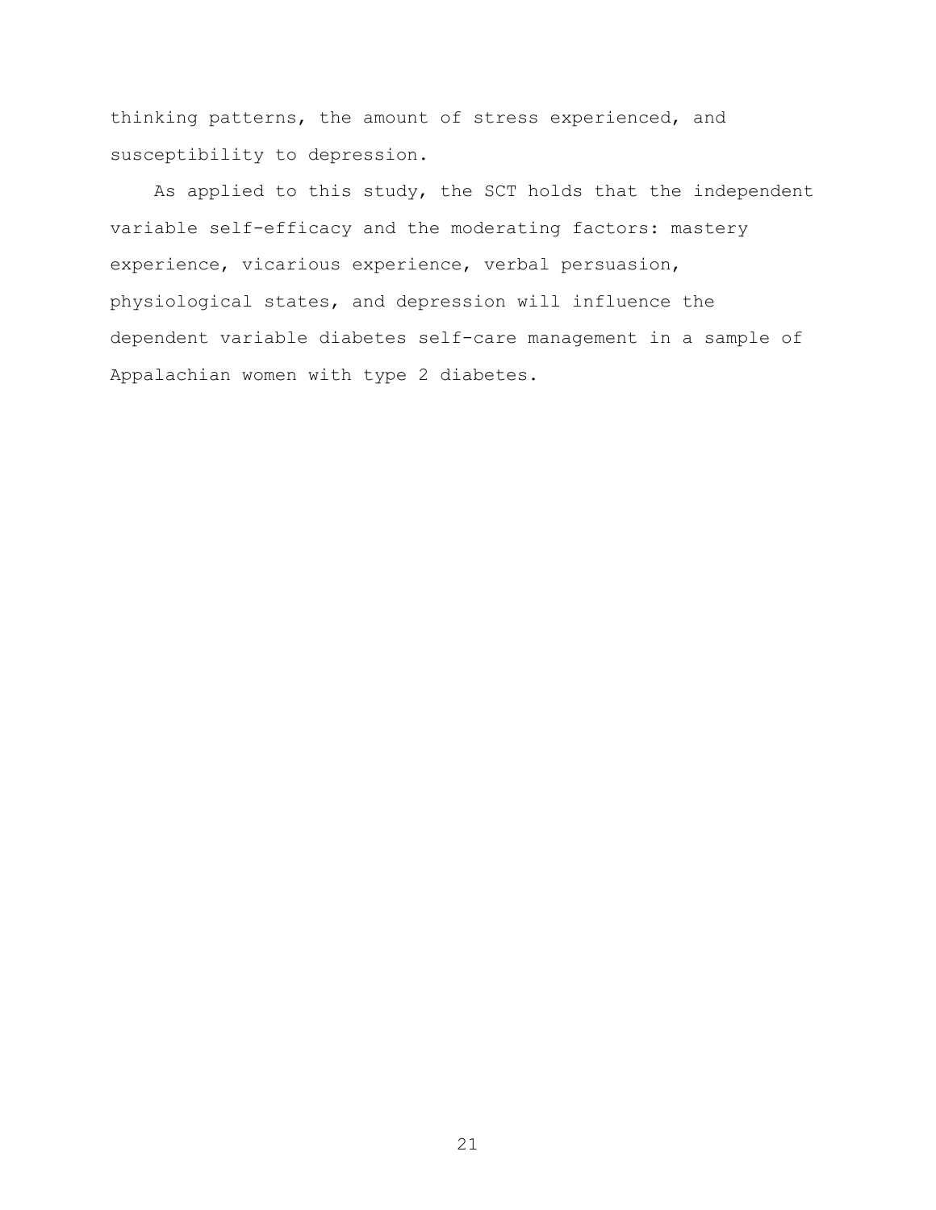thinking patterns, the amount of stress experienced, and susceptibility to depression.

As applied to this study, the SCT holds that the independent variable self-efficacy and the moderating factors: mastery experience, vicarious experience, verbal persuasion, physiological states, and depression will influence the dependent variable diabetes self-care management in a sample of Appalachian women with type 2 diabetes.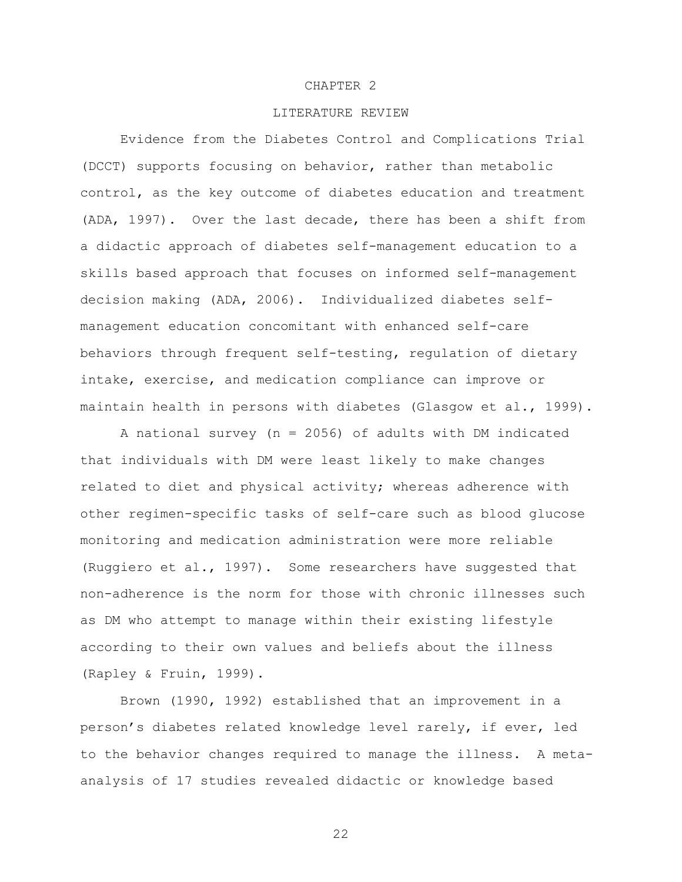# CHAPTER 2

## LITERATURE REVIEW

Evidence from the Diabetes Control and Complications Trial (DCCT) supports focusing on behavior, rather than metabolic control, as the key outcome of diabetes education and treatment (ADA, 1997). Over the last decade, there has been a shift from a didactic approach of diabetes self-management education to a skills based approach that focuses on informed self-management decision making (ADA, 2006). Individualized diabetes self-management education concomitant with enhanced self-care behaviors through frequent self-testing, regulation of dietary intake, exercise, and medication compliance can improve or maintain health in persons with diabetes (Glasgow et al., 1999).

A national survey (n = 2056) of adults with DM indicated that individuals with DM were least likely to make changes related to diet and physical activity; whereas adherence with other regimen-specific tasks of self-care such as blood glucose monitoring and medication administration were more reliable (Ruggiero et al., 1997). Some researchers have suggested that non-adherence is the norm for those with chronic illnesses such as DM who attempt to manage within their existing lifestyle according to their own values and beliefs about the illness (Rapley & Fruin, 1999).

Brown (1990, 1992) established that an improvement in a person's diabetes related knowledge level rarely, if ever, led to the behavior changes required to manage the illness. A meta-analysis of 17 studies revealed didactic or knowledge based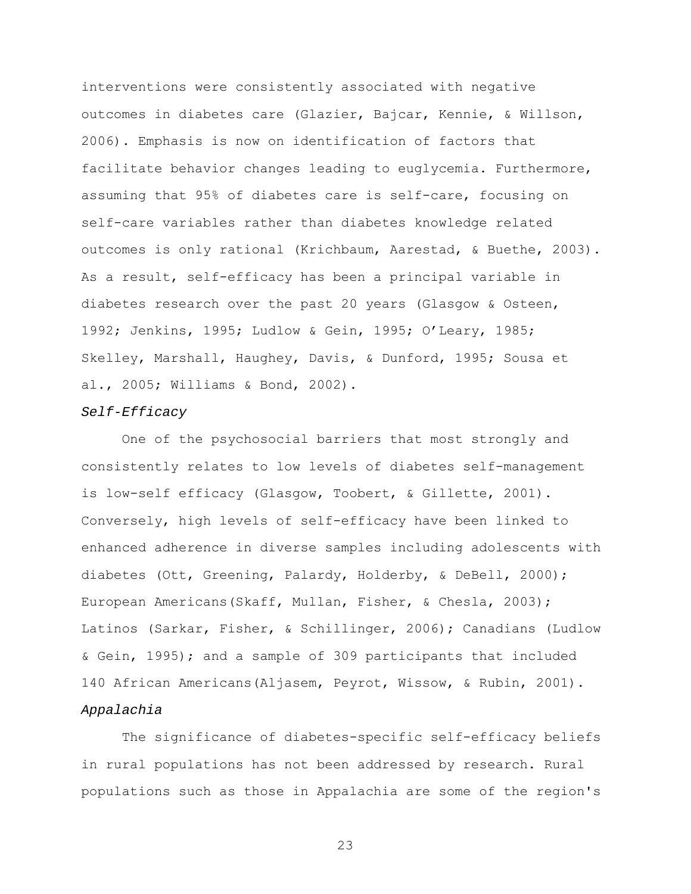interventions were consistently associated with negative outcomes in diabetes care (Glazier, Bajcar, Kennie, & Willson, 2006). Emphasis is now on identification of factors that facilitate behavior changes leading to euglycemia. Furthermore, assuming that 95% of diabetes care is self-care, focusing on self-care variables rather than diabetes knowledge related outcomes is only rational (Krichbaum, Aarestad, & Buethe, 2003). As a result, self-efficacy has been a principal variable in diabetes research over the past 20 years (Glasgow & Osteen, 1992; Jenkins, 1995; Ludlow & Gein, 1995; O'Leary, 1985; Skelley, Marshall, Haughey, Davis, & Dunford, 1995; Sousa et al., 2005; Williams & Bond, 2002).

### *Self-Efficacy*

One of the psychosocial barriers that most strongly and consistently relates to low levels of diabetes self-management is low-self efficacy (Glasgow, Toobert, & Gillette, 2001). Conversely, high levels of self-efficacy have been linked to enhanced adherence in diverse samples including adolescents with diabetes (Ott, Greening, Palardy, Holderby, & DeBell, 2000); European Americans(Skaff, Mullan, Fisher, & Chesla, 2003); Latinos (Sarkar, Fisher, & Schillinger, 2006); Canadians (Ludlow & Gein, 1995); and a sample of 309 participants that included 140 African Americans(Aljasem, Peyrot, Wissow, & Rubin, 2001).

### *Appalachia*

The significance of diabetes-specific self-efficacy beliefs in rural populations has not been addressed by research. Rural populations such as those in Appalachia are some of the region's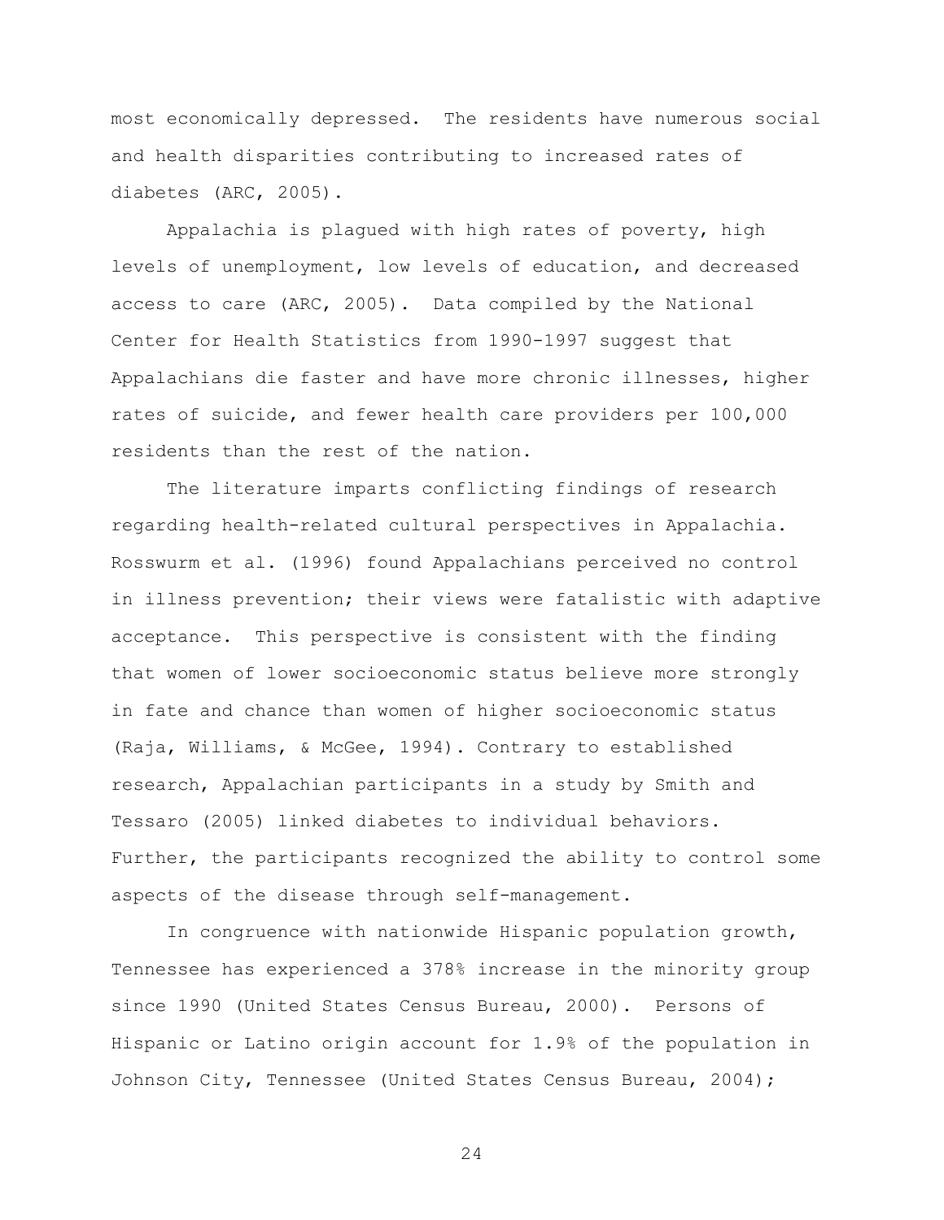most economically depressed. The residents have numerous social and health disparities contributing to increased rates of diabetes (ARC, 2005).

Appalachia is plagued with high rates of poverty, high levels of unemployment, low levels of education, and decreased access to care (ARC, 2005). Data compiled by the National Center for Health Statistics from 1990-1997 suggest that Appalachians die faster and have more chronic illnesses, higher rates of suicide, and fewer health care providers per 100,000 residents than the rest of the nation.

The literature imparts conflicting findings of research regarding health-related cultural perspectives in Appalachia. Rosswurm et al. (1996) found Appalachians perceived no control in illness prevention; their views were fatalistic with adaptive acceptance. This perspective is consistent with the finding that women of lower socioeconomic status believe more strongly in fate and chance than women of higher socioeconomic status (Raja, Williams, & McGee, 1994). Contrary to established research, Appalachian participants in a study by Smith and Tessaro (2005) linked diabetes to individual behaviors. Further, the participants recognized the ability to control some aspects of the disease through self-management.

In congruence with nationwide Hispanic population growth, Tennessee has experienced a 378% increase in the minority group since 1990 (United States Census Bureau, 2000). Persons of Hispanic or Latino origin account for 1.9% of the population in Johnson City, Tennessee (United States Census Bureau, 2004);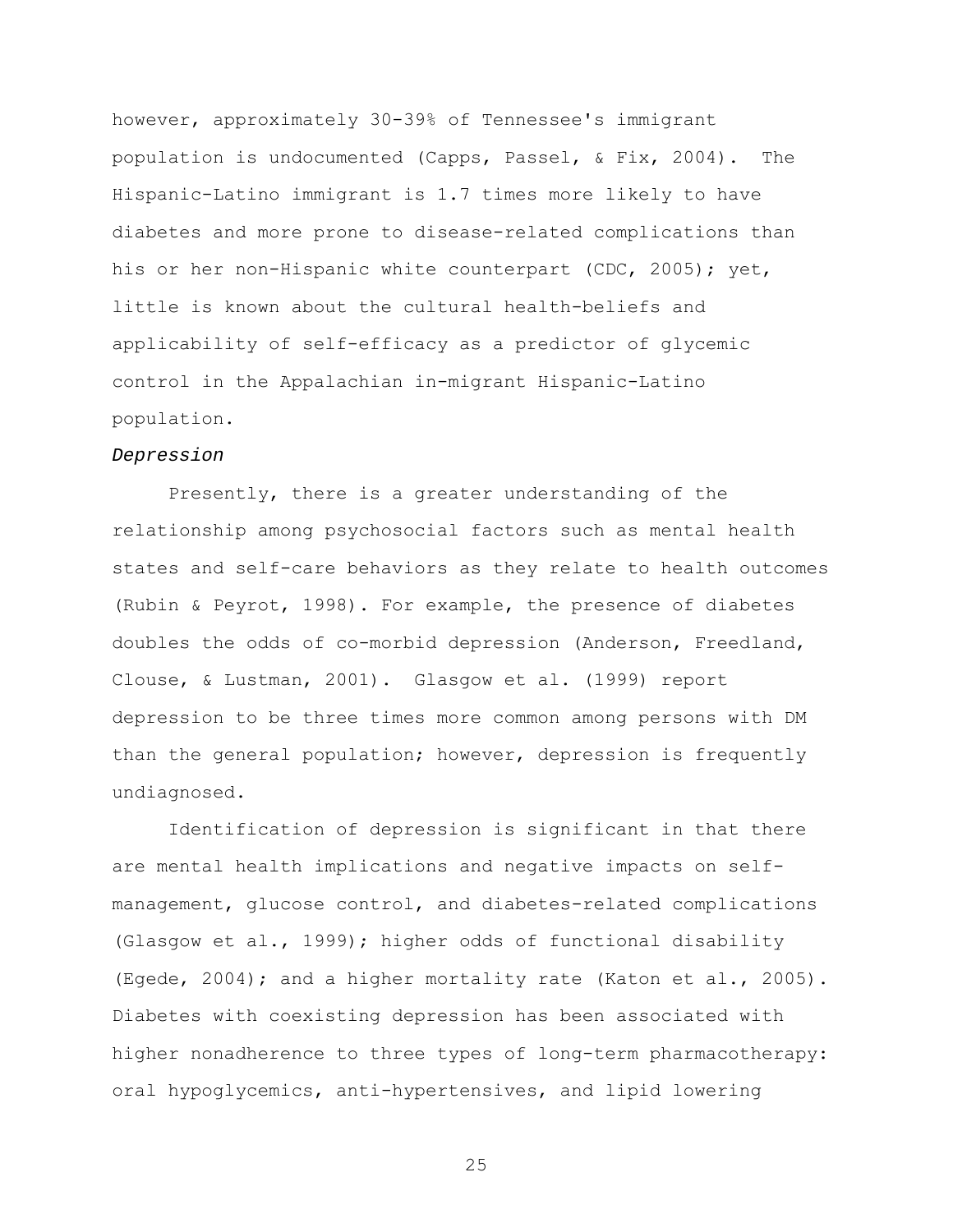however, approximately 30-39% of Tennessee's immigrant population is undocumented (Capps, Passel, & Fix, 2004). The Hispanic-Latino immigrant is 1.7 times more likely to have diabetes and more prone to disease-related complications than his or her non-Hispanic white counterpart (CDC, 2005); yet, little is known about the cultural health-beliefs and applicability of self-efficacy as a predictor of glycemic control in the Appalachian in-migrant Hispanic-Latino population.

*Depression*

Presently, there is a greater understanding of the relationship among psychosocial factors such as mental health states and self-care behaviors as they relate to health outcomes (Rubin & Peyrot, 1998). For example, the presence of diabetes doubles the odds of co-morbid depression (Anderson, Freedland, Clouse, & Lustman, 2001). Glasgow et al. (1999) report depression to be three times more common among persons with DM than the general population; however, depression is frequently undiagnosed.

Identification of depression is significant in that there are mental health implications and negative impacts on self-management, glucose control, and diabetes-related complications (Glasgow et al., 1999); higher odds of functional disability (Egede, 2004); and a higher mortality rate (Katon et al., 2005). Diabetes with coexisting depression has been associated with higher nonadherence to three types of long-term pharmacotherapy: oral hypoglycemics, anti-hypertensives, and lipid lowering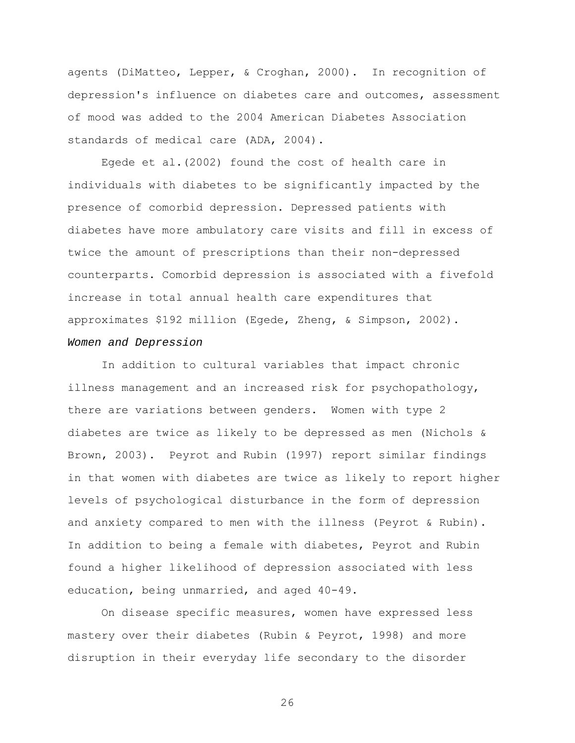agents (DiMatteo, Lepper, & Croghan, 2000). In recognition of depression's influence on diabetes care and outcomes, assessment of mood was added to the 2004 American Diabetes Association standards of medical care (ADA, 2004).

Egede et al.(2002) found the cost of health care in individuals with diabetes to be significantly impacted by the presence of comorbid depression. Depressed patients with diabetes have more ambulatory care visits and fill in excess of twice the amount of prescriptions than their non-depressed counterparts. Comorbid depression is associated with a fivefold increase in total annual health care expenditures that approximates $192 million (Egede, Zheng, & Simpson, 2002).

### *Women and Depression*

In addition to cultural variables that impact chronic illness management and an increased risk for psychopathology, there are variations between genders. Women with type 2 diabetes are twice as likely to be depressed as men (Nichols & Brown, 2003). Peyrot and Rubin (1997) report similar findings in that women with diabetes are twice as likely to report higher levels of psychological disturbance in the form of depression and anxiety compared to men with the illness (Peyrot & Rubin). In addition to being a female with diabetes, Peyrot and Rubin found a higher likelihood of depression associated with less education, being unmarried, and aged 40-49.

On disease specific measures, women have expressed less mastery over their diabetes (Rubin & Peyrot, 1998) and more disruption in their everyday life secondary to the disorder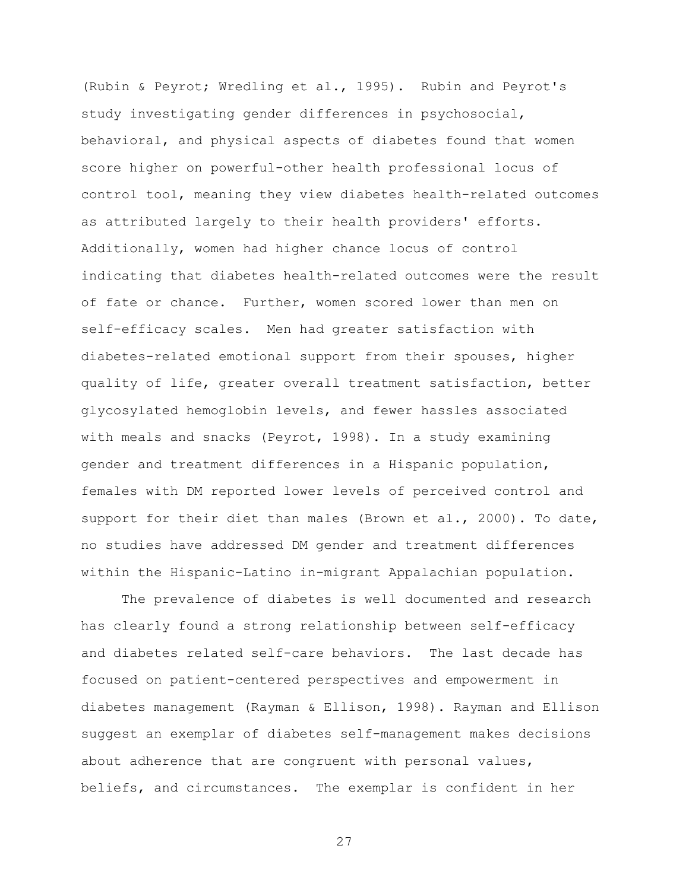(Rubin & Peyrot; Wredling et al., 1995). Rubin and Peyrot's study investigating gender differences in psychosocial, behavioral, and physical aspects of diabetes found that women score higher on powerful-other health professional locus of control tool, meaning they view diabetes health-related outcomes as attributed largely to their health providers' efforts. Additionally, women had higher chance locus of control indicating that diabetes health-related outcomes were the result of fate or chance. Further, women scored lower than men on self-efficacy scales. Men had greater satisfaction with diabetes-related emotional support from their spouses, higher quality of life, greater overall treatment satisfaction, better glycosylated hemoglobin levels, and fewer hassles associated with meals and snacks (Peyrot, 1998). In a study examining gender and treatment differences in a Hispanic population, females with DM reported lower levels of perceived control and support for their diet than males (Brown et al., 2000). To date, no studies have addressed DM gender and treatment differences within the Hispanic-Latino in-migrant Appalachian population.

The prevalence of diabetes is well documented and research has clearly found a strong relationship between self-efficacy and diabetes related self-care behaviors. The last decade has focused on patient-centered perspectives and empowerment in diabetes management (Rayman & Ellison, 1998). Rayman and Ellison suggest an exemplar of diabetes self-management makes decisions about adherence that are congruent with personal values, beliefs, and circumstances. The exemplar is confident in her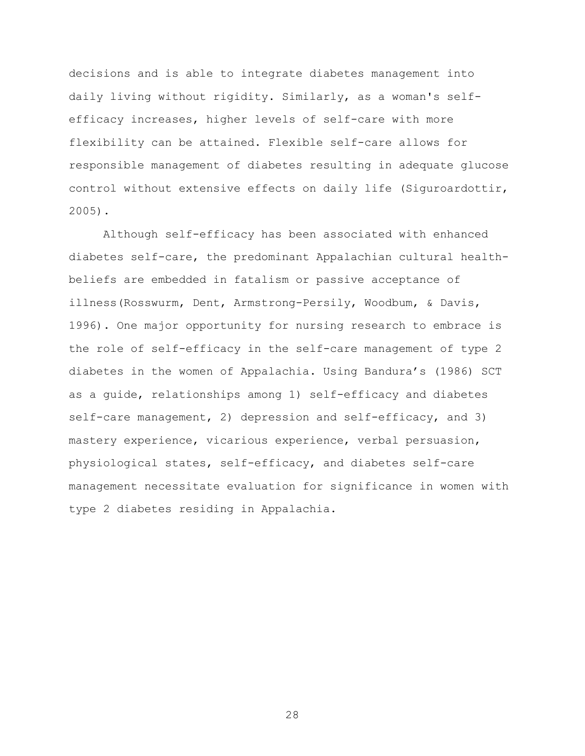decisions and is able to integrate diabetes management into daily living without rigidity. Similarly, as a woman's self-efficacy increases, higher levels of self-care with more flexibility can be attained. Flexible self-care allows for responsible management of diabetes resulting in adequate glucose control without extensive effects on daily life (Siguroardottir, 2005).

Although self-efficacy has been associated with enhanced diabetes self-care, the predominant Appalachian cultural health-beliefs are embedded in fatalism or passive acceptance of illness(Rosswurm, Dent, Armstrong-Persily, Woodbum, & Davis, 1996). One major opportunity for nursing research to embrace is the role of self-efficacy in the self-care management of type 2 diabetes in the women of Appalachia. Using Bandura’s (1986) SCT as a guide, relationships among 1) self-efficacy and diabetes self-care management, 2) depression and self-efficacy, and 3) mastery experience, vicarious experience, verbal persuasion, physiological states, self-efficacy, and diabetes self-care management necessitate evaluation for significance in women with type 2 diabetes residing in Appalachia.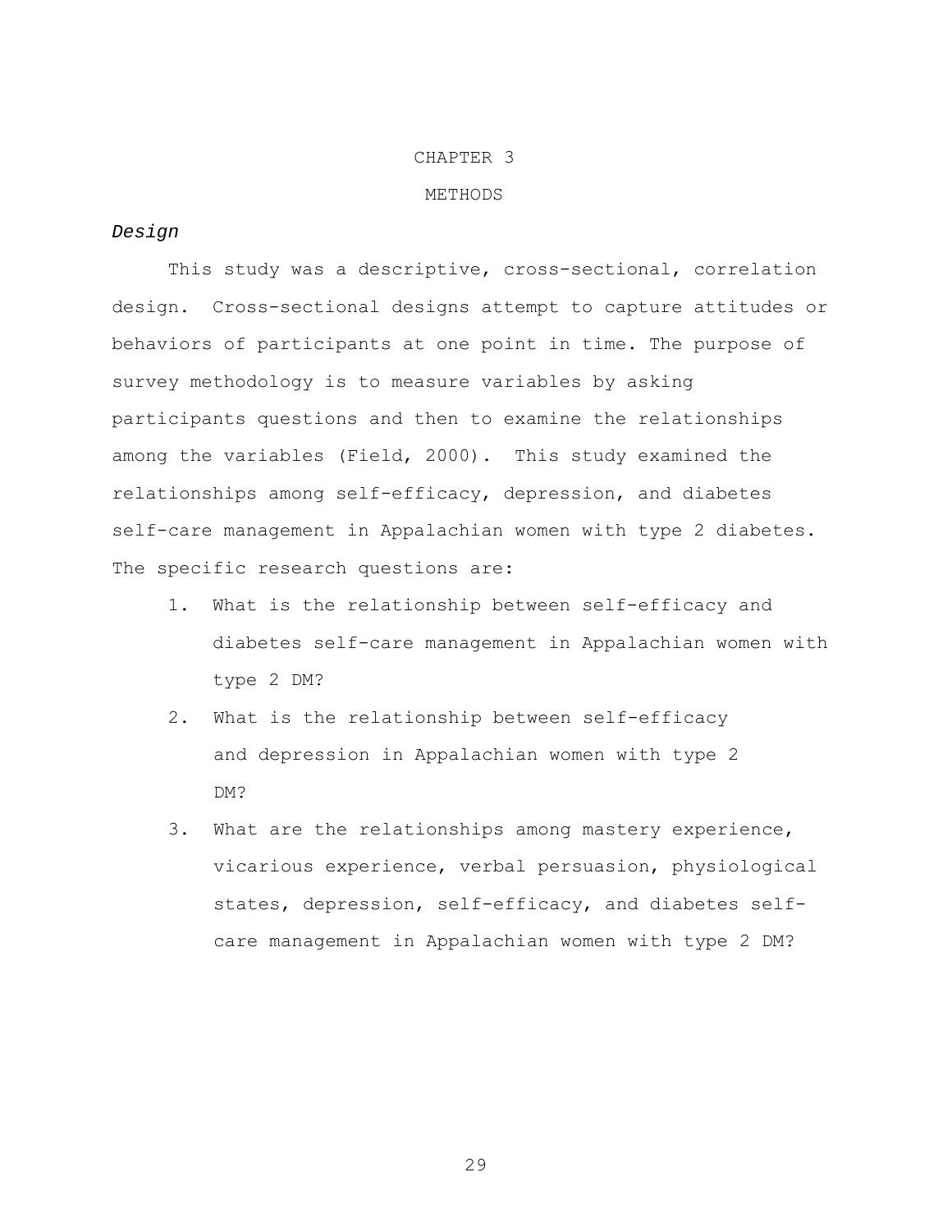# CHAPTER 3

# METHODS

### *Design*

This study was a descriptive, cross-sectional, correlation design. Cross-sectional designs attempt to capture attitudes or behaviors of participants at one point in time. The purpose of survey methodology is to measure variables by asking participants questions and then to examine the relationships among the variables (Field, 2000). This study examined the relationships among self-efficacy, depression, and diabetes self-care management in Appalachian women with type 2 diabetes. The specific research questions are:

1. What is the relationship between self-efficacy and diabetes self-care management in Appalachian women with type 2 DM?
2. What is the relationship between self-efficacy and depression in Appalachian women with type 2 DM?
3. What are the relationships among mastery experience, vicarious experience, verbal persuasion, physiological states, depression, self-efficacy, and diabetes self-care management in Appalachian women with type 2 DM?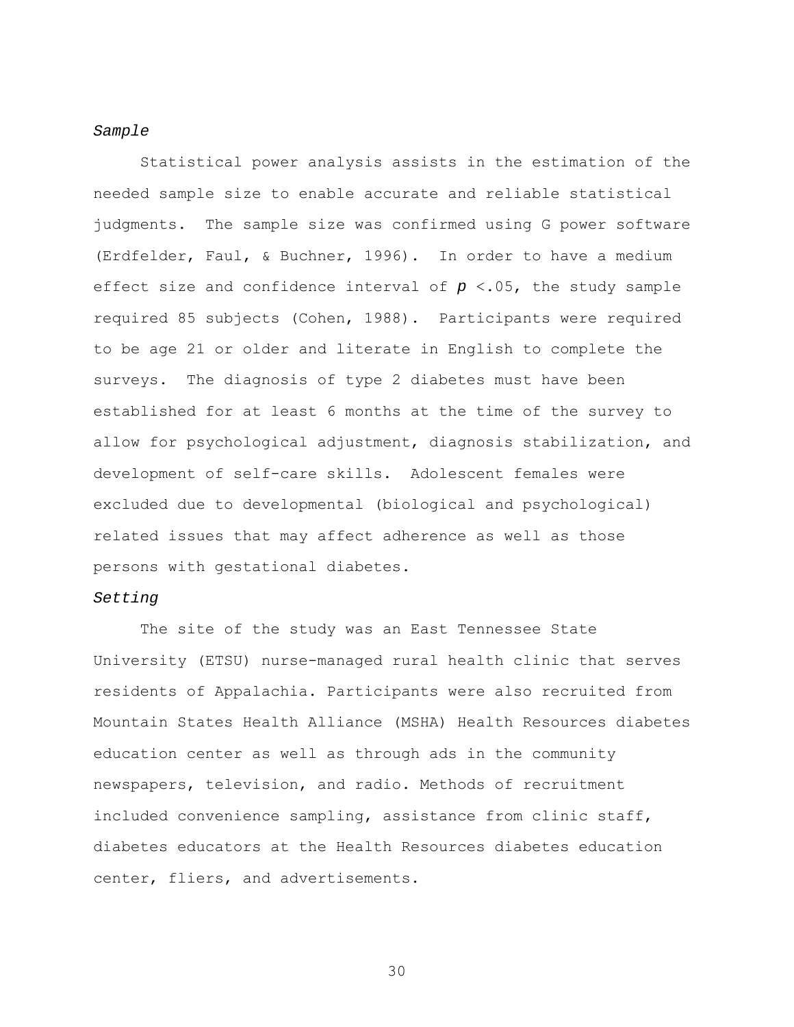*Sample*

Statistical power analysis assists in the estimation of the needed sample size to enable accurate and reliable statistical judgments. The sample size was confirmed using G power software (Erdfelder, Faul, & Buchner, 1996). In order to have a medium effect size and confidence interval of $p < .05$, the study sample required 85 subjects (Cohen, 1988). Participants were required to be age 21 or older and literate in English to complete the surveys. The diagnosis of type 2 diabetes must have been established for at least 6 months at the time of the survey to allow for psychological adjustment, diagnosis stabilization, and development of self-care skills. Adolescent females were excluded due to developmental (biological and psychological) related issues that may affect adherence as well as those persons with gestational diabetes.

*Setting*

The site of the study was an East Tennessee State University (ETSU) nurse-managed rural health clinic that serves residents of Appalachia. Participants were also recruited from Mountain States Health Alliance (MSHA) Health Resources diabetes education center as well as through ads in the community newspapers, television, and radio. Methods of recruitment included convenience sampling, assistance from clinic staff, diabetes educators at the Health Resources diabetes education center, fliers, and advertisements.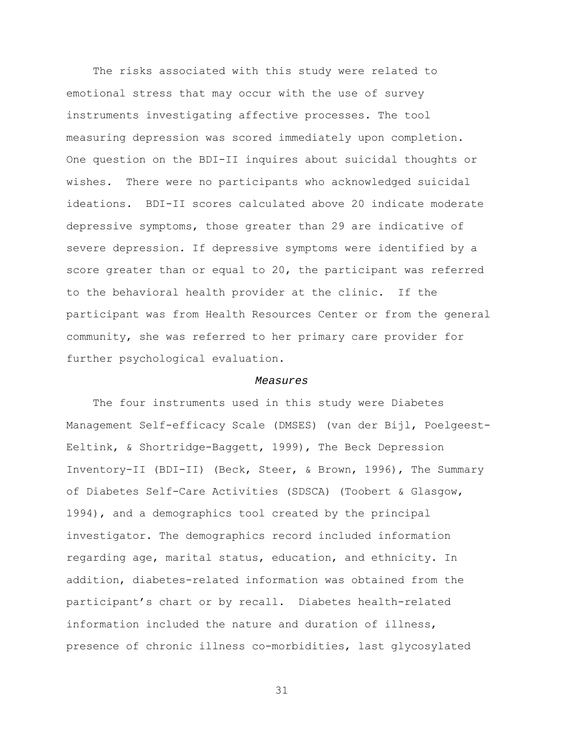The risks associated with this study were related to emotional stress that may occur with the use of survey instruments investigating affective processes. The tool measuring depression was scored immediately upon completion. One question on the BDI-II inquires about suicidal thoughts or wishes. There were no participants who acknowledged suicidal ideations. BDI-II scores calculated above 20 indicate moderate depressive symptoms, those greater than 29 are indicative of severe depression. If depressive symptoms were identified by a score greater than or equal to 20, the participant was referred to the behavioral health provider at the clinic. If the participant was from Health Resources Center or from the general community, she was referred to her primary care provider for further psychological evaluation.

### *Measures*

The four instruments used in this study were Diabetes Management Self-efficacy Scale (DMSES) (van der Bijl, Poelgeest-Eeltink, & Shortridge-Baggett, 1999), The Beck Depression Inventory-II (BDI-II) (Beck, Steer, & Brown, 1996), The Summary of Diabetes Self-Care Activities (SDSCA) (Toobert & Glasgow, 1994), and a demographics tool created by the principal investigator. The demographics record included information regarding age, marital status, education, and ethnicity. In addition, diabetes-related information was obtained from the participant's chart or by recall. Diabetes health-related information included the nature and duration of illness, presence of chronic illness co-morbidities, last glycosylated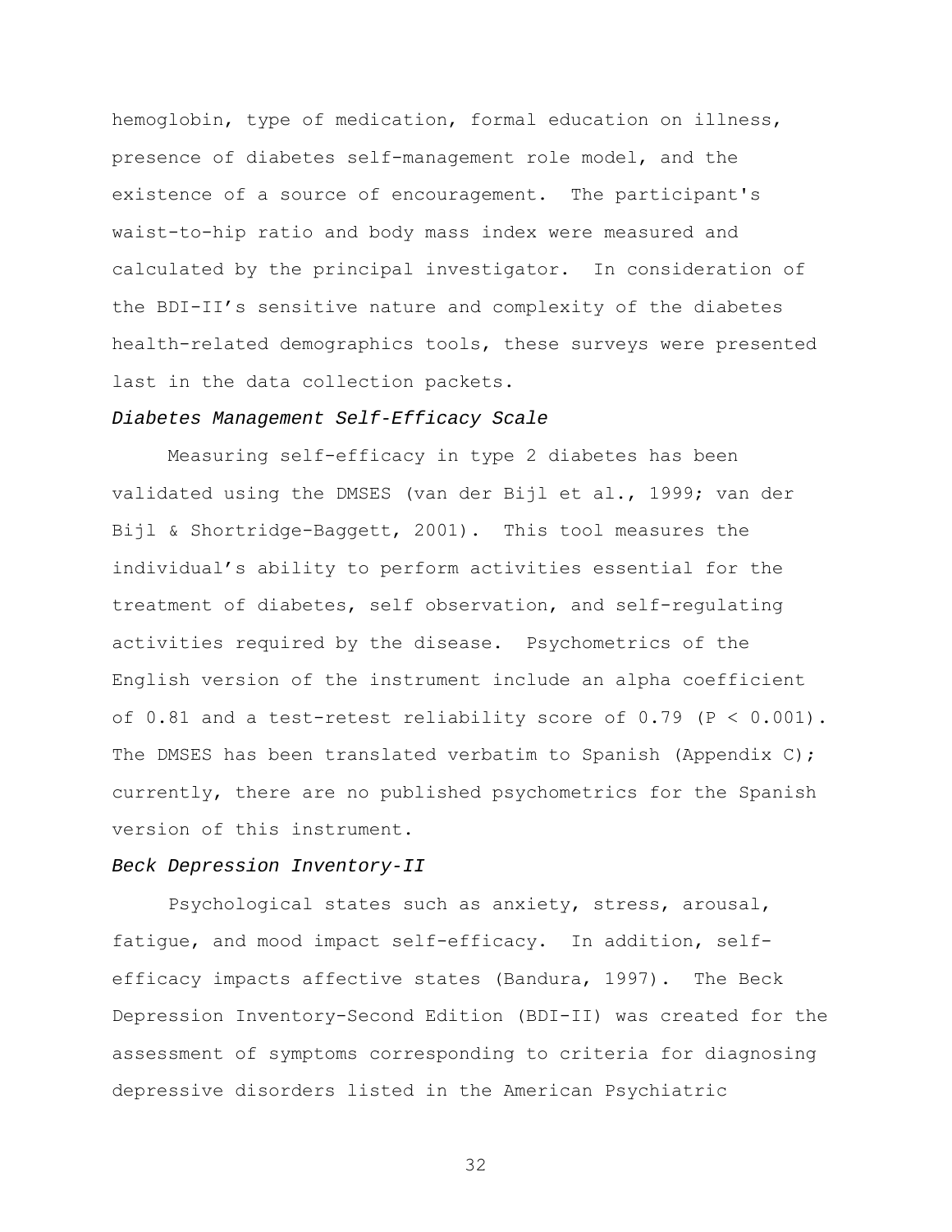hemoglobin, type of medication, formal education on illness, presence of diabetes self-management role model, and the existence of a source of encouragement. The participant's waist-to-hip ratio and body mass index were measured and calculated by the principal investigator. In consideration of the BDI-II's sensitive nature and complexity of the diabetes health-related demographics tools, these surveys were presented last in the data collection packets.

### *Diabetes Management Self-Efficacy Scale*

Measuring self-efficacy in type 2 diabetes has been validated using the DMSES (van der Bijl et al., 1999; van der Bijl & Shortridge-Baggett, 2001). This tool measures the individual's ability to perform activities essential for the treatment of diabetes, self observation, and self-regulating activities required by the disease. Psychometrics of the English version of the instrument include an alpha coefficient of 0.81 and a test-retest reliability score of 0.79 ($P < 0.001$). The DMSES has been translated verbatim to Spanish (Appendix C); currently, there are no published psychometrics for the Spanish version of this instrument.

### *Beck Depression Inventory-II*

Psychological states such as anxiety, stress, arousal, fatigue, and mood impact self-efficacy. In addition, self-efficacy impacts affective states (Bandura, 1997). The Beck Depression Inventory-Second Edition (BDI-II) was created for the assessment of symptoms corresponding to criteria for diagnosing depressive disorders listed in the American Psychiatric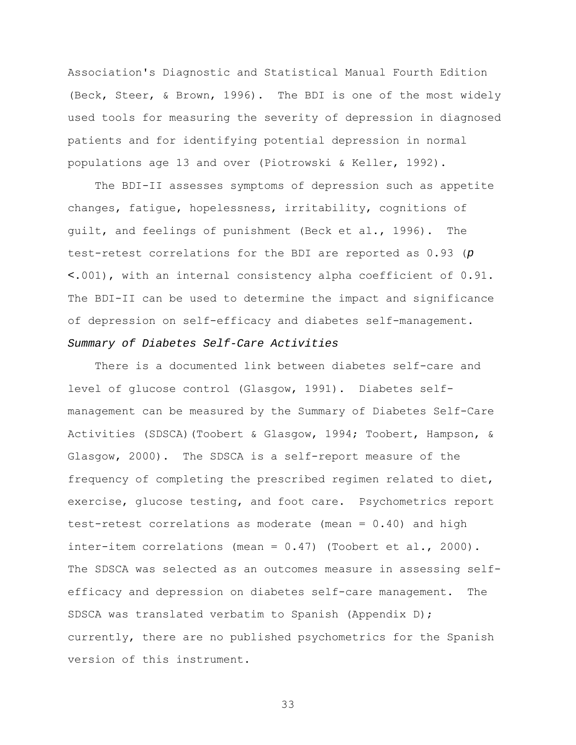Association's Diagnostic and Statistical Manual Fourth Edition (Beck, Steer, & Brown, 1996). The BDI is one of the most widely used tools for measuring the severity of depression in diagnosed patients and for identifying potential depression in normal populations age 13 and over (Piotrowski & Keller, 1992).

The BDI-II assesses symptoms of depression such as appetite changes, fatigue, hopelessness, irritability, cognitions of guilt, and feelings of punishment (Beck et al., 1996). The test-retest correlations for the BDI are reported as 0.93 ($p < .001$), with an internal consistency alpha coefficient of 0.91. The BDI-II can be used to determine the impact and significance of depression on self-efficacy and diabetes self-management.

### *Summary of Diabetes Self-Care Activities*

There is a documented link between diabetes self-care and level of glucose control (Glasgow, 1991). Diabetes self-management can be measured by the Summary of Diabetes Self-Care Activities (SDSCA)(Toobert & Glasgow, 1994; Toobert, Hampson, & Glasgow, 2000). The SDSCA is a self-report measure of the frequency of completing the prescribed regimen related to diet, exercise, glucose testing, and foot care. Psychometrics report test-retest correlations as moderate (mean = 0.40) and high inter-item correlations (mean = 0.47) (Toobert et al., 2000). The SDSCA was selected as an outcomes measure in assessing self-efficacy and depression on diabetes self-care management. The SDSCA was translated verbatim to Spanish (Appendix D); currently, there are no published psychometrics for the Spanish version of this instrument.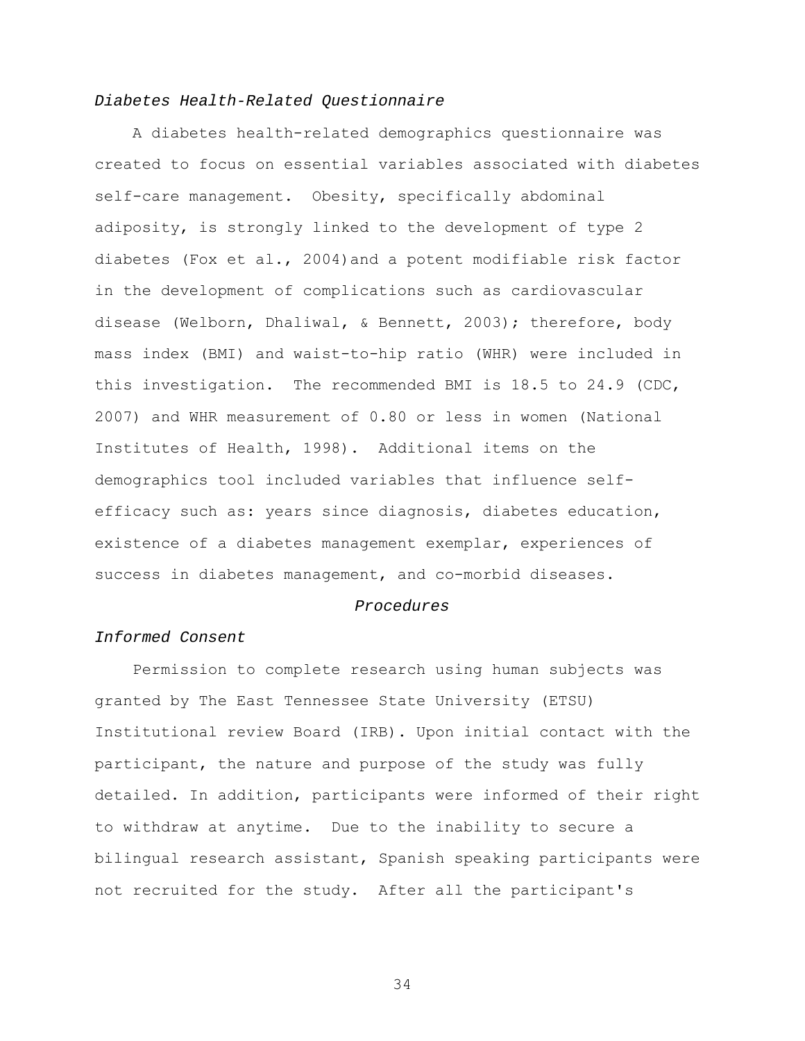### *Diabetes Health-Related Questionnaire*

A diabetes health-related demographics questionnaire was created to focus on essential variables associated with diabetes self-care management. Obesity, specifically abdominal adiposity, is strongly linked to the development of type 2 diabetes (Fox et al., 2004)and a potent modifiable risk factor in the development of complications such as cardiovascular disease (Welborn, Dhaliwal, & Bennett, 2003); therefore, body mass index (BMI) and waist-to-hip ratio (WHR) were included in this investigation. The recommended BMI is 18.5 to 24.9 (CDC, 2007) and WHR measurement of 0.80 or less in women (National Institutes of Health, 1998). Additional items on the demographics tool included variables that influence self-efficacy such as: years since diagnosis, diabetes education, existence of a diabetes management exemplar, experiences of success in diabetes management, and co-morbid diseases.

## *Procedures*

### *Informed Consent*

Permission to complete research using human subjects was granted by The East Tennessee State University (ETSU) Institutional review Board (IRB). Upon initial contact with the participant, the nature and purpose of the study was fully detailed. In addition, participants were informed of their right to withdraw at anytime. Due to the inability to secure a bilingual research assistant, Spanish speaking participants were not recruited for the study. After all the participant's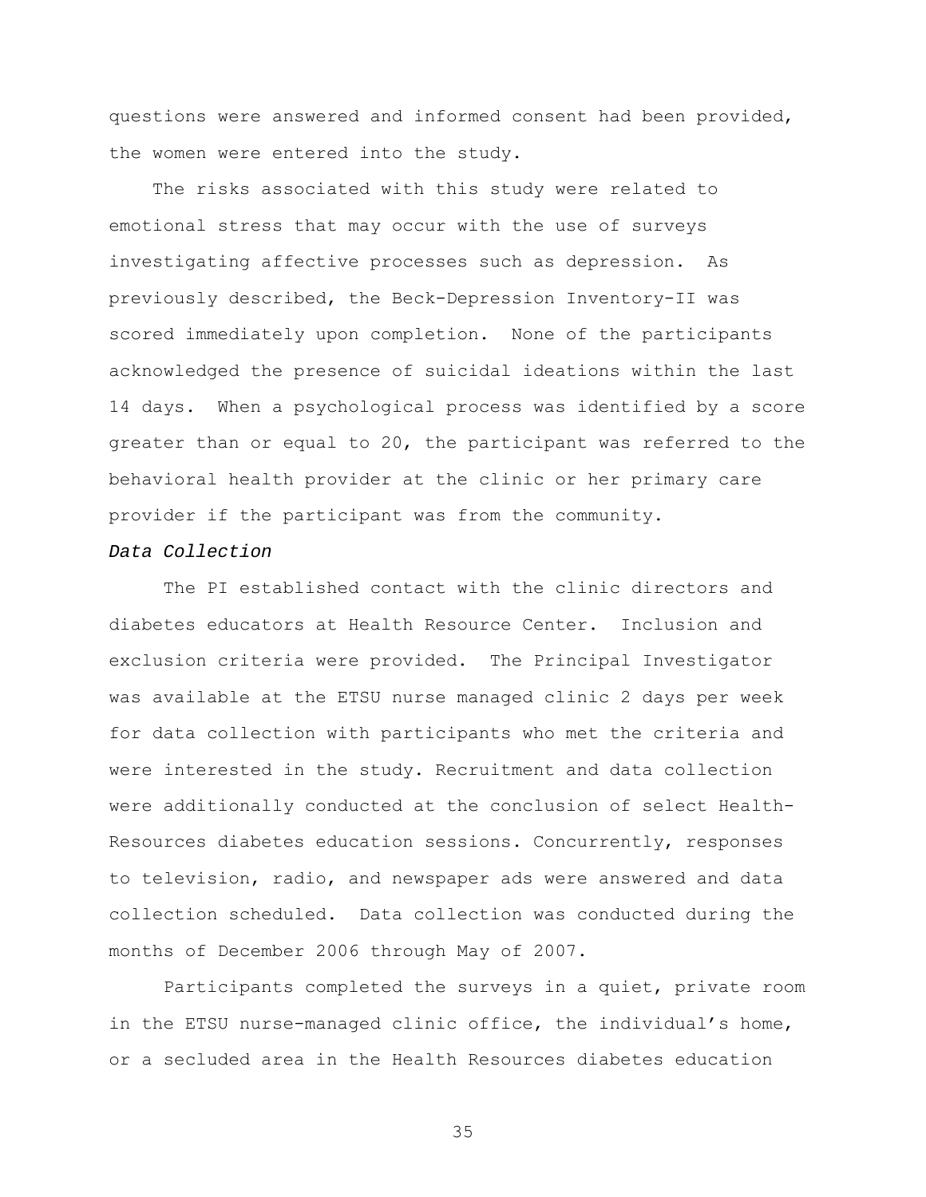questions were answered and informed consent had been provided, the women were entered into the study.

The risks associated with this study were related to emotional stress that may occur with the use of surveys investigating affective processes such as depression. As previously described, the Beck-Depression Inventory-II was scored immediately upon completion. None of the participants acknowledged the presence of suicidal ideations within the last 14 days. When a psychological process was identified by a score greater than or equal to 20, the participant was referred to the behavioral health provider at the clinic or her primary care provider if the participant was from the community.

### *Data Collection*

The PI established contact with the clinic directors and diabetes educators at Health Resource Center. Inclusion and exclusion criteria were provided. The Principal Investigator was available at the ETSU nurse managed clinic 2 days per week for data collection with participants who met the criteria and were interested in the study. Recruitment and data collection were additionally conducted at the conclusion of select Health-Resources diabetes education sessions. Concurrently, responses to television, radio, and newspaper ads were answered and data collection scheduled. Data collection was conducted during the months of December 2006 through May of 2007.

Participants completed the surveys in a quiet, private room in the ETSU nurse-managed clinic office, the individual's home, or a secluded area in the Health Resources diabetes education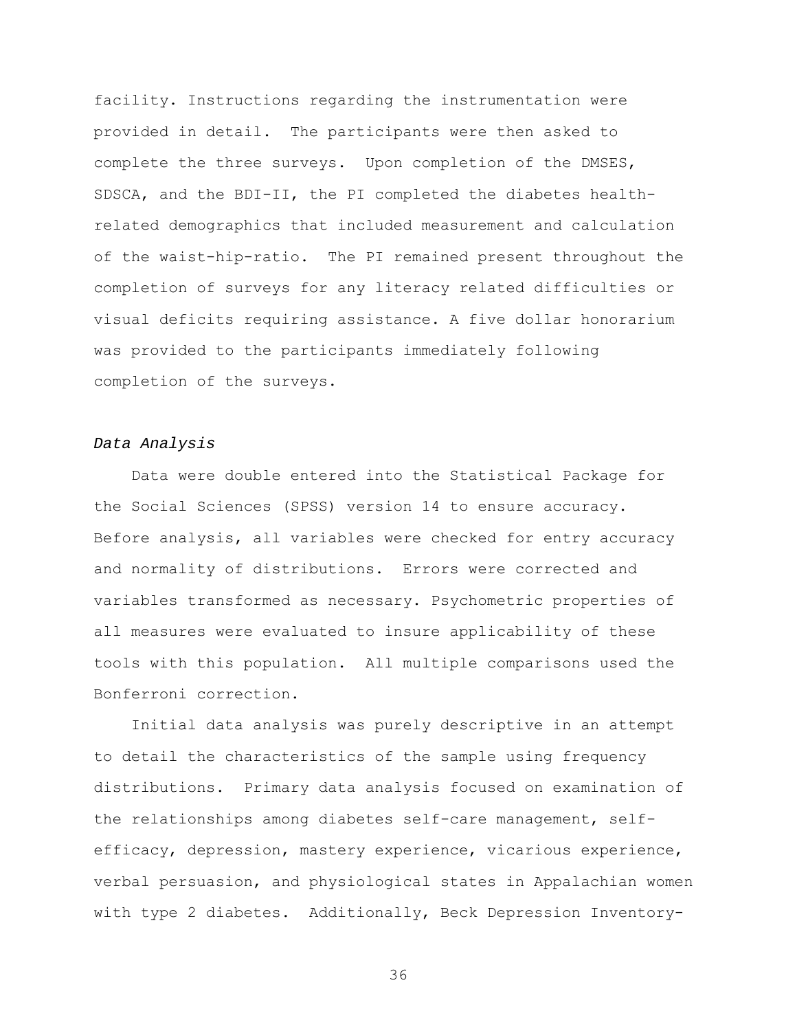facility. Instructions regarding the instrumentation were provided in detail. The participants were then asked to complete the three surveys. Upon completion of the DMSES, SDSCA, and the BDI-II, the PI completed the diabetes health-related demographics that included measurement and calculation of the waist-hip-ratio. The PI remained present throughout the completion of surveys for any literacy related difficulties or visual deficits requiring assistance. A five dollar honorarium was provided to the participants immediately following completion of the surveys.

*Data Analysis*

Data were double entered into the Statistical Package for the Social Sciences (SPSS) version 14 to ensure accuracy. Before analysis, all variables were checked for entry accuracy and normality of distributions. Errors were corrected and variables transformed as necessary. Psychometric properties of all measures were evaluated to insure applicability of these tools with this population. All multiple comparisons used the Bonferroni correction.

Initial data analysis was purely descriptive in an attempt to detail the characteristics of the sample using frequency distributions. Primary data analysis focused on examination of the relationships among diabetes self-care management, self-efficacy, depression, mastery experience, vicarious experience, verbal persuasion, and physiological states in Appalachian women with type 2 diabetes. Additionally, Beck Depression Inventory-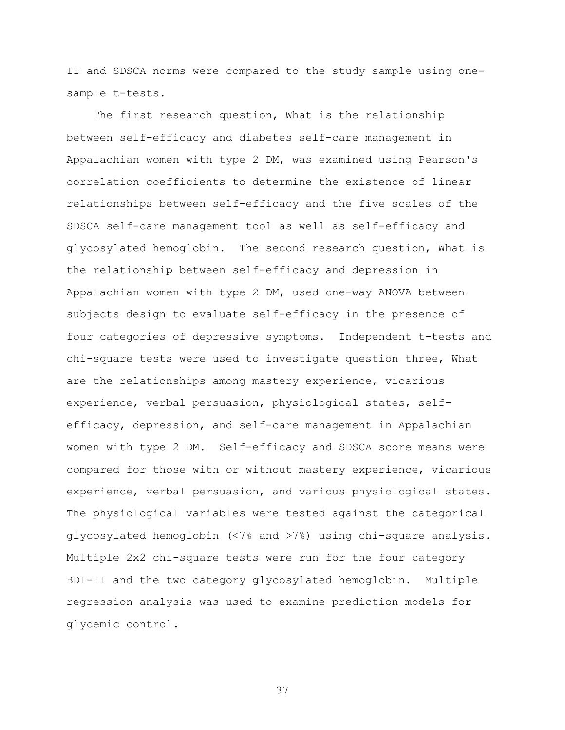II and SDSCA norms were compared to the study sample using one-sample t-tests.

The first research question, What is the relationship between self-efficacy and diabetes self-care management in Appalachian women with type 2 DM, was examined using Pearson's correlation coefficients to determine the existence of linear relationships between self-efficacy and the five scales of the SDSCA self-care management tool as well as self-efficacy and glycosylated hemoglobin. The second research question, What is the relationship between self-efficacy and depression in Appalachian women with type 2 DM, used one-way ANOVA between subjects design to evaluate self-efficacy in the presence of four categories of depressive symptoms. Independent t-tests and chi-square tests were used to investigate question three, What are the relationships among mastery experience, vicarious experience, verbal persuasion, physiological states, self-efficacy, depression, and self-care management in Appalachian women with type 2 DM. Self-efficacy and SDSCA score means were compared for those with or without mastery experience, vicarious experience, verbal persuasion, and various physiological states. The physiological variables were tested against the categorical glycosylated hemoglobin (<7% and >7%) using chi-square analysis. Multiple 2x2 chi-square tests were run for the four category BDI-II and the two category glycosylated hemoglobin. Multiple regression analysis was used to examine prediction models for glycemic control.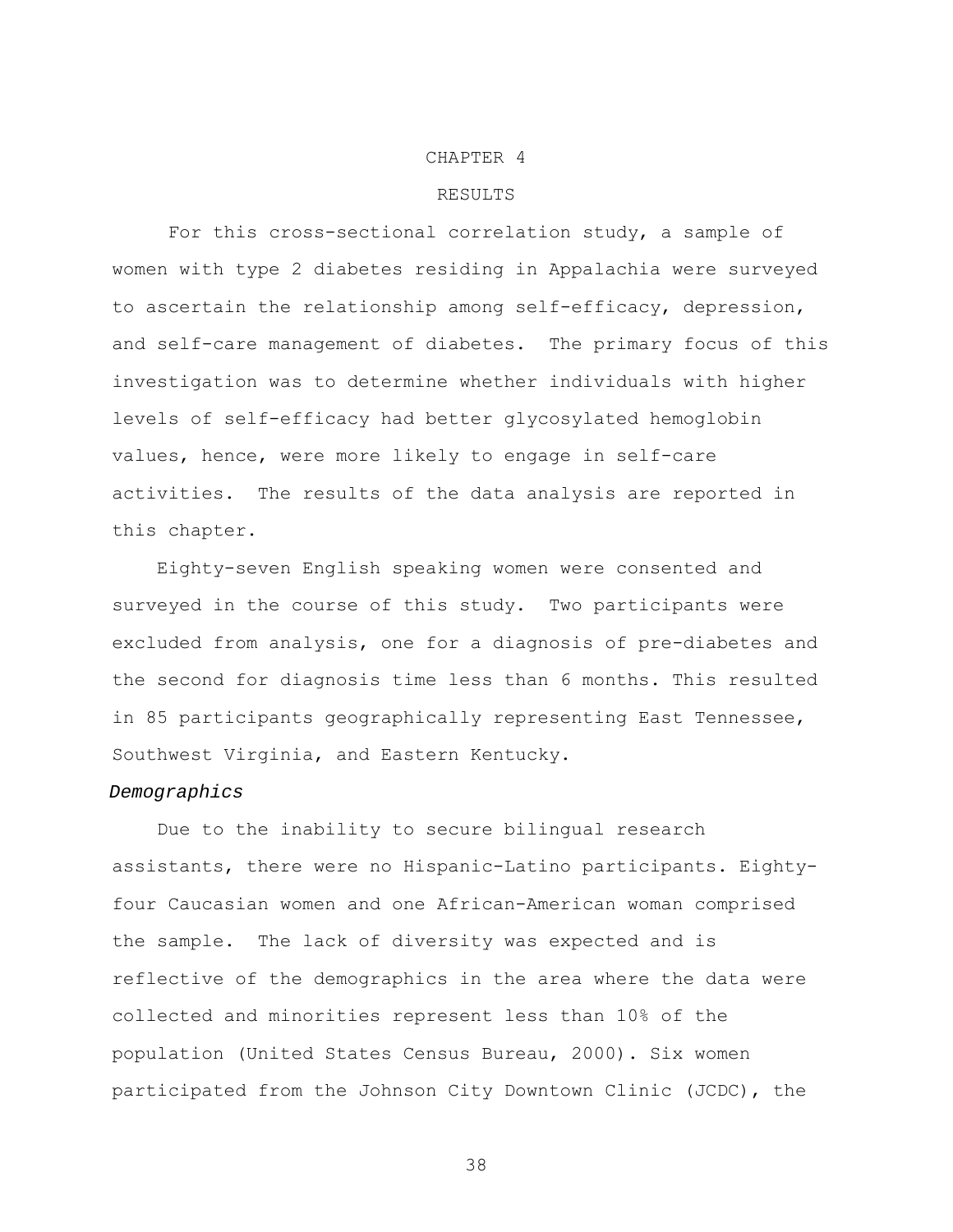# CHAPTER 4

# RESULTS

For this cross-sectional correlation study, a sample of women with type 2 diabetes residing in Appalachia were surveyed to ascertain the relationship among self-efficacy, depression, and self-care management of diabetes. The primary focus of this investigation was to determine whether individuals with higher levels of self-efficacy had better glycosylated hemoglobin values, hence, were more likely to engage in self-care activities. The results of the data analysis are reported in this chapter.

Eighty-seven English speaking women were consented and surveyed in the course of this study. Two participants were excluded from analysis, one for a diagnosis of pre-diabetes and the second for diagnosis time less than 6 months. This resulted in 85 participants geographically representing East Tennessee, Southwest Virginia, and Eastern Kentucky.

### *Demographics*

Due to the inability to secure bilingual research assistants, there were no Hispanic-Latino participants. Eighty-four Caucasian women and one African-American woman comprised the sample. The lack of diversity was expected and is reflective of the demographics in the area where the data were collected and minorities represent less than 10% of the population (United States Census Bureau, 2000). Six women participated from the Johnson City Downtown Clinic (JCDC), the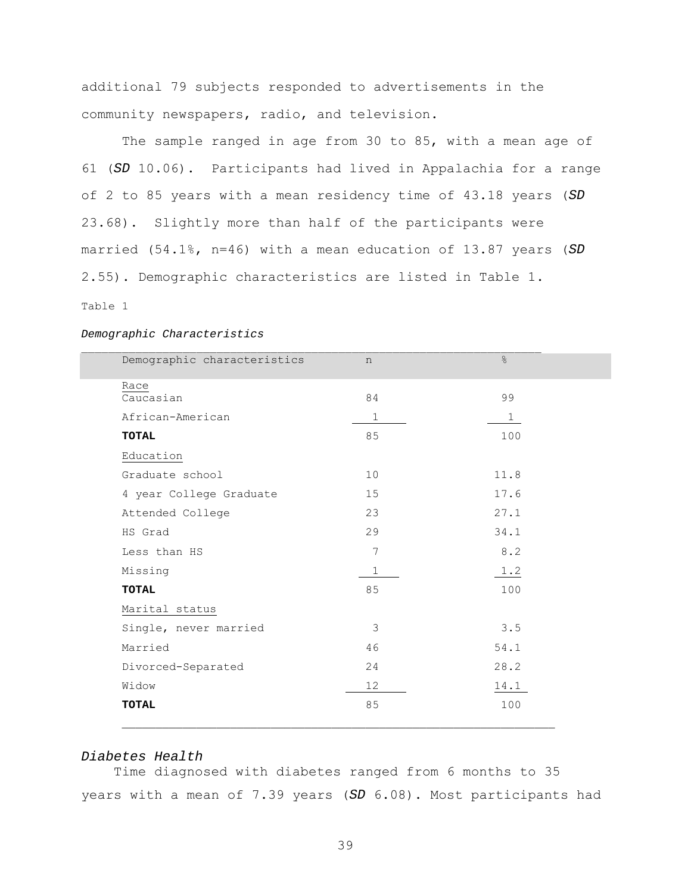additional 79 subjects responded to advertisements in the community newspapers, radio, and television.

The sample ranged in age from 30 to 85, with a mean age of 61 (*SD* 10.06). Participants had lived in Appalachia for a range of 2 to 85 years with a mean residency time of 43.18 years (*SD* 23.68). Slightly more than half of the participants were married (54.1%, n=46) with a mean education of 13.87 years (*SD* 2.55). Demographic characteristics are listed in Table 1.

Table 1

*Demographic Characteristics*

| Demographic characteristics | n | % |
|---|---|---|
| Race | | |
| Caucasian | 84 | 99 |
| African-American | 1 | 1 |
| **TOTAL** | 85 | 100 |
| Education | | |
| Graduate school | 10 | 11.8 |
| 4 year College Graduate | 15 | 17.6 |
| Attended College | 23 | 27.1 |
| HS Grad | 29 | 34.1 |
| Less than HS | 7 | 8.2 |
| Missing | 1 | 1.2 |
| **TOTAL** | 85 | 100 |
| Marital status | | |
| Single, never married | 3 | 3.5 |
| Married | 46 | 54.1 |
| Divorced-Separated | 24 | 28.2 |
| Widow | 12 | 14.1 |
| **TOTAL** | 85 | 100 |

### *Diabetes Health*

Time diagnosed with diabetes ranged from 6 months to 35 years with a mean of 7.39 years (*SD* 6.08). Most participants had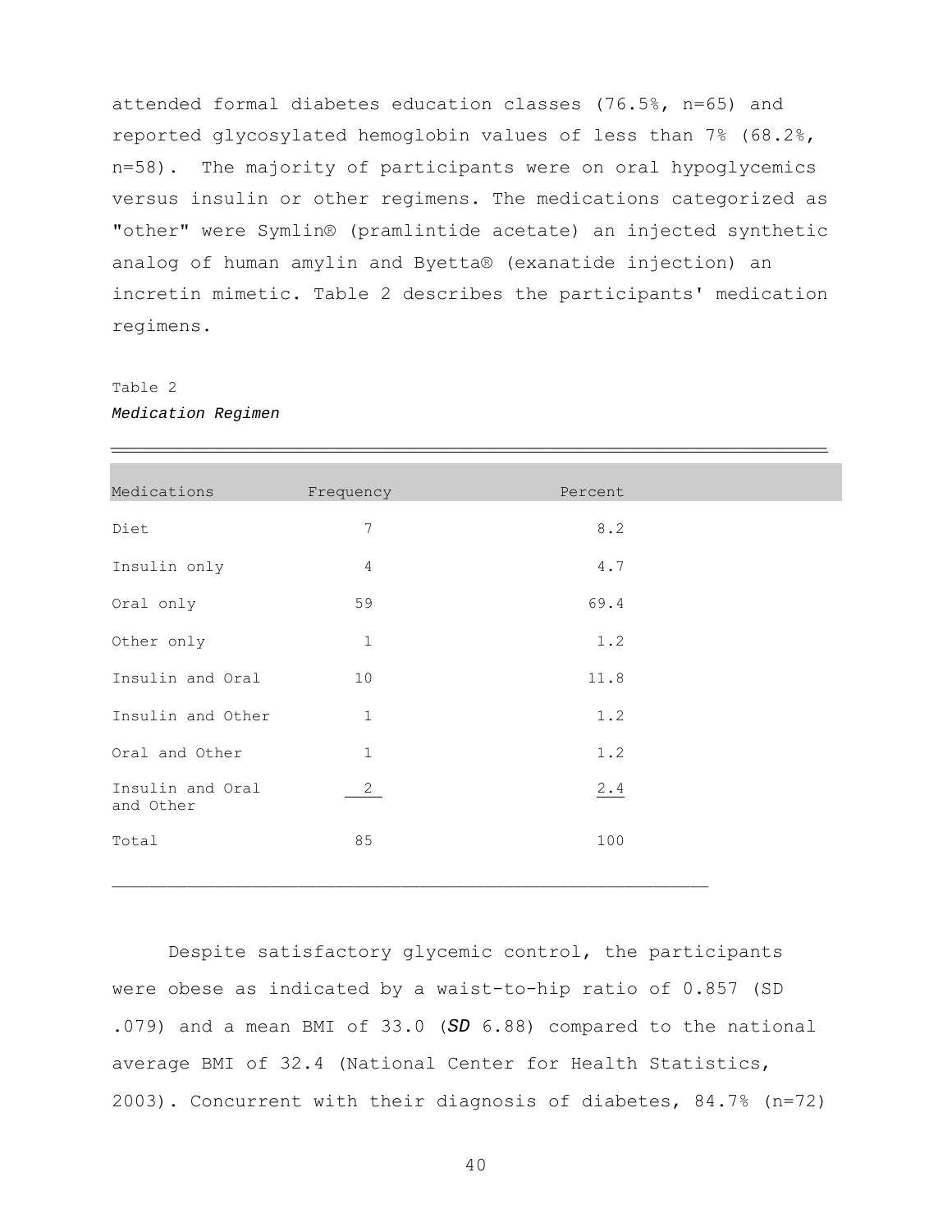attended formal diabetes education classes (76.5%, n=65) and reported glycosylated hemoglobin values of less than 7% (68.2%, n=58). The majority of participants were on oral hypoglycemics versus insulin or other regimens. The medications categorized as "other" were Symlin® (pramlintide acetate) an injected synthetic analog of human amylin and Byetta® (exanatide injection) an incretin mimetic. Table 2 describes the participants' medication regimens.

Table 2

*Medication Regimen*

| Medications | Frequency | Percent |
|---|---|---|
| Diet | 7 | 8.2 |
| Insulin only | 4 | 4.7 |
| Oral only | 59 | 69.4 |
| Other only | 1 | 1.2 |
| Insulin and Oral | 10 | 11.8 |
| Insulin and Other | 1 | 1.2 |
| Oral and Other | 1 | 1.2 |
| Insulin and Oral and Other | 2 | 2.4 |
| Total | 85 | 100 |

Despite satisfactory glycemic control, the participants were obese as indicated by a waist-to-hip ratio of 0.857 (SD .079) and a mean BMI of 33.0 (***SD*** 6.88) compared to the national average BMI of 32.4 (National Center for Health Statistics, 2003). Concurrent with their diagnosis of diabetes, 84.7% (n=72)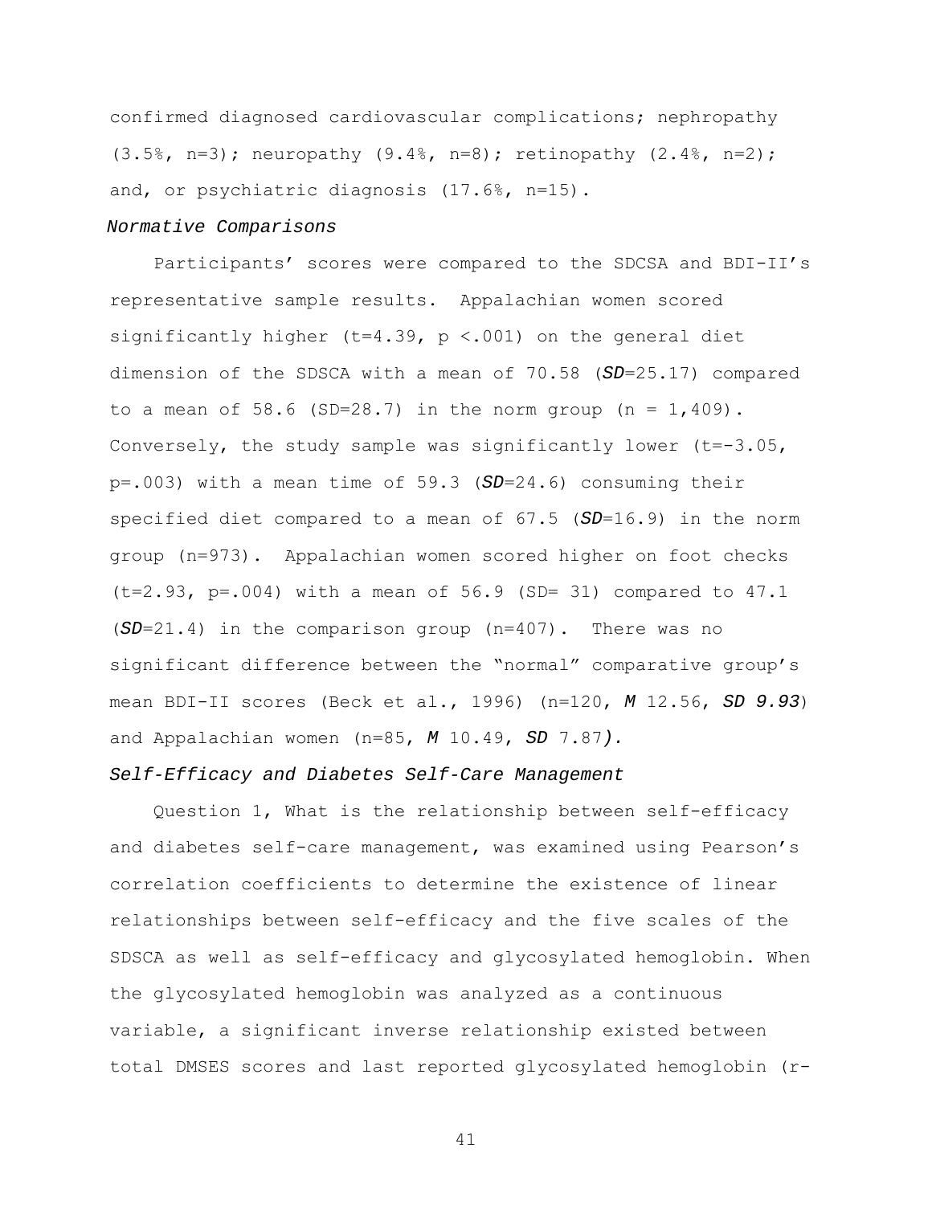confirmed diagnosed cardiovascular complications; nephropathy (3.5%, n=3); neuropathy (9.4%, n=8); retinopathy (2.4%, n=2); and, or psychiatric diagnosis (17.6%, n=15).

### *Normative Comparisons*

Participants' scores were compared to the SDCSA and BDI-II's representative sample results. Appalachian women scored significantly higher ($t=4.39$, $p<.001$) on the general diet dimension of the SDSCA with a mean of 70.58 (***SD***=25.17) compared to a mean of 58.6 (SD=28.7) in the norm group (n = 1,409). Conversely, the study sample was significantly lower ($t=-3.05$, $p=.003$) with a mean time of 59.3 (***SD***=24.6) consuming their specified diet compared to a mean of 67.5 (***SD***=16.9) in the norm group (n=973). Appalachian women scored higher on foot checks ($t=2.93$, $p=.004$) with a mean of 56.9 (SD= 31) compared to 47.1 (***SD***=21.4) in the comparison group (n=407). There was no significant difference between the "normal" comparative group's mean BDI-II scores (Beck et al., 1996) (n=120, ***M*** 12.56, ***SD 9.93***) and Appalachian women (n=85, ***M*** 10.49, ***SD*** 7.87***).***

### *Self-Efficacy and Diabetes Self-Care Management*

Question 1, What is the relationship between self-efficacy and diabetes self-care management, was examined using Pearson's correlation coefficients to determine the existence of linear relationships between self-efficacy and the five scales of the SDSCA as well as self-efficacy and glycosylated hemoglobin. When the glycosylated hemoglobin was analyzed as a continuous variable, a significant inverse relationship existed between total DMSES scores and last reported glycosylated hemoglobin (r-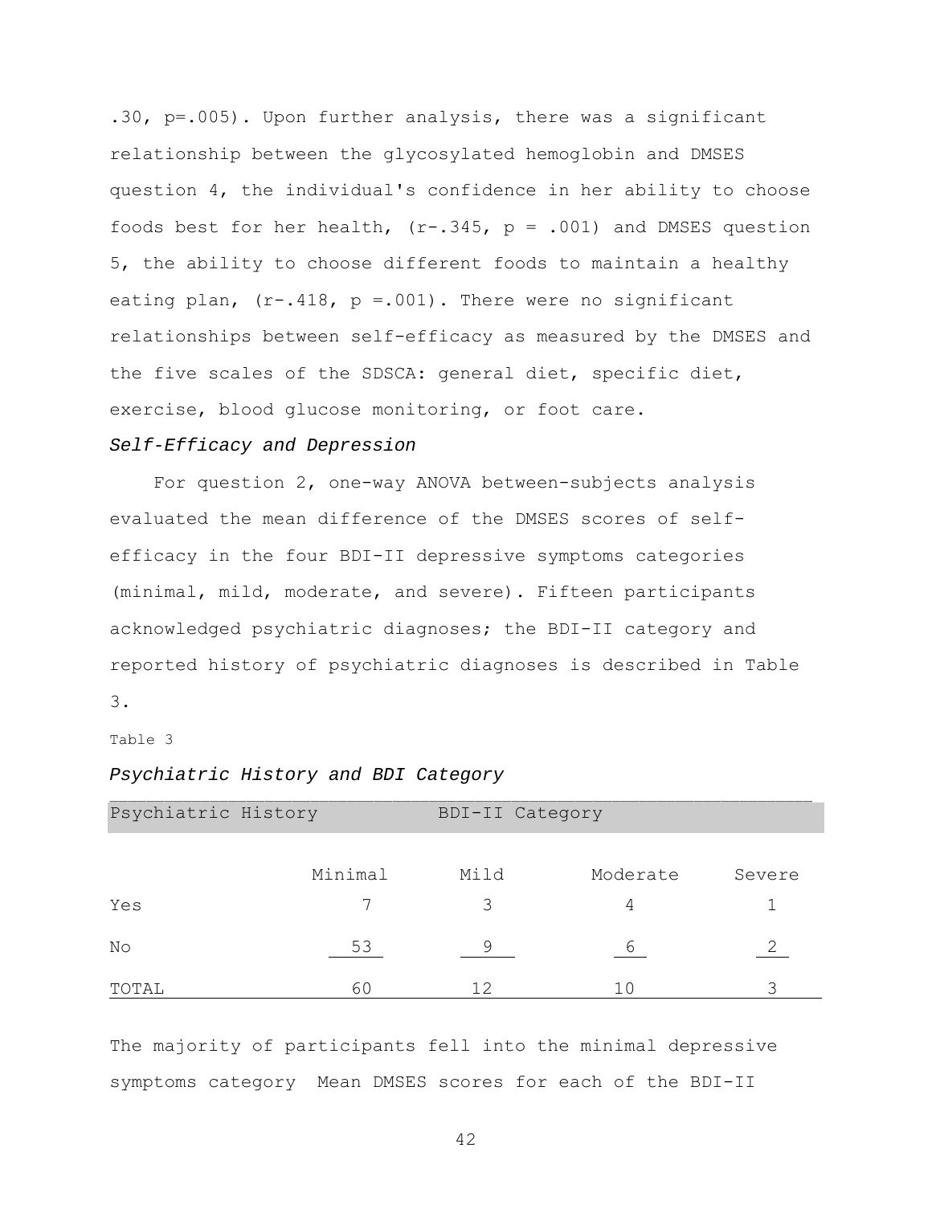.30, p=.005). Upon further analysis, there was a significant relationship between the glycosylated hemoglobin and DMSES question 4, the individual's confidence in her ability to choose foods best for her health, (r-.345, p = .001) and DMSES question 5, the ability to choose different foods to maintain a healthy eating plan, (r-.418, p =.001). There were no significant relationships between self-efficacy as measured by the DMSES and the five scales of the SDSCA: general diet, specific diet, exercise, blood glucose monitoring, or foot care.

*Self-Efficacy and Depression*

For question 2, one-way ANOVA between-subjects analysis evaluated the mean difference of the DMSES scores of self-efficacy in the four BDI-II depressive symptoms categories (minimal, mild, moderate, and severe). Fifteen participants acknowledged psychiatric diagnoses; the BDI-II category and reported history of psychiatric diagnoses is described in Table 3.

Table 3

*Psychiatric History and BDI Category*

| Psychiatric History | BDI-II Category | | | |
|---|---|---|---|---|
| | Minimal | Mild | Moderate | Severe |
| Yes | 7 | 3 | 4 | 1 |
| No | 53 | 9 | 6 | 2 |
| TOTAL | 60 | 12 | 10 | 3 |

The majority of participants fell into the minimal depressive symptoms category  Mean DMSES scores for each of the BDI-II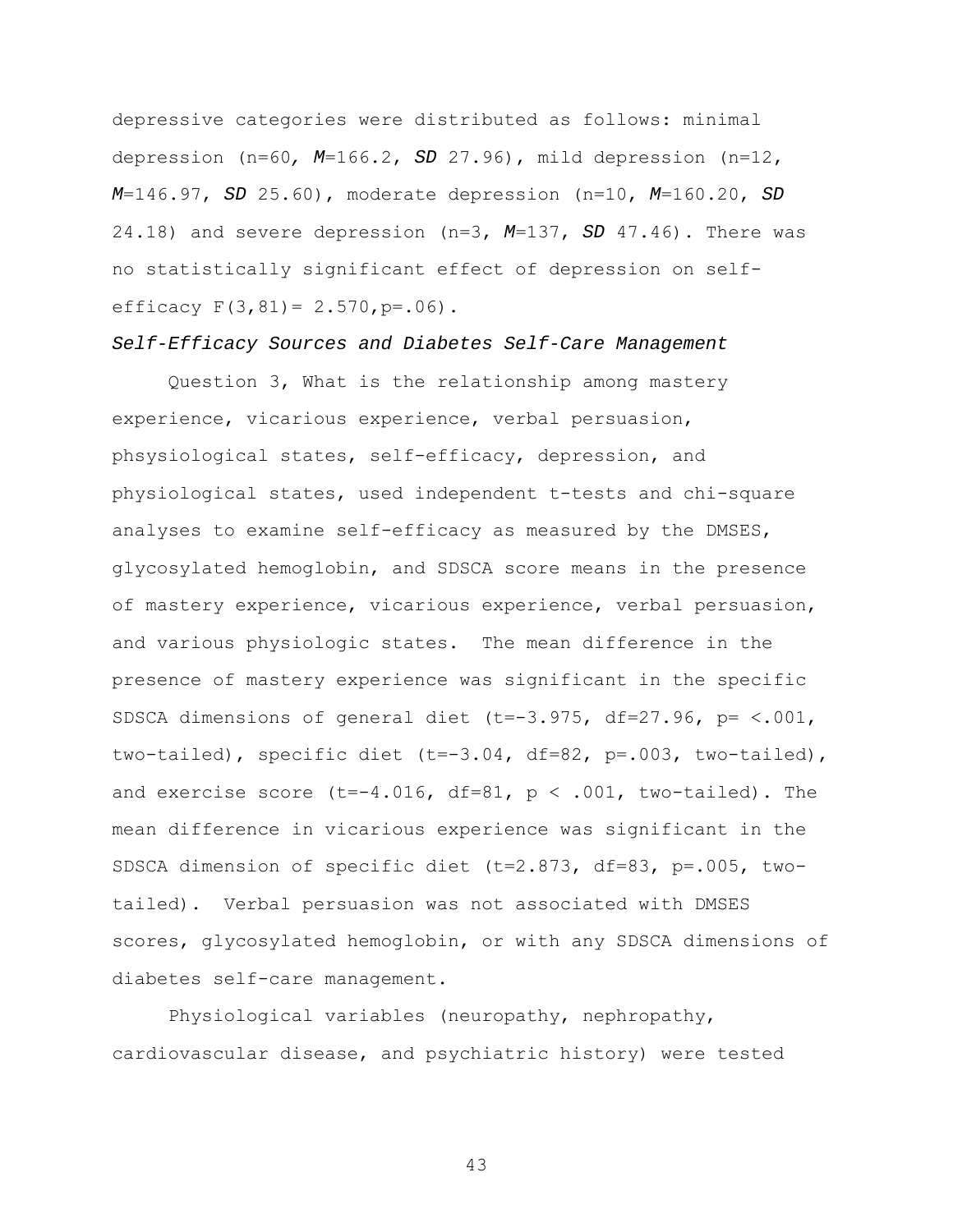depressive categories were distributed as follows: minimal depression (n=60, *M*=166.2, *SD* 27.96), mild depression (n=12, *M*=146.97, *SD* 25.60), moderate depression (n=10, *M*=160.20, *SD* 24.18) and severe depression (n=3, *M*=137, *SD* 47.46). There was no statistically significant effect of depression on self-efficacy $F(3,81) = 2.570, p=.06$).

*Self-Efficacy Sources and Diabetes Self-Care Management*

Question 3, What is the relationship among mastery experience, vicarious experience, verbal persuasion, phsysiological states, self-efficacy, depression, and physiological states, used independent t-tests and chi-square analyses to examine self-efficacy as measured by the DMSES, glycosylated hemoglobin, and SDSCA score means in the presence of mastery experience, vicarious experience, verbal persuasion, and various physiologic states. The mean difference in the presence of mastery experience was significant in the specific SDSCA dimensions of general diet ($t=-3.975$, $df=27.96$, $p= <.001$, two-tailed), specific diet ($t=-3.04$, $df=82$, $p=.003$, two-tailed), and exercise score ($t=-4.016$, $df=81$, $p < .001$, two-tailed). The mean difference in vicarious experience was significant in the SDSCA dimension of specific diet ($t=2.873$, $df=83$, $p=.005$, two-tailed). Verbal persuasion was not associated with DMSES scores, glycosylated hemoglobin, or with any SDSCA dimensions of diabetes self-care management.

Physiological variables (neuropathy, nephropathy, cardiovascular disease, and psychiatric history) were tested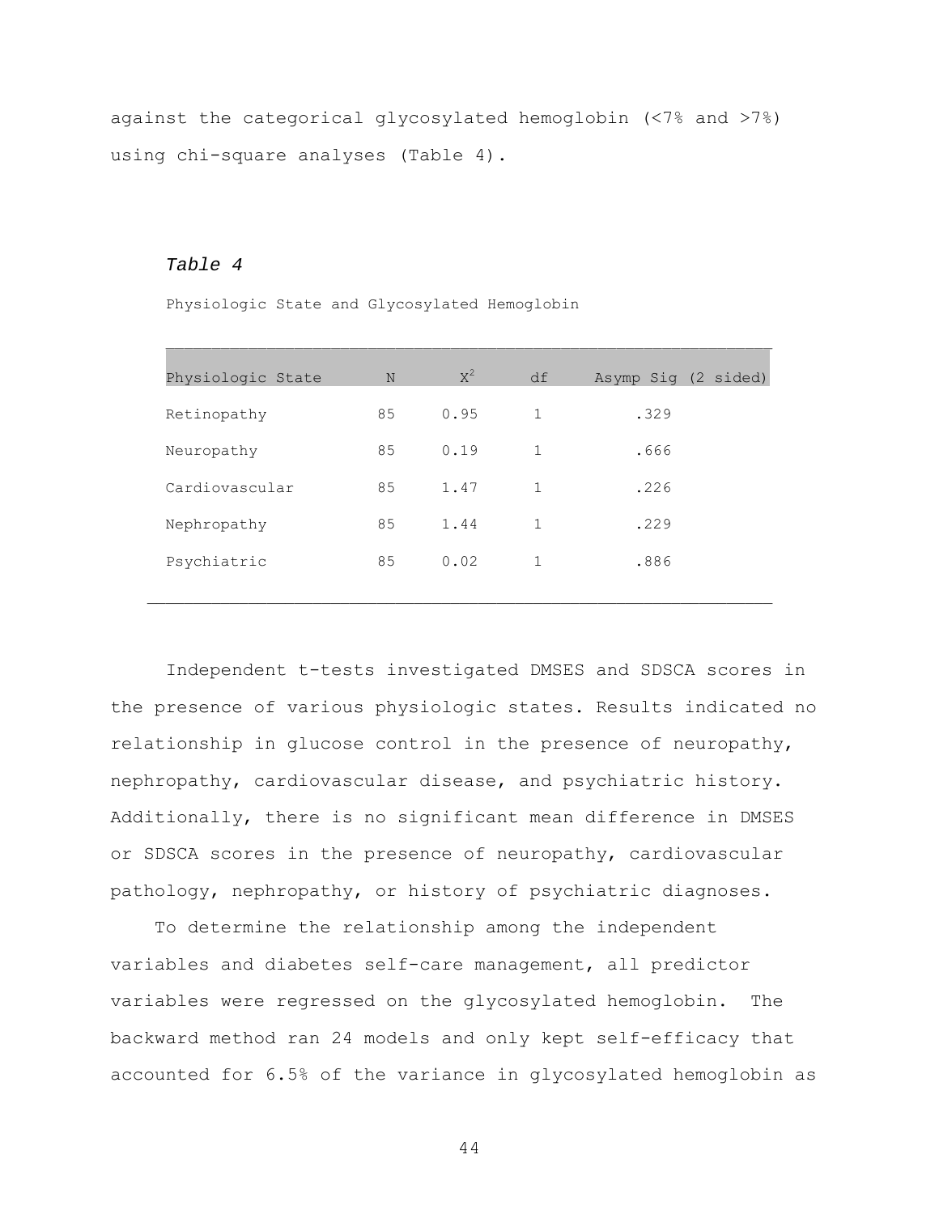against the categorical glycosylated hemoglobin (<7% and >7%) using chi-square analyses (Table 4).

*Table 4*

Physiologic State and Glycosylated Hemoglobin

| Physiologic State | N | $X^2$ | df | Asymp Sig (2 sided) |
|---|---|---|---|---|
| Retinopathy | 85 | 0.95 | 1 | .329 |
| Neuropathy | 85 | 0.19 | 1 | .666 |
| Cardiovascular | 85 | 1.47 | 1 | .226 |
| Nephropathy | 85 | 1.44 | 1 | .229 |
| Psychiatric | 85 | 0.02 | 1 | .886 |

Independent t-tests investigated DMSES and SDSCA scores in the presence of various physiologic states. Results indicated no relationship in glucose control in the presence of neuropathy, nephropathy, cardiovascular disease, and psychiatric history. Additionally, there is no significant mean difference in DMSES or SDSCA scores in the presence of neuropathy, cardiovascular pathology, nephropathy, or history of psychiatric diagnoses.

To determine the relationship among the independent variables and diabetes self-care management, all predictor variables were regressed on the glycosylated hemoglobin. The backward method ran 24 models and only kept self-efficacy that accounted for 6.5% of the variance in glycosylated hemoglobin as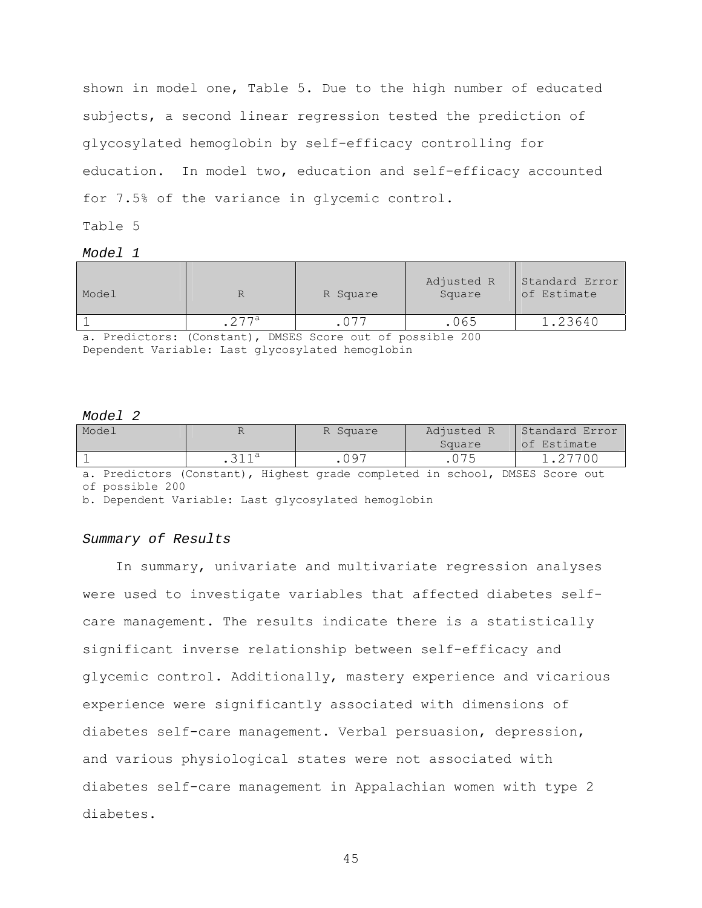shown in model one, Table 5. Due to the high number of educated subjects, a second linear regression tested the prediction of glycosylated hemoglobin by self-efficacy controlling for education. In model two, education and self-efficacy accounted for 7.5% of the variance in glycemic control.

Table 5

*Model 1*

| Model | R | R Square | Adjusted R Square | Standard Error of Estimate |
|---|---|---|---|---|
| 1 | .277[a] | .077 | .065 | 1.23640 |

a. Predictors: (Constant), DMSES Score out of possible 200
Dependent Variable: Last glycosylated hemoglobin

*Model 2*

| Model | R | R Square | Adjusted R Square | Standard Error of Estimate |
|---|---|---|---|---|
| 1 | .311[a] | .097 | .075 | 1.27700 |

a. Predictors (Constant), Highest grade completed in school, DMSES Score out of possible 200
b. Dependent Variable: Last glycosylated hemoglobin

*Summary of Results*

In summary, univariate and multivariate regression analyses were used to investigate variables that affected diabetes self-care management. The results indicate there is a statistically significant inverse relationship between self-efficacy and glycemic control. Additionally, mastery experience and vicarious experience were significantly associated with dimensions of diabetes self-care management. Verbal persuasion, depression, and various physiological states were not associated with diabetes self-care management in Appalachian women with type 2 diabetes.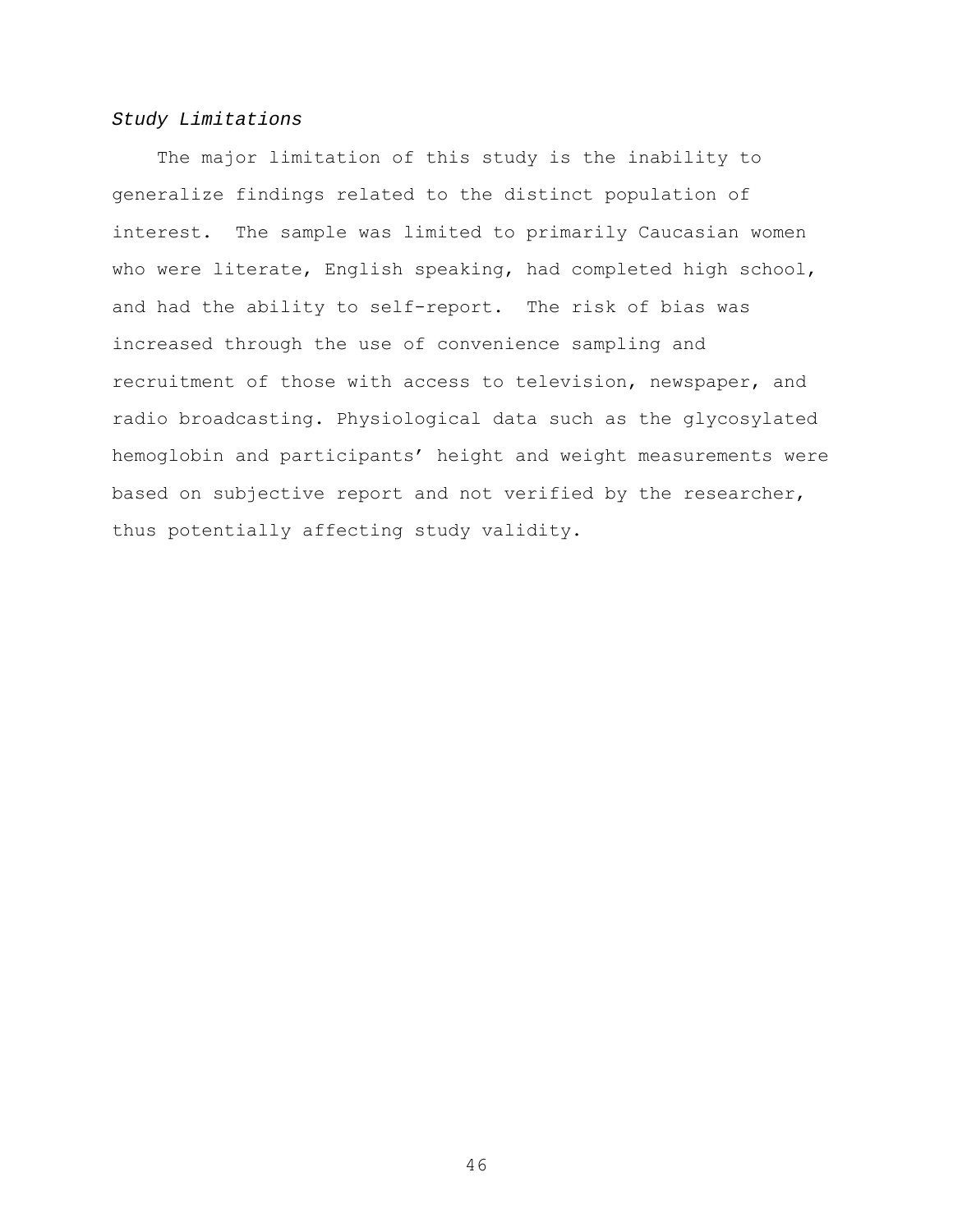### *Study Limitations*

The major limitation of this study is the inability to generalize findings related to the distinct population of interest. The sample was limited to primarily Caucasian women who were literate, English speaking, had completed high school, and had the ability to self-report. The risk of bias was increased through the use of convenience sampling and recruitment of those with access to television, newspaper, and radio broadcasting. Physiological data such as the glycosylated hemoglobin and participants' height and weight measurements were based on subjective report and not verified by the researcher, thus potentially affecting study validity.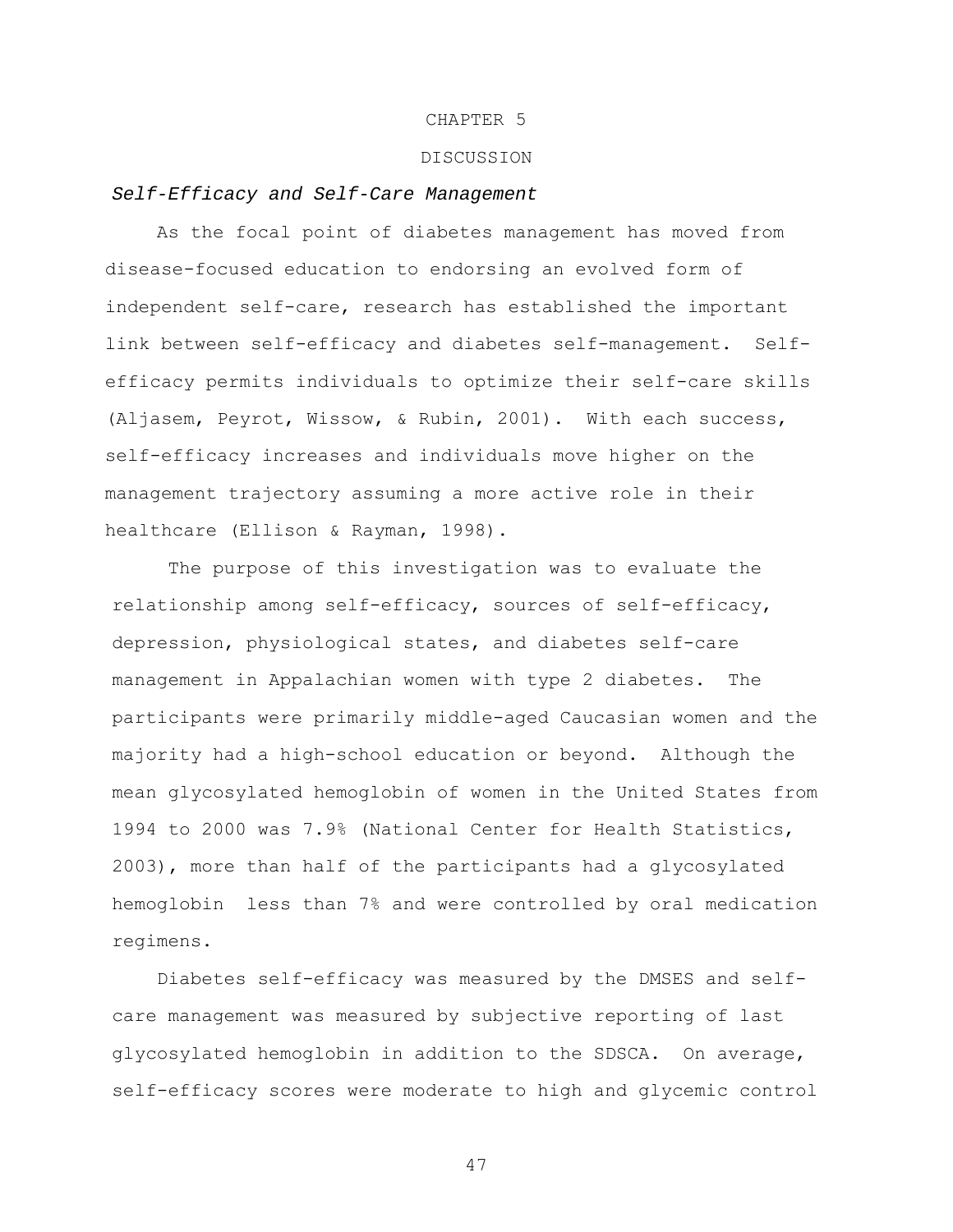# CHAPTER 5

# DISCUSSION

### *Self-Efficacy and Self-Care Management*

As the focal point of diabetes management has moved from disease-focused education to endorsing an evolved form of independent self-care, research has established the important link between self-efficacy and diabetes self-management. Self-efficacy permits individuals to optimize their self-care skills (Aljasem, Peyrot, Wissow, & Rubin, 2001). With each success, self-efficacy increases and individuals move higher on the management trajectory assuming a more active role in their healthcare (Ellison & Rayman, 1998).

The purpose of this investigation was to evaluate the relationship among self-efficacy, sources of self-efficacy, depression, physiological states, and diabetes self-care management in Appalachian women with type 2 diabetes. The participants were primarily middle-aged Caucasian women and the majority had a high-school education or beyond. Although the mean glycosylated hemoglobin of women in the United States from 1994 to 2000 was 7.9% (National Center for Health Statistics, 2003), more than half of the participants had a glycosylated hemoglobin less than 7% and were controlled by oral medication regimens.

Diabetes self-efficacy was measured by the DMSES and self-care management was measured by subjective reporting of last glycosylated hemoglobin in addition to the SDSCA. On average, self-efficacy scores were moderate to high and glycemic control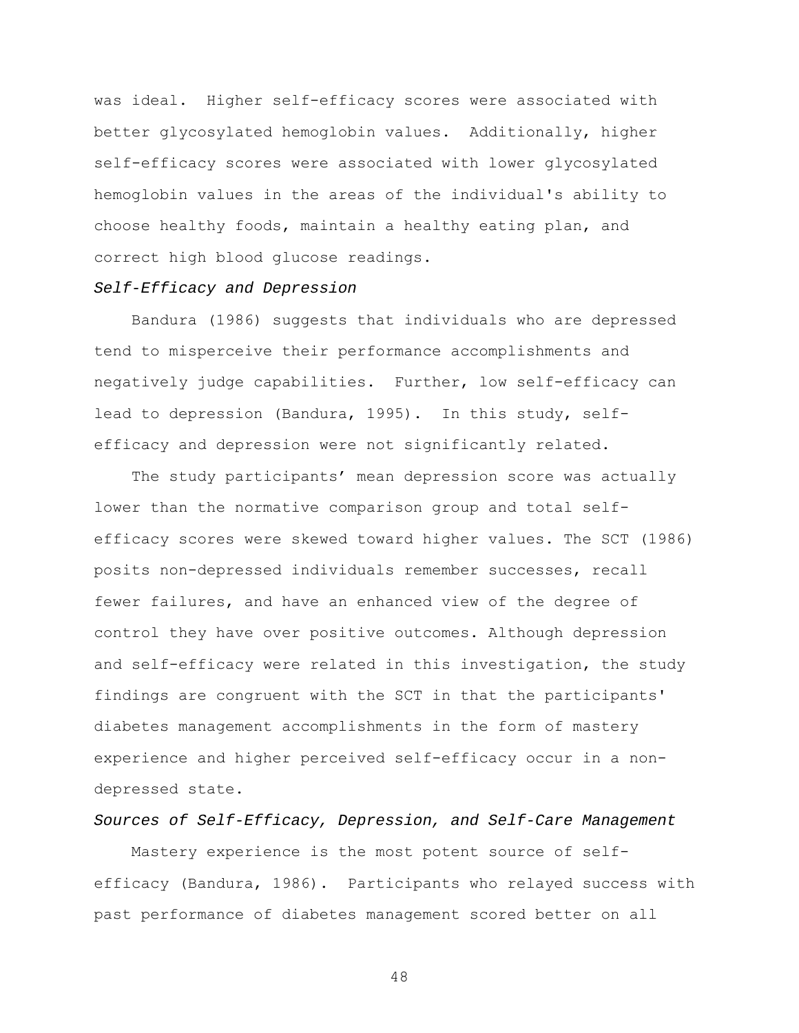was ideal. Higher self-efficacy scores were associated with better glycosylated hemoglobin values. Additionally, higher self-efficacy scores were associated with lower glycosylated hemoglobin values in the areas of the individual's ability to choose healthy foods, maintain a healthy eating plan, and correct high blood glucose readings.

*Self-Efficacy and Depression*

Bandura (1986) suggests that individuals who are depressed tend to misperceive their performance accomplishments and negatively judge capabilities. Further, low self-efficacy can lead to depression (Bandura, 1995). In this study, self-efficacy and depression were not significantly related.

The study participants' mean depression score was actually lower than the normative comparison group and total self-efficacy scores were skewed toward higher values. The SCT (1986) posits non-depressed individuals remember successes, recall fewer failures, and have an enhanced view of the degree of control they have over positive outcomes. Although depression and self-efficacy were related in this investigation, the study findings are congruent with the SCT in that the participants' diabetes management accomplishments in the form of mastery experience and higher perceived self-efficacy occur in a non-depressed state.

*Sources of Self-Efficacy, Depression, and Self-Care Management*

Mastery experience is the most potent source of self-efficacy (Bandura, 1986). Participants who relayed success with past performance of diabetes management scored better on all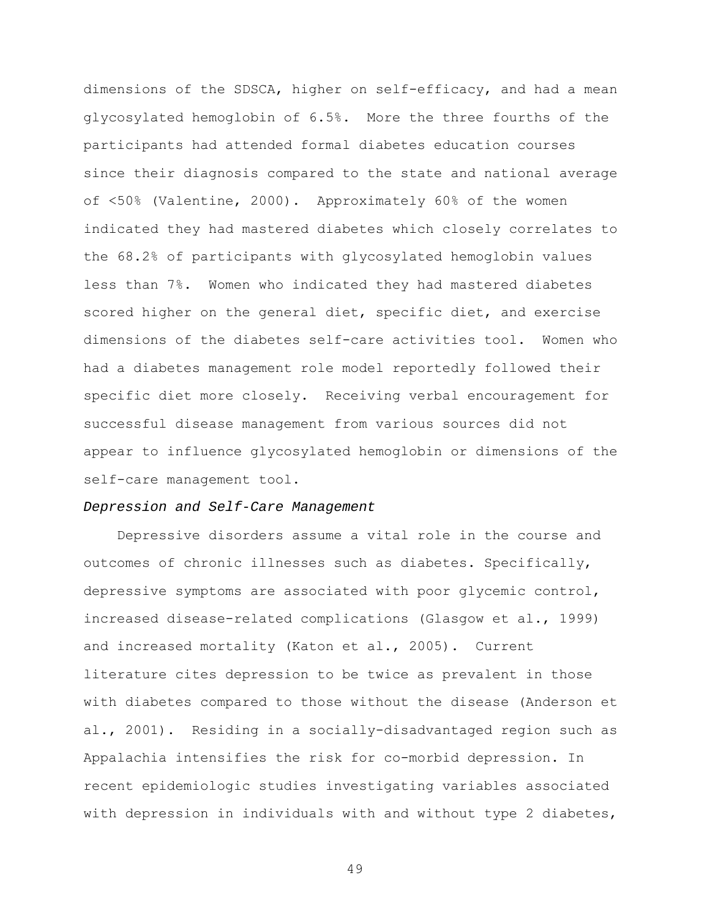dimensions of the SDSCA, higher on self-efficacy, and had a mean glycosylated hemoglobin of 6.5%. More the three fourths of the participants had attended formal diabetes education courses since their diagnosis compared to the state and national average of <50% (Valentine, 2000). Approximately 60% of the women indicated they had mastered diabetes which closely correlates to the 68.2% of participants with glycosylated hemoglobin values less than 7%. Women who indicated they had mastered diabetes scored higher on the general diet, specific diet, and exercise dimensions of the diabetes self-care activities tool. Women who had a diabetes management role model reportedly followed their specific diet more closely. Receiving verbal encouragement for successful disease management from various sources did not appear to influence glycosylated hemoglobin or dimensions of the self-care management tool.

*Depression and Self-Care Management*

Depressive disorders assume a vital role in the course and outcomes of chronic illnesses such as diabetes. Specifically, depressive symptoms are associated with poor glycemic control, increased disease-related complications (Glasgow et al., 1999) and increased mortality (Katon et al., 2005). Current literature cites depression to be twice as prevalent in those with diabetes compared to those without the disease (Anderson et al., 2001). Residing in a socially-disadvantaged region such as Appalachia intensifies the risk for co-morbid depression. In recent epidemiologic studies investigating variables associated with depression in individuals with and without type 2 diabetes,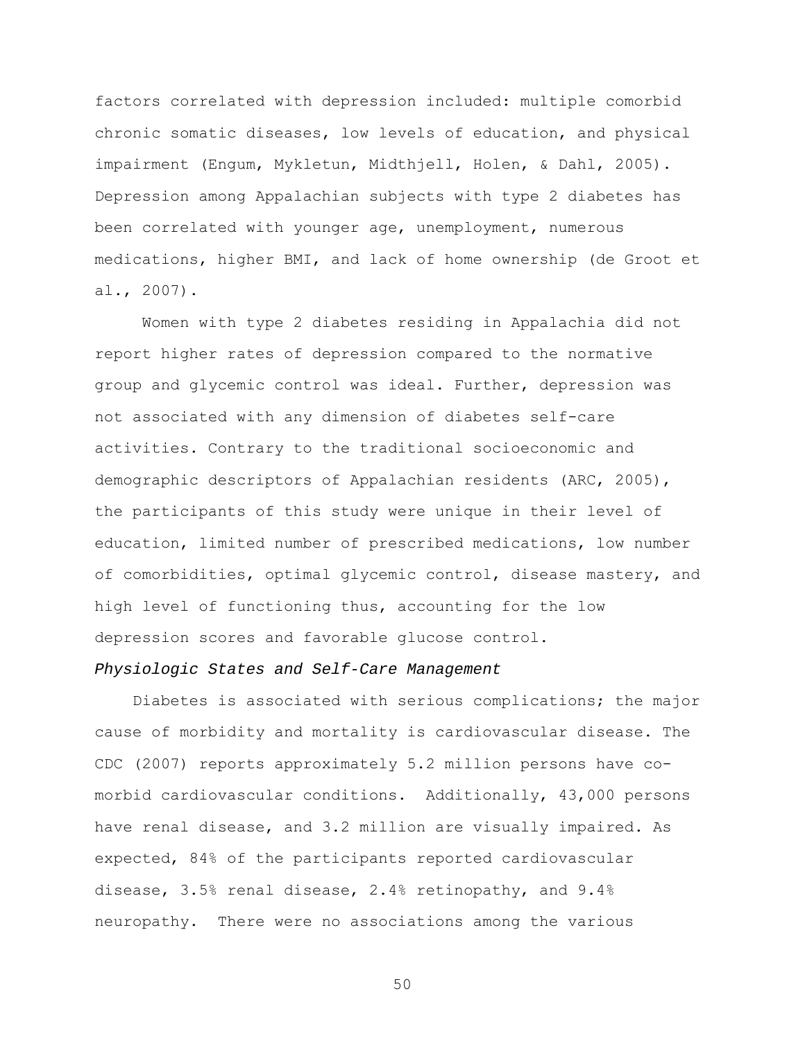factors correlated with depression included: multiple comorbid chronic somatic diseases, low levels of education, and physical impairment (Engum, Mykletun, Midthjell, Holen, & Dahl, 2005). Depression among Appalachian subjects with type 2 diabetes has been correlated with younger age, unemployment, numerous medications, higher BMI, and lack of home ownership (de Groot et al., 2007).

Women with type 2 diabetes residing in Appalachia did not report higher rates of depression compared to the normative group and glycemic control was ideal. Further, depression was not associated with any dimension of diabetes self-care activities. Contrary to the traditional socioeconomic and demographic descriptors of Appalachian residents (ARC, 2005), the participants of this study were unique in their level of education, limited number of prescribed medications, low number of comorbidities, optimal glycemic control, disease mastery, and high level of functioning thus, accounting for the low depression scores and favorable glucose control.

*Physiologic States and Self-Care Management*

Diabetes is associated with serious complications; the major cause of morbidity and mortality is cardiovascular disease. The CDC (2007) reports approximately 5.2 million persons have co-morbid cardiovascular conditions. Additionally, 43,000 persons have renal disease, and 3.2 million are visually impaired. As expected, 84% of the participants reported cardiovascular disease, 3.5% renal disease, 2.4% retinopathy, and 9.4% neuropathy. There were no associations among the various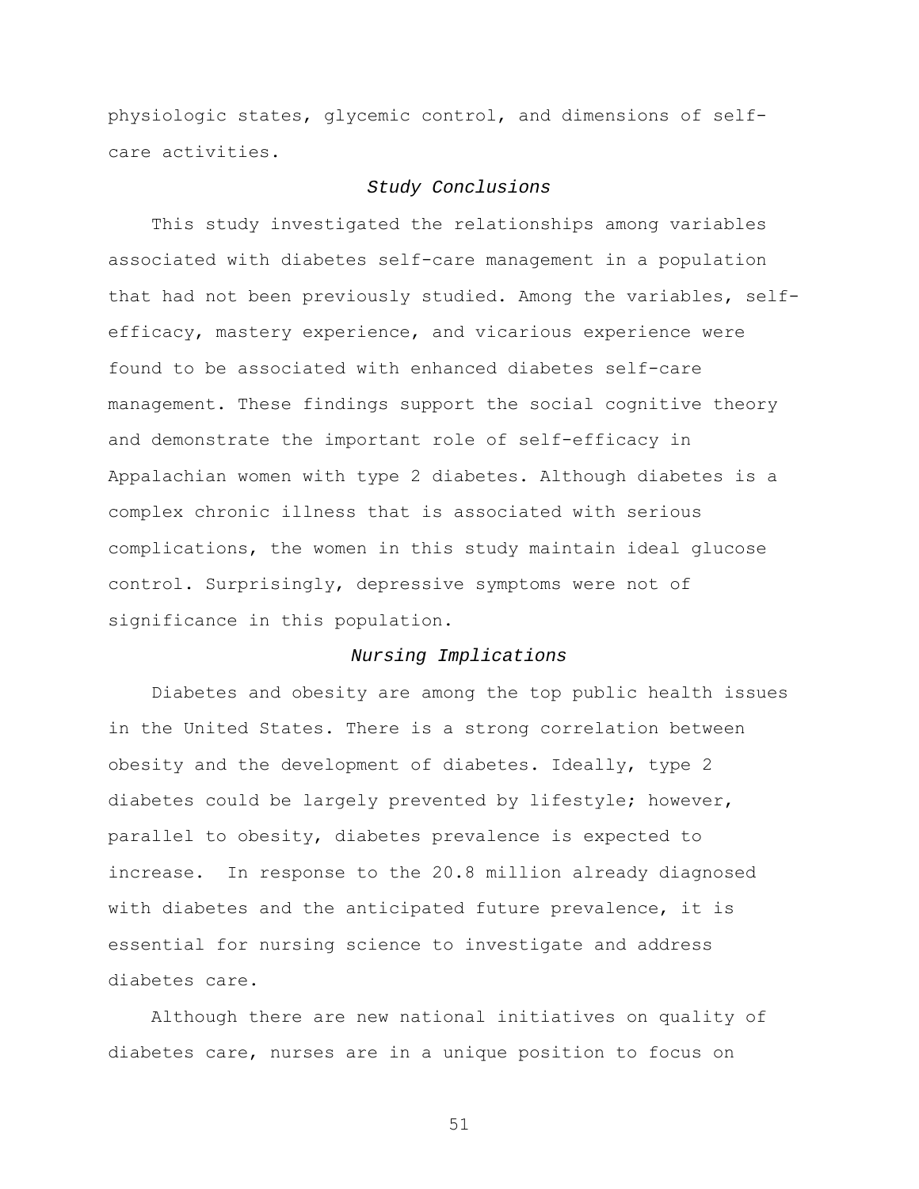physiologic states, glycemic control, and dimensions of self-care activities.

### *Study Conclusions*

This study investigated the relationships among variables associated with diabetes self-care management in a population that had not been previously studied. Among the variables, self-efficacy, mastery experience, and vicarious experience were found to be associated with enhanced diabetes self-care management. These findings support the social cognitive theory and demonstrate the important role of self-efficacy in Appalachian women with type 2 diabetes. Although diabetes is a complex chronic illness that is associated with serious complications, the women in this study maintain ideal glucose control. Surprisingly, depressive symptoms were not of significance in this population.

### *Nursing Implications*

Diabetes and obesity are among the top public health issues in the United States. There is a strong correlation between obesity and the development of diabetes. Ideally, type 2 diabetes could be largely prevented by lifestyle; however, parallel to obesity, diabetes prevalence is expected to increase.  In response to the 20.8 million already diagnosed with diabetes and the anticipated future prevalence, it is essential for nursing science to investigate and address diabetes care.

Although there are new national initiatives on quality of diabetes care, nurses are in a unique position to focus on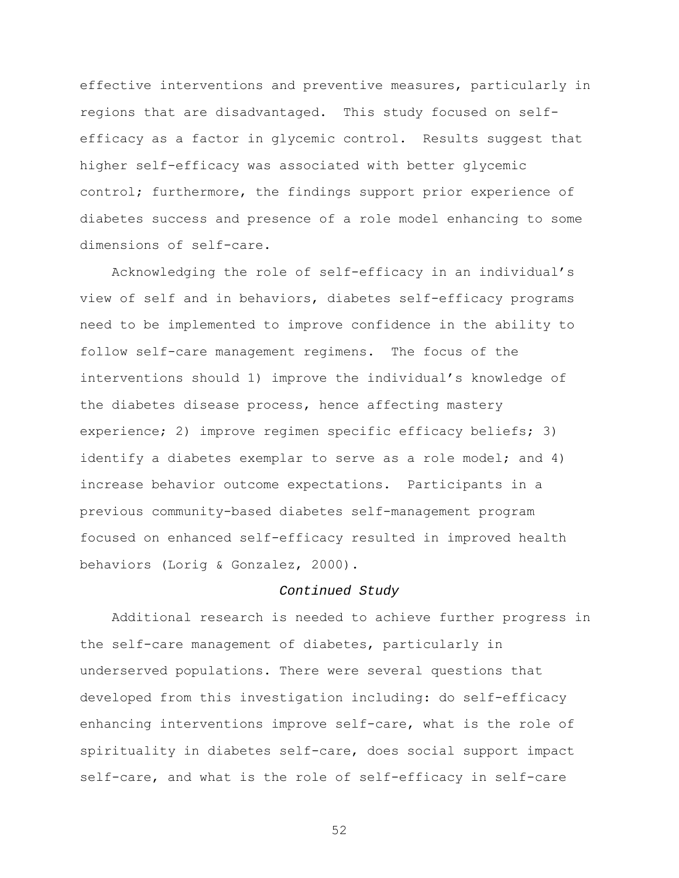effective interventions and preventive measures, particularly in regions that are disadvantaged. This study focused on self-efficacy as a factor in glycemic control. Results suggest that higher self-efficacy was associated with better glycemic control; furthermore, the findings support prior experience of diabetes success and presence of a role model enhancing to some dimensions of self-care.

Acknowledging the role of self-efficacy in an individual's view of self and in behaviors, diabetes self-efficacy programs need to be implemented to improve confidence in the ability to follow self-care management regimens. The focus of the interventions should 1) improve the individual's knowledge of the diabetes disease process, hence affecting mastery experience; 2) improve regimen specific efficacy beliefs; 3) identify a diabetes exemplar to serve as a role model; and 4) increase behavior outcome expectations. Participants in a previous community-based diabetes self-management program focused on enhanced self-efficacy resulted in improved health behaviors (Lorig & Gonzalez, 2000).

### *Continued Study*

Additional research is needed to achieve further progress in the self-care management of diabetes, particularly in underserved populations. There were several questions that developed from this investigation including: do self-efficacy enhancing interventions improve self-care, what is the role of spirituality in diabetes self-care, does social support impact self-care, and what is the role of self-efficacy in self-care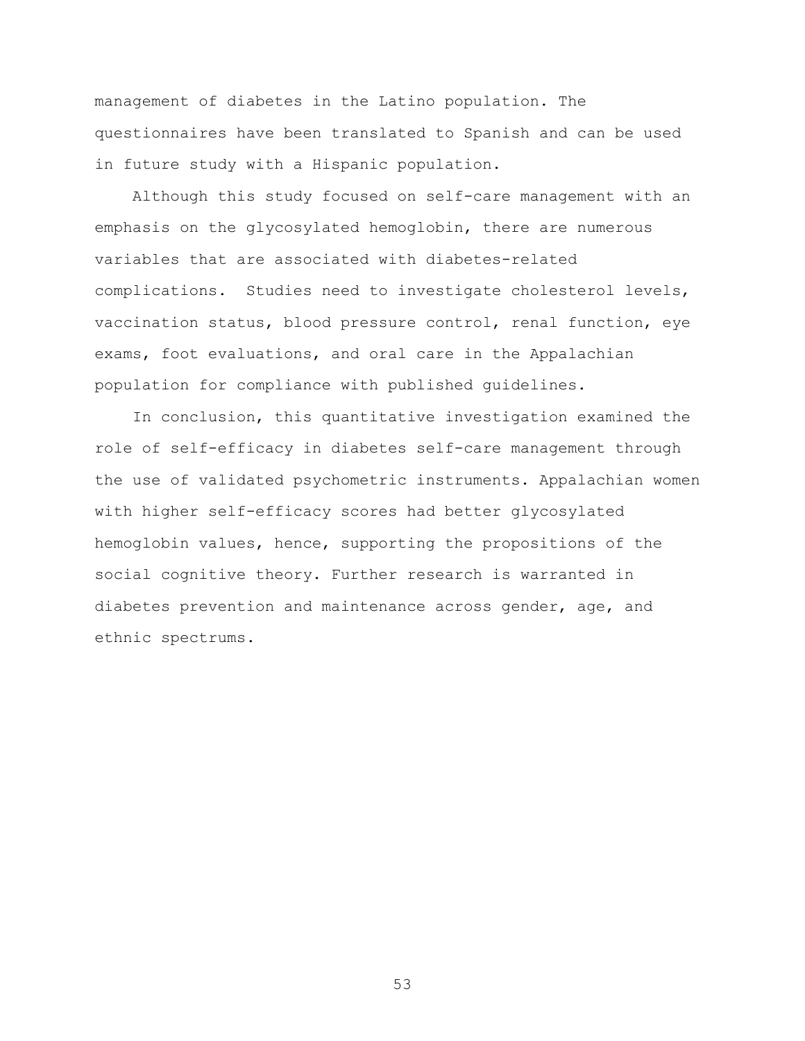management of diabetes in the Latino population. The questionnaires have been translated to Spanish and can be used in future study with a Hispanic population.

Although this study focused on self-care management with an emphasis on the glycosylated hemoglobin, there are numerous variables that are associated with diabetes-related complications. Studies need to investigate cholesterol levels, vaccination status, blood pressure control, renal function, eye exams, foot evaluations, and oral care in the Appalachian population for compliance with published guidelines.

In conclusion, this quantitative investigation examined the role of self-efficacy in diabetes self-care management through the use of validated psychometric instruments. Appalachian women with higher self-efficacy scores had better glycosylated hemoglobin values, hence, supporting the propositions of the social cognitive theory. Further research is warranted in diabetes prevention and maintenance across gender, age, and ethnic spectrums.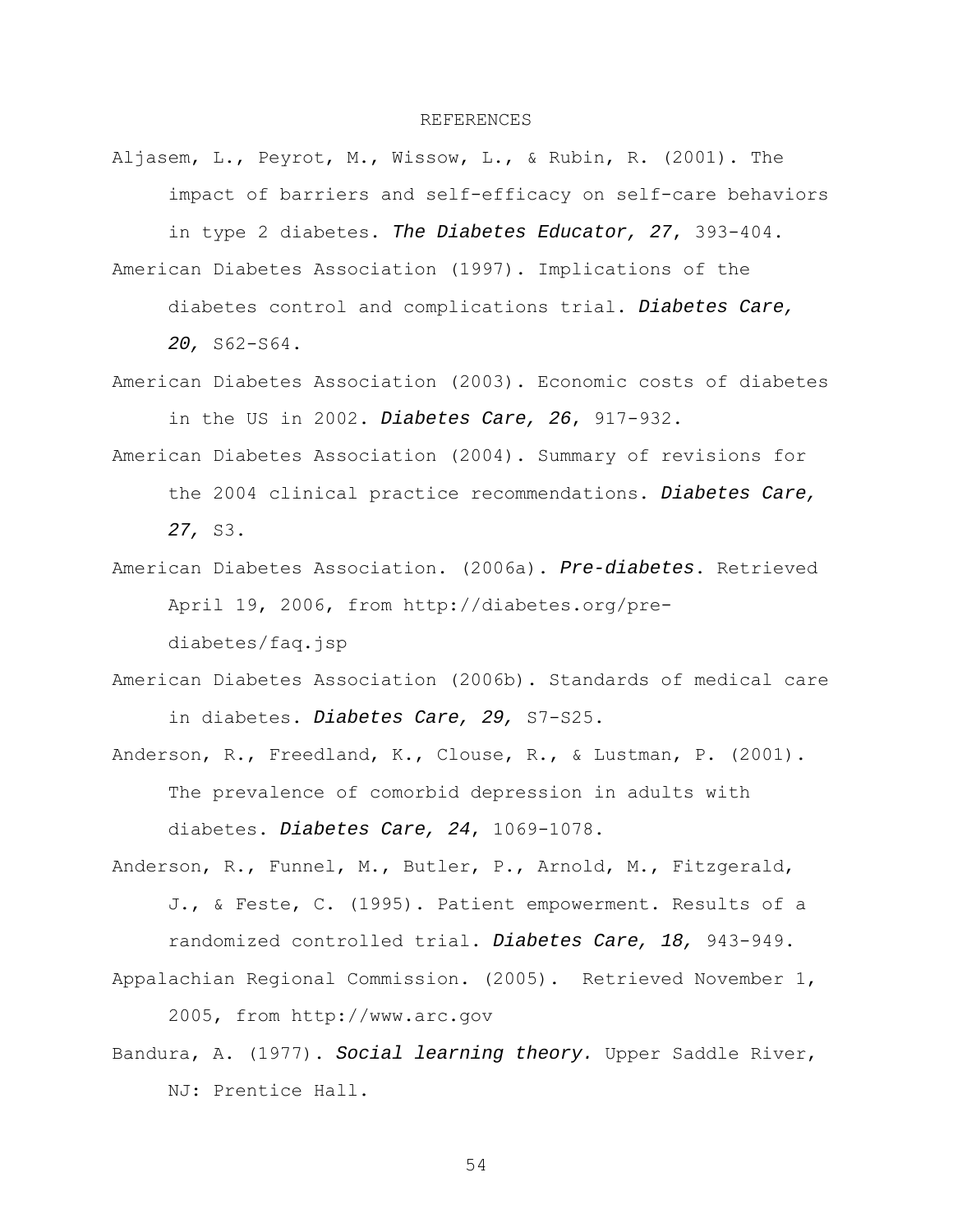# REFERENCES

Aljasem, L., Peyrot, M., Wissow, L., & Rubin, R. (2001). The impact of barriers and self-efficacy on self-care behaviors in type 2 diabetes. *The Diabetes Educator, 27*, 393-404.

American Diabetes Association (1997). Implications of the diabetes control and complications trial. *Diabetes Care, 20,* S62-S64.

American Diabetes Association (2003). Economic costs of diabetes in the US in 2002. *Diabetes Care, 26*, 917-932.

American Diabetes Association (2004). Summary of revisions for the 2004 clinical practice recommendations. *Diabetes Care, 27,* S3.

American Diabetes Association. (2006a). *Pre-diabetes*. Retrieved April 19, 2006, from http://diabetes.org/pre-diabetes/faq.jsp

American Diabetes Association (2006b). Standards of medical care in diabetes. *Diabetes Care, 29,* S7-S25.

Anderson, R., Freedland, K., Clouse, R., & Lustman, P. (2001). The prevalence of comorbid depression in adults with diabetes. *Diabetes Care, 24*, 1069-1078.

Anderson, R., Funnel, M., Butler, P., Arnold, M., Fitzgerald, J., & Feste, C. (1995). Patient empowerment. Results of a randomized controlled trial. *Diabetes Care, 18,* 943-949.

Appalachian Regional Commission. (2005). Retrieved November 1, 2005, from http://www.arc.gov

Bandura, A. (1977). *Social learning theory.* Upper Saddle River, NJ: Prentice Hall.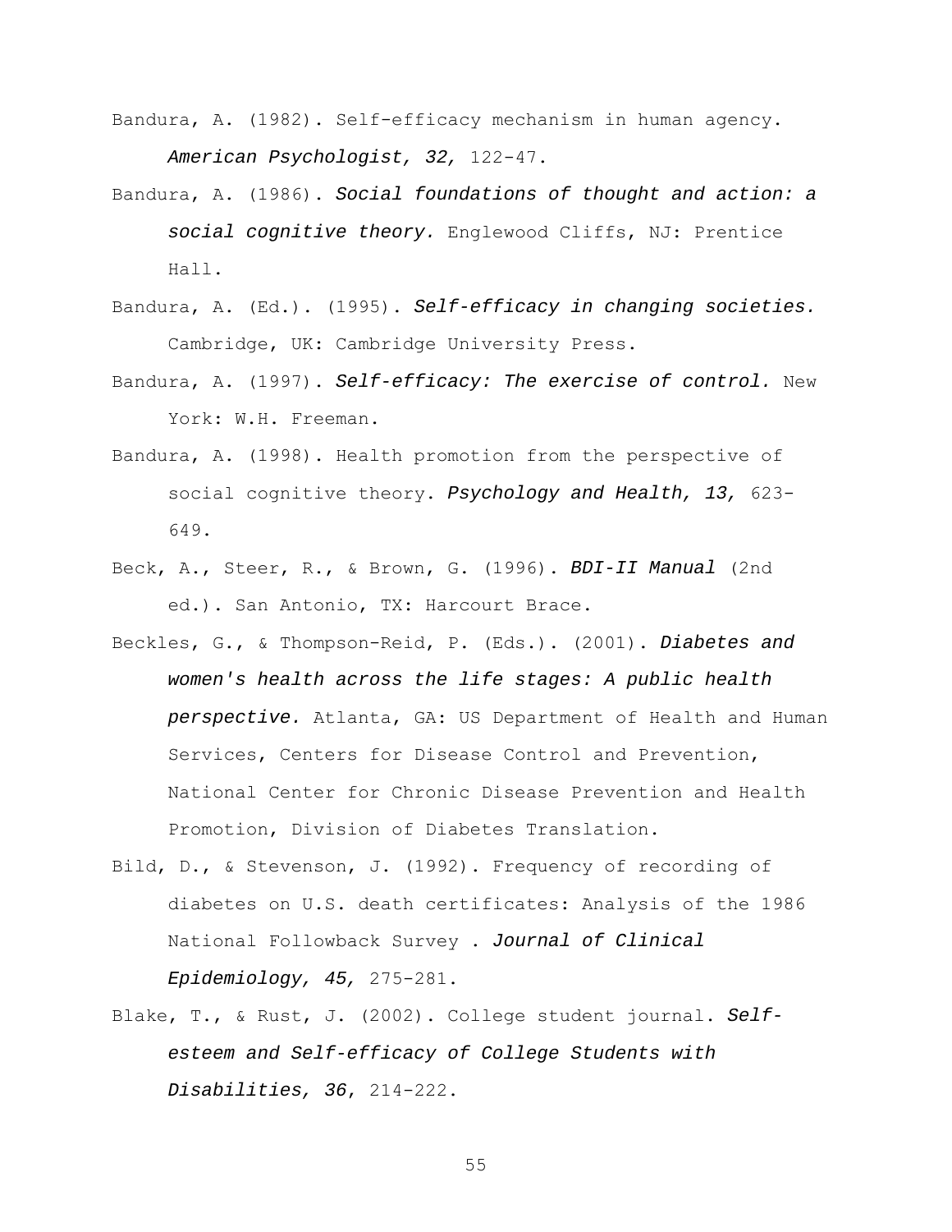Bandura, A. (1982). Self-efficacy mechanism in human agency. *American Psychologist, 32,* 122-47.

Bandura, A. (1986). *Social foundations of thought and action: a social cognitive theory.* Englewood Cliffs, NJ: Prentice Hall.

Bandura, A. (Ed.). (1995). *Self-efficacy in changing societies.* Cambridge, UK: Cambridge University Press.

Bandura, A. (1997). *Self-efficacy: The exercise of control.* New York: W.H. Freeman.

Bandura, A. (1998). Health promotion from the perspective of social cognitive theory. *Psychology and Health, 13,* 623-649.

Beck, A., Steer, R., & Brown, G. (1996). *BDI-II Manual* (2nd ed.). San Antonio, TX: Harcourt Brace.

Beckles, G., & Thompson-Reid, P. (Eds.). (2001). *Diabetes and women's health across the life stages: A public health perspective.* Atlanta, GA: US Department of Health and Human Services, Centers for Disease Control and Prevention, National Center for Chronic Disease Prevention and Health Promotion, Division of Diabetes Translation.

Bild, D., & Stevenson, J. (1992). Frequency of recording of diabetes on U.S. death certificates: Analysis of the 1986 National Followback Survey . *Journal of Clinical Epidemiology, 45,* 275-281.

Blake, T., & Rust, J. (2002). College student journal. *Self-esteem and Self-efficacy of College Students with Disabilities, 36*, 214-222.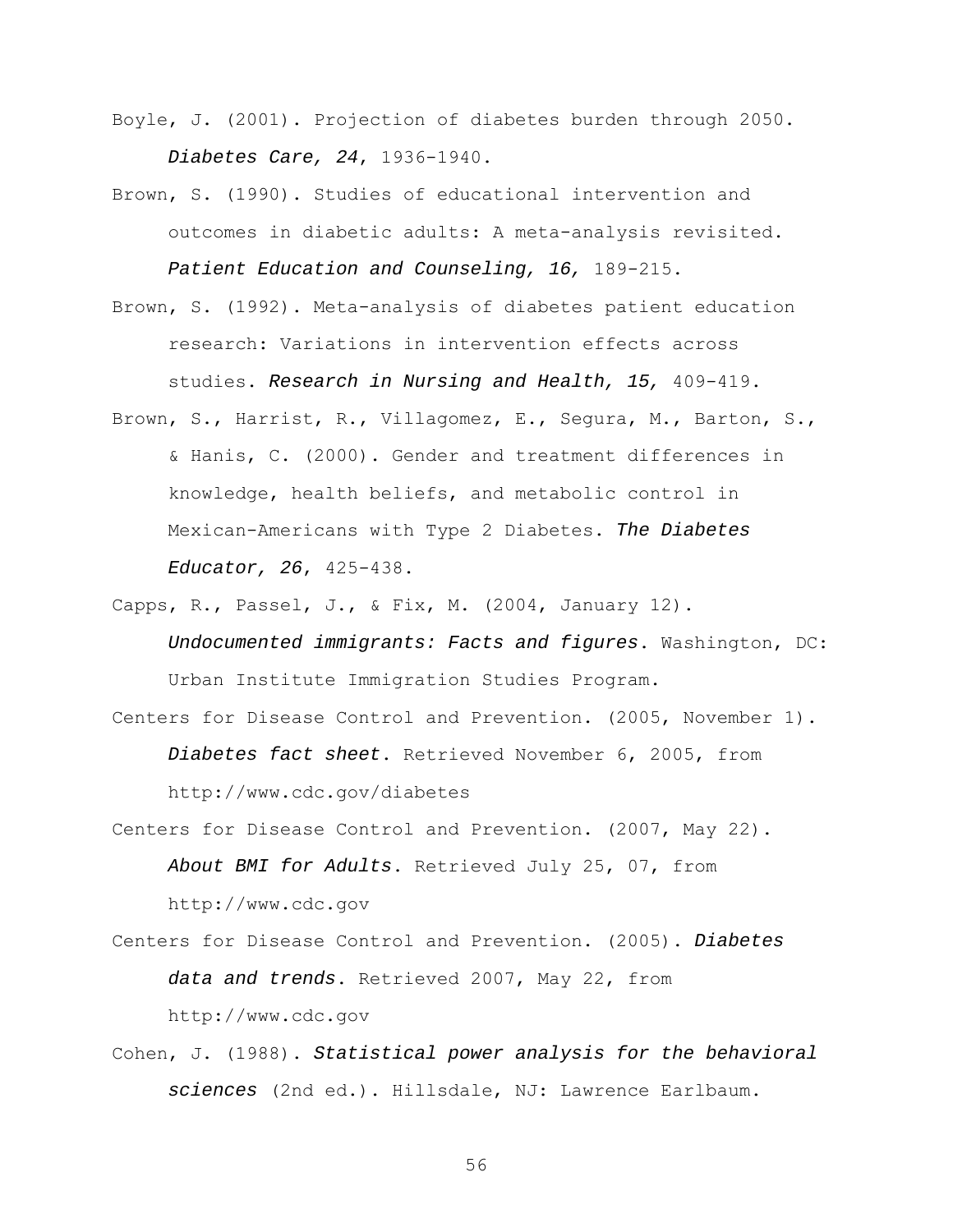Boyle, J. (2001). Projection of diabetes burden through 2050. *Diabetes Care, 24*, 1936-1940.

Brown, S. (1990). Studies of educational intervention and outcomes in diabetic adults: A meta-analysis revisited. *Patient Education and Counseling, 16,* 189-215.

Brown, S. (1992). Meta-analysis of diabetes patient education research: Variations in intervention effects across studies. *Research in Nursing and Health, 15,* 409-419.

Brown, S., Harrist, R., Villagomez, E., Segura, M., Barton, S., & Hanis, C. (2000). Gender and treatment differences in knowledge, health beliefs, and metabolic control in Mexican-Americans with Type 2 Diabetes. *The Diabetes Educator, 26*, 425-438.

Capps, R., Passel, J., & Fix, M. (2004, January 12). *Undocumented immigrants: Facts and figures*. Washington, DC: Urban Institute Immigration Studies Program.

Centers for Disease Control and Prevention. (2005, November 1). *Diabetes fact sheet*. Retrieved November 6, 2005, from http://www.cdc.gov/diabetes

Centers for Disease Control and Prevention. (2007, May 22). *About BMI for Adults*. Retrieved July 25, 07, from http://www.cdc.gov

Centers for Disease Control and Prevention. (2005). *Diabetes data and trends*. Retrieved 2007, May 22, from http://www.cdc.gov

Cohen, J. (1988). *Statistical power analysis for the behavioral sciences* (2nd ed.). Hillsdale, NJ: Lawrence Earlbaum.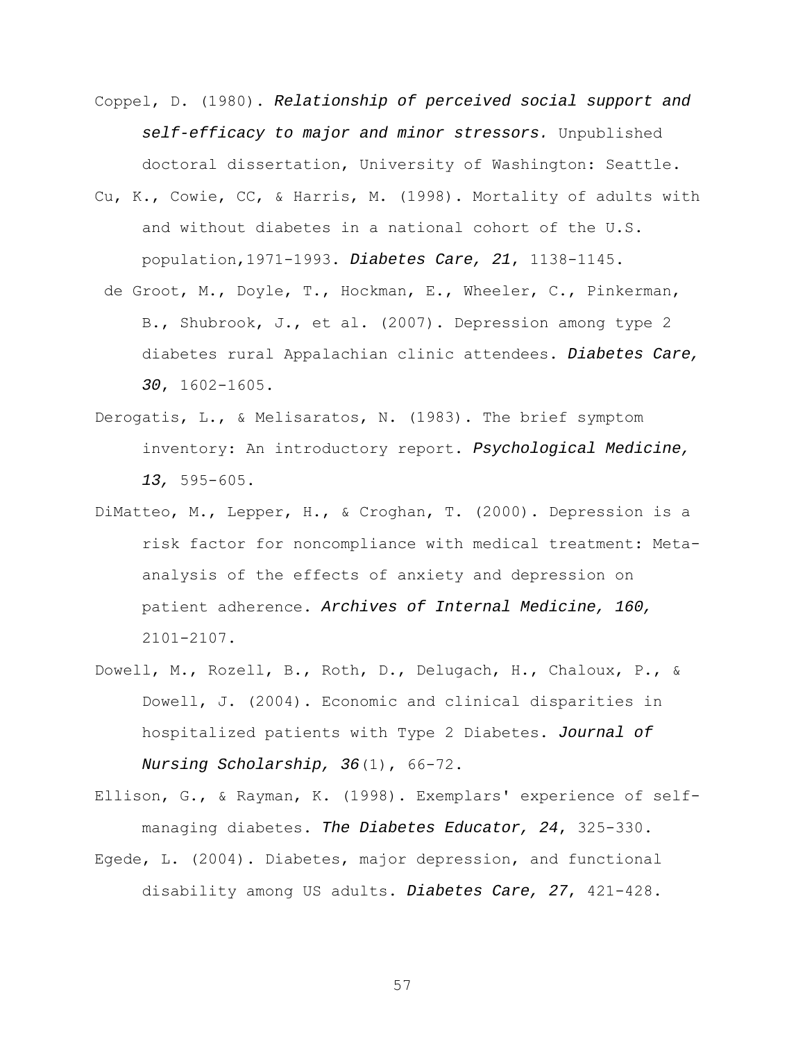Coppel, D. (1980). *Relationship of perceived social support and self-efficacy to major and minor stressors.* Unpublished doctoral dissertation, University of Washington: Seattle.

Cu, K., Cowie, CC, & Harris, M. (1998). Mortality of adults with and without diabetes in a national cohort of the U.S. population,1971-1993. ***Diabetes Care, 21***, 1138-1145.

de Groot, M., Doyle, T., Hockman, E., Wheeler, C., Pinkerman, B., Shubrook, J., et al. (2007). Depression among type 2 diabetes rural Appalachian clinic attendees. ***Diabetes Care, 30***, 1602-1605.

Derogatis, L., & Melisaratos, N. (1983). The brief symptom inventory: An introductory report. ***Psychological Medicine, 13,*** 595-605.

DiMatteo, M., Lepper, H., & Croghan, T. (2000). Depression is a risk factor for noncompliance with medical treatment: Meta-analysis of the effects of anxiety and depression on patient adherence. ***Archives of Internal Medicine, 160,*** 2101-2107.

Dowell, M., Rozell, B., Roth, D., Delugach, H., Chaloux, P., & Dowell, J. (2004). Economic and clinical disparities in hospitalized patients with Type 2 Diabetes. ***Journal of Nursing Scholarship, 36***(1), 66-72.

Ellison, G., & Rayman, K. (1998). Exemplars' experience of self-managing diabetes. ***The Diabetes Educator, 24***, 325-330.

Egede, L. (2004). Diabetes, major depression, and functional disability among US adults. ***Diabetes Care, 27***, 421-428.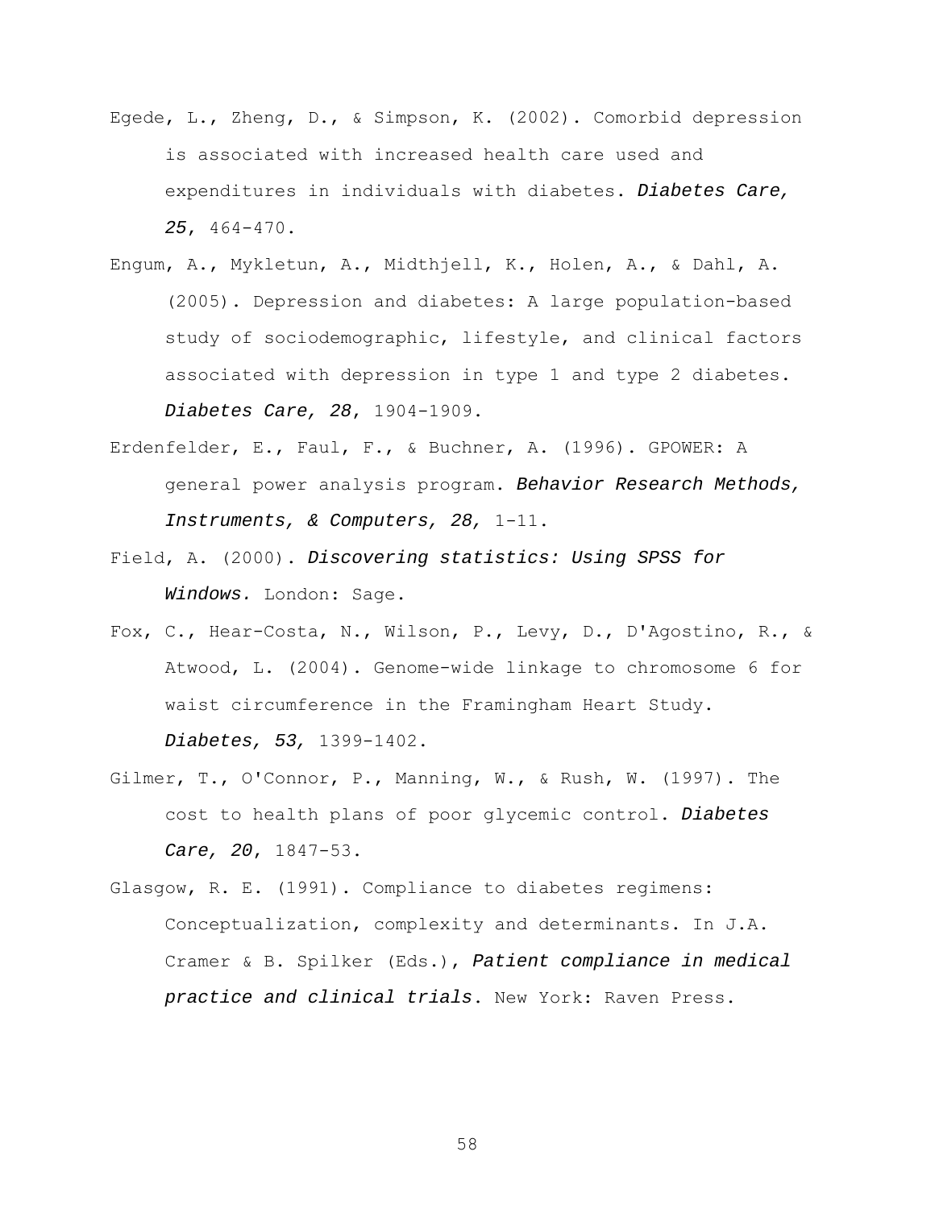Egede, L., Zheng, D., & Simpson, K. (2002). Comorbid depression is associated with increased health care used and expenditures in individuals with diabetes. *Diabetes Care, 25*, 464-470.

Engum, A., Mykletun, A., Midthjell, K., Holen, A., & Dahl, A. (2005). Depression and diabetes: A large population-based study of sociodemographic, lifestyle, and clinical factors associated with depression in type 1 and type 2 diabetes. *Diabetes Care, 28*, 1904-1909.

Erdenfelder, E., Faul, F., & Buchner, A. (1996). GPOWER: A general power analysis program. *Behavior Research Methods, Instruments, & Computers, 28,* 1-11.

Field, A. (2000). *Discovering statistics: Using SPSS for Windows.* London: Sage.

Fox, C., Hear-Costa, N., Wilson, P., Levy, D., D'Agostino, R., & Atwood, L. (2004). Genome-wide linkage to chromosome 6 for waist circumference in the Framingham Heart Study. *Diabetes, 53,* 1399-1402.

Gilmer, T., O'Connor, P., Manning, W., & Rush, W. (1997). The cost to health plans of poor glycemic control. *Diabetes Care, 20*, 1847-53.

Glasgow, R. E. (1991). Compliance to diabetes regimens: Conceptualization, complexity and determinants. In J.A. Cramer & B. Spilker (Eds.), *Patient compliance in medical practice and clinical trials*. New York: Raven Press.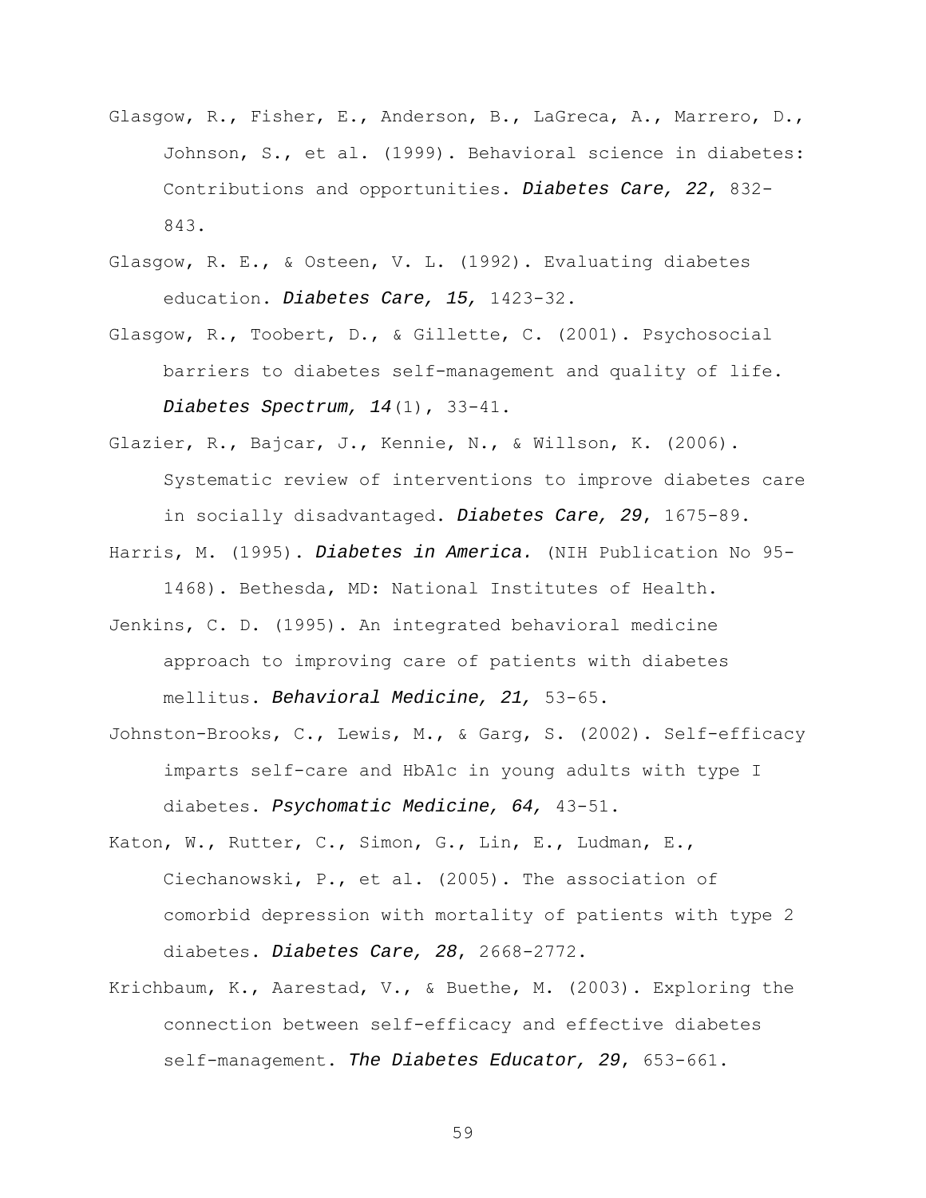Glasgow, R., Fisher, E., Anderson, B., LaGreca, A., Marrero, D., Johnson, S., et al. (1999). Behavioral science in diabetes: Contributions and opportunities. ***Diabetes Care, 22***, 832-843.

Glasgow, R. E., & Osteen, V. L. (1992). Evaluating diabetes education. ***Diabetes Care, 15,*** 1423-32.

Glasgow, R., Toobert, D., & Gillette, C. (2001). Psychosocial barriers to diabetes self-management and quality of life. ***Diabetes Spectrum, 14***(1), 33-41.

Glazier, R., Bajcar, J., Kennie, N., & Willson, K. (2006). Systematic review of interventions to improve diabetes care in socially disadvantaged. ***Diabetes Care, 29***, 1675-89.

Harris, M. (1995). ***Diabetes in America.*** (NIH Publication No 95-1468). Bethesda, MD: National Institutes of Health.

Jenkins, C. D. (1995). An integrated behavioral medicine approach to improving care of patients with diabetes mellitus. ***Behavioral Medicine, 21,*** 53-65.

Johnston-Brooks, C., Lewis, M., & Garg, S. (2002). Self-efficacy imparts self-care and HbA1c in young adults with type I diabetes. ***Psychomatic Medicine, 64,*** 43-51.

Katon, W., Rutter, C., Simon, G., Lin, E., Ludman, E., Ciechanowski, P., et al. (2005). The association of comorbid depression with mortality of patients with type 2 diabetes. ***Diabetes Care, 28***, 2668-2772.

Krichbaum, K., Aarestad, V., & Buethe, M. (2003). Exploring the connection between self-efficacy and effective diabetes self-management. ***The Diabetes Educator, 29***, 653-661.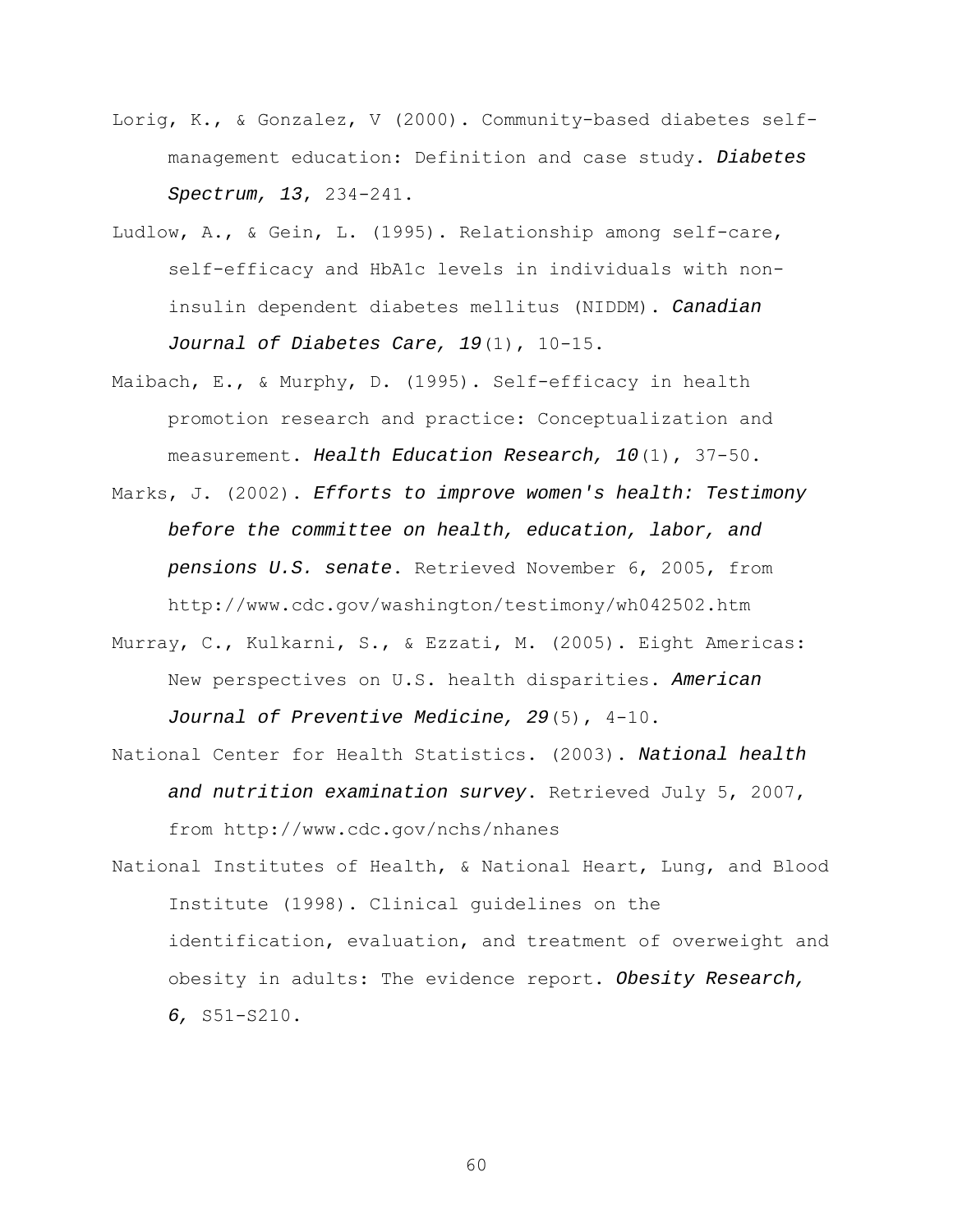Lorig, K., & Gonzalez, V (2000). Community-based diabetes self-management education: Definition and case study. *Diabetes Spectrum, 13*, 234-241.

Ludlow, A., & Gein, L. (1995). Relationship among self-care, self-efficacy and HbA1c levels in individuals with non-insulin dependent diabetes mellitus (NIDDM). *Canadian Journal of Diabetes Care, 19*(1), 10-15.

Maibach, E., & Murphy, D. (1995). Self-efficacy in health promotion research and practice: Conceptualization and measurement. *Health Education Research, 10*(1), 37-50.

Marks, J. (2002). *Efforts to improve women's health: Testimony before the committee on health, education, labor, and pensions U.S. senate*. Retrieved November 6, 2005, from http://www.cdc.gov/washington/testimony/wh042502.htm

Murray, C., Kulkarni, S., & Ezzati, M. (2005). Eight Americas: New perspectives on U.S. health disparities. *American Journal of Preventive Medicine, 29*(5), 4-10.

National Center for Health Statistics. (2003). *National health and nutrition examination survey*. Retrieved July 5, 2007, from http://www.cdc.gov/nchs/nhanes

National Institutes of Health, & National Heart, Lung, and Blood Institute (1998). Clinical guidelines on the identification, evaluation, and treatment of overweight and obesity in adults: The evidence report. *Obesity Research, 6*, S51-S210.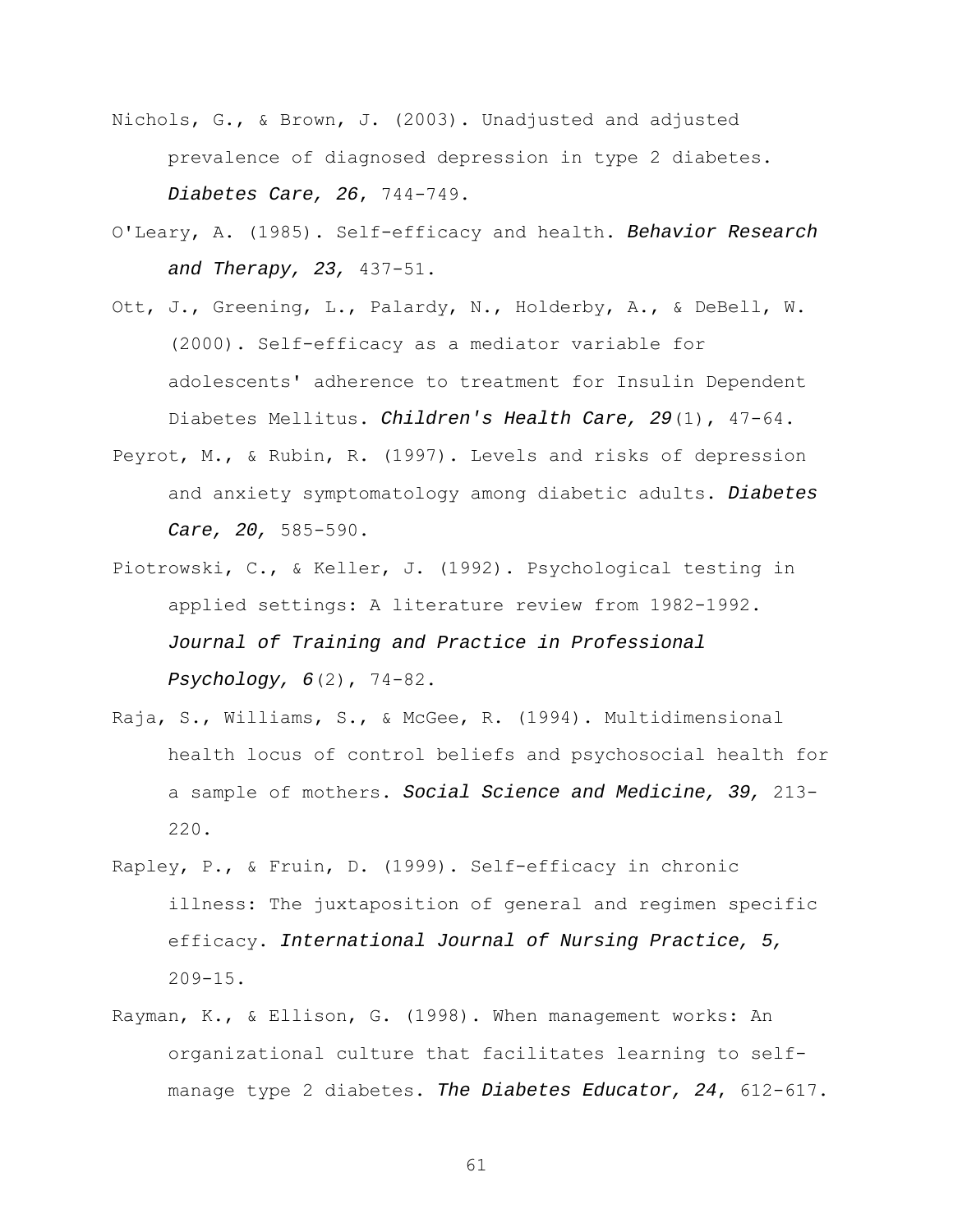Nichols, G., & Brown, J. (2003). Unadjusted and adjusted prevalence of diagnosed depression in type 2 diabetes. *Diabetes Care, 26*, 744-749.

O'Leary, A. (1985). Self-efficacy and health. *Behavior Research and Therapy, 23,* 437-51.

Ott, J., Greening, L., Palardy, N., Holderby, A., & DeBell, W. (2000). Self-efficacy as a mediator variable for adolescents' adherence to treatment for Insulin Dependent Diabetes Mellitus. *Children's Health Care, 29*(1), 47-64.

Peyrot, M., & Rubin, R. (1997). Levels and risks of depression and anxiety symptomatology among diabetic adults. *Diabetes Care, 20,* 585-590.

Piotrowski, C., & Keller, J. (1992). Psychological testing in applied settings: A literature review from 1982-1992. *Journal of Training and Practice in Professional Psychology, 6*(2), 74-82.

Raja, S., Williams, S., & McGee, R. (1994). Multidimensional health locus of control beliefs and psychosocial health for a sample of mothers. *Social Science and Medicine, 39,* 213-220.

Rapley, P., & Fruin, D. (1999). Self-efficacy in chronic illness: The juxtaposition of general and regimen specific efficacy. *International Journal of Nursing Practice, 5,* 209-15.

Rayman, K., & Ellison, G. (1998). When management works: An organizational culture that facilitates learning to self-manage type 2 diabetes. *The Diabetes Educator, 24*, 612-617.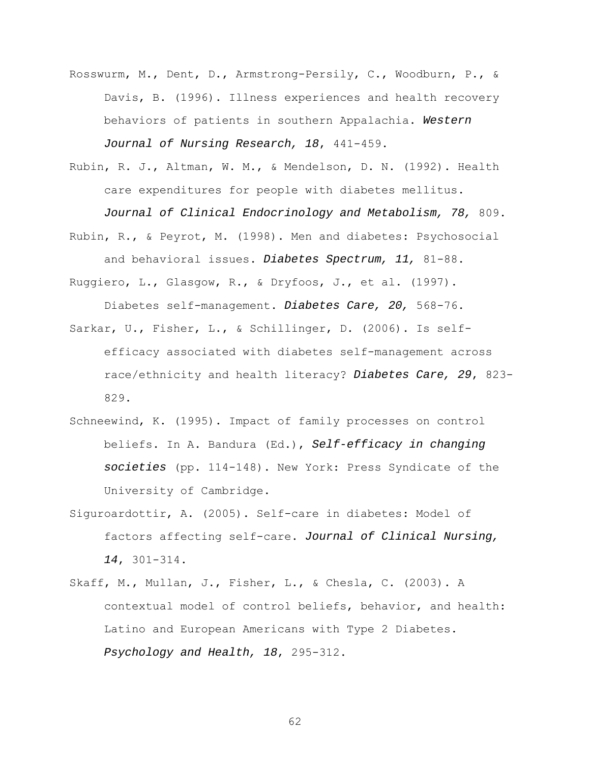Rosswurm, M., Dent, D., Armstrong-Persily, C., Woodburn, P., & Davis, B. (1996). Illness experiences and health recovery behaviors of patients in southern Appalachia. *Western Journal of Nursing Research, 18*, 441-459.

Rubin, R. J., Altman, W. M., & Mendelson, D. N. (1992). Health care expenditures for people with diabetes mellitus. *Journal of Clinical Endocrinology and Metabolism, 78,* 809.

Rubin, R., & Peyrot, M. (1998). Men and diabetes: Psychosocial and behavioral issues. *Diabetes Spectrum, 11,* 81-88.

Ruggiero, L., Glasgow, R., & Dryfoos, J., et al. (1997). Diabetes self-management. *Diabetes Care, 20,* 568-76.

Sarkar, U., Fisher, L., & Schillinger, D. (2006). Is self-efficacy associated with diabetes self-management across race/ethnicity and health literacy? *Diabetes Care, 29*, 823-829.

Schneewind, K. (1995). Impact of family processes on control beliefs. In A. Bandura (Ed.), *Self-efficacy in changing societies* (pp. 114-148). New York: Press Syndicate of the University of Cambridge.

Siguroardottir, A. (2005). Self-care in diabetes: Model of factors affecting self-care. *Journal of Clinical Nursing, 14*, 301-314.

Skaff, M., Mullan, J., Fisher, L., & Chesla, C. (2003). A contextual model of control beliefs, behavior, and health: Latino and European Americans with Type 2 Diabetes. *Psychology and Health, 18*, 295-312.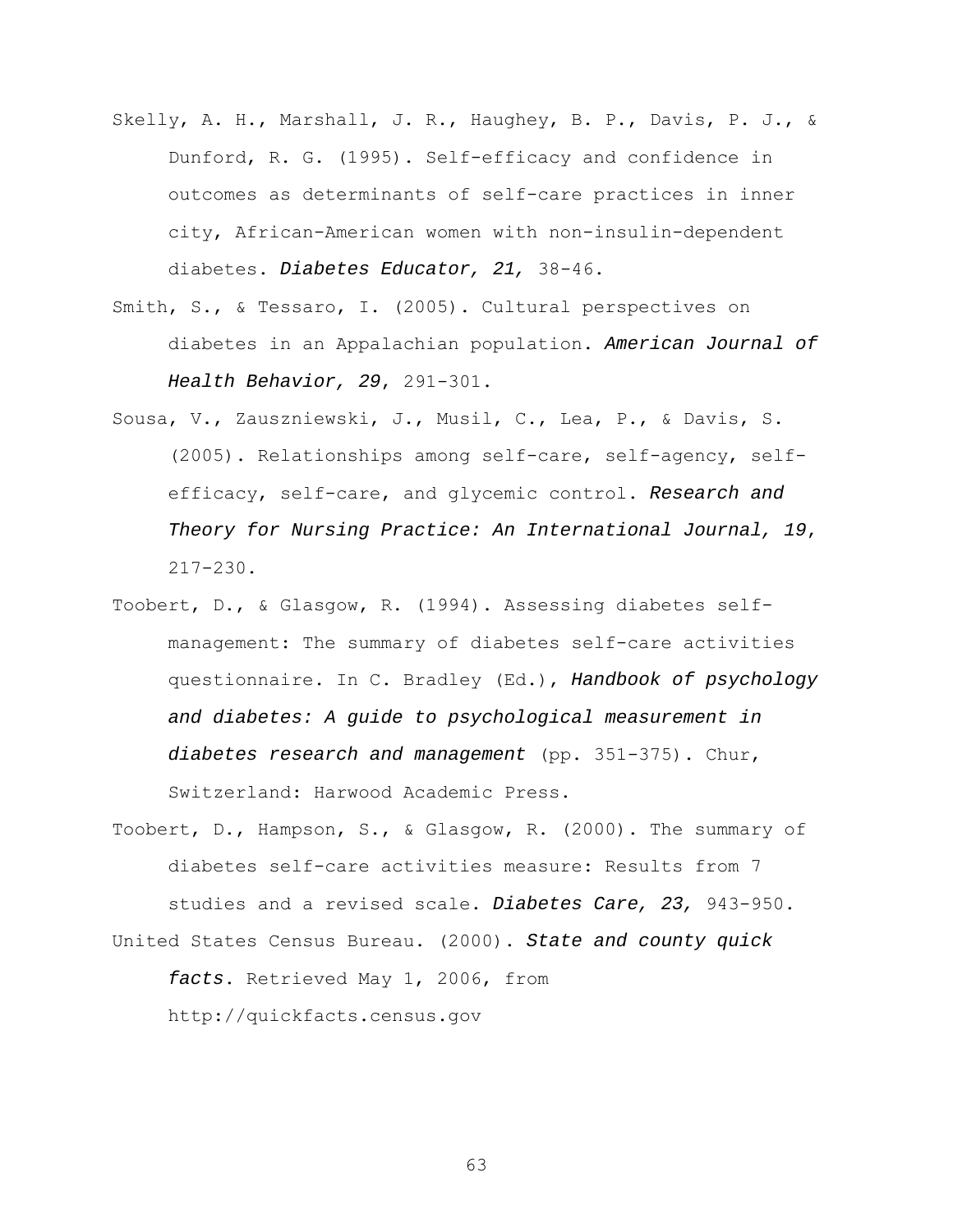Skelly, A. H., Marshall, J. R., Haughey, B. P., Davis, P. J., & Dunford, R. G. (1995). Self-efficacy and confidence in outcomes as determinants of self-care practices in inner city, African-American women with non-insulin-dependent diabetes. *Diabetes Educator, 21,* 38-46.

Smith, S., & Tessaro, I. (2005). Cultural perspectives on diabetes in an Appalachian population. *American Journal of Health Behavior, 29*, 291-301.

Sousa, V., Zauszniewski, J., Musil, C., Lea, P., & Davis, S. (2005). Relationships among self-care, self-agency, self-efficacy, self-care, and glycemic control. *Research and Theory for Nursing Practice: An International Journal, 19*, 217-230.

Toobert, D., & Glasgow, R. (1994). Assessing diabetes self-management: The summary of diabetes self-care activities questionnaire. In C. Bradley (Ed.), *Handbook of psychology and diabetes: A guide to psychological measurement in diabetes research and management* (pp. 351-375). Chur, Switzerland: Harwood Academic Press.

Toobert, D., Hampson, S., & Glasgow, R. (2000). The summary of diabetes self-care activities measure: Results from 7 studies and a revised scale. *Diabetes Care, 23,* 943-950.

United States Census Bureau. (2000). *State and county quick facts*. Retrieved May 1, 2006, from http://quickfacts.census.gov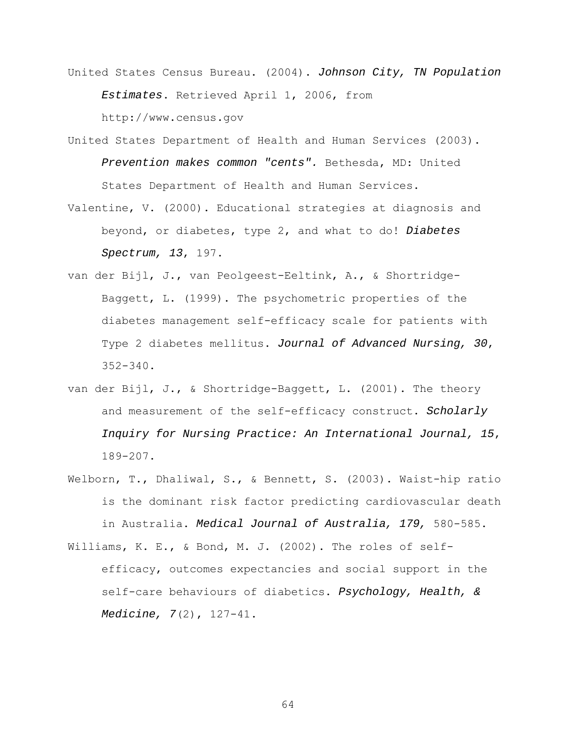United States Census Bureau. (2004). *Johnson City, TN Population Estimates*. Retrieved April 1, 2006, from http://www.census.gov

United States Department of Health and Human Services (2003). *Prevention makes common "cents".* Bethesda, MD: United States Department of Health and Human Services.

Valentine, V. (2000). Educational strategies at diagnosis and beyond, or diabetes, type 2, and what to do! *Diabetes Spectrum, 13*, 197.

van der Bijl, J., van Peolgeest-Eeltink, A., & Shortridge-Baggett, L. (1999). The psychometric properties of the diabetes management self-efficacy scale for patients with Type 2 diabetes mellitus. *Journal of Advanced Nursing, 30*, 352-340.

van der Bijl, J., & Shortridge-Baggett, L. (2001). The theory and measurement of the self-efficacy construct. *Scholarly Inquiry for Nursing Practice: An International Journal, 15*, 189-207.

Welborn, T., Dhaliwal, S., & Bennett, S. (2003). Waist-hip ratio is the dominant risk factor predicting cardiovascular death in Australia. *Medical Journal of Australia, 179,* 580-585.

Williams, K. E., & Bond, M. J. (2002). The roles of self-efficacy, outcomes expectancies and social support in the self-care behaviours of diabetics. *Psychology, Health, & Medicine, 7*(2), 127-41.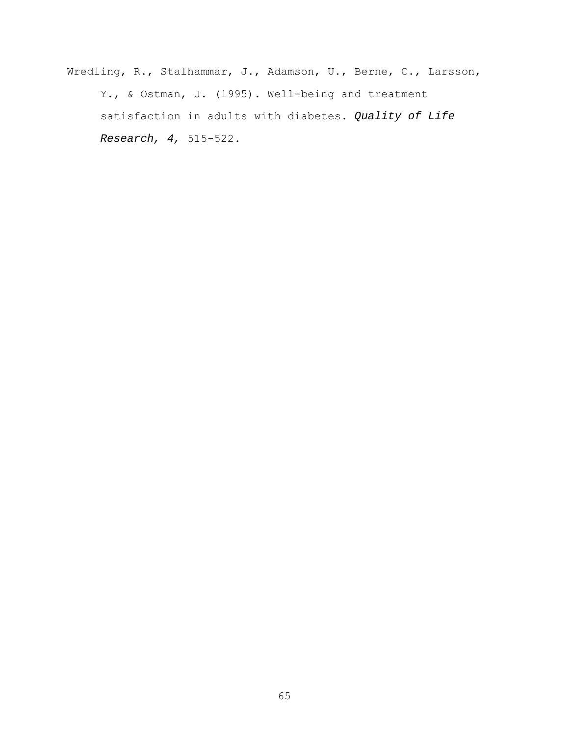Wredling, R., Stalhammar, J., Adamson, U., Berne, C., Larsson, Y., & Ostman, J. (1995). Well-being and treatment satisfaction in adults with diabetes. *Quality of Life Research, 4,* 515-522.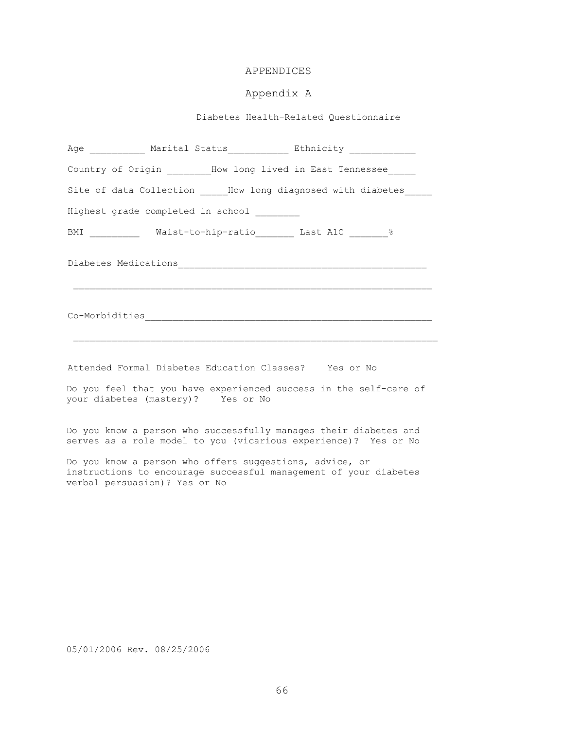# APPENDICES

## Appendix A

### Diabetes Health-Related Questionnaire

Age _________ Marital Status__________ Ethnicity ___________

Country of Origin _______How long lived in East Tennessee_____

Site of data Collection _____How long diagnosed with diabetes_____

Highest grade completed in school ________

BMI _________ Waist-to-hip-ratio_______ Last A1C _______%

Diabetes Medications_____________________________________________

_________________________________________________________________

Co-Morbidities___________________________________________________

_________________________________________________________________

Attended Formal Diabetes Education Classes? Yes or No

Do you feel that you have experienced success in the self-care of your diabetes (mastery)? Yes or No

Do you know a person who successfully manages their diabetes and serves as a role model to you (vicarious experience)? Yes or No

Do you know a person who offers suggestions, advice, or instructions to encourage successful management of your diabetes verbal persuasion)? Yes or No

05/01/2006 Rev. 08/25/2006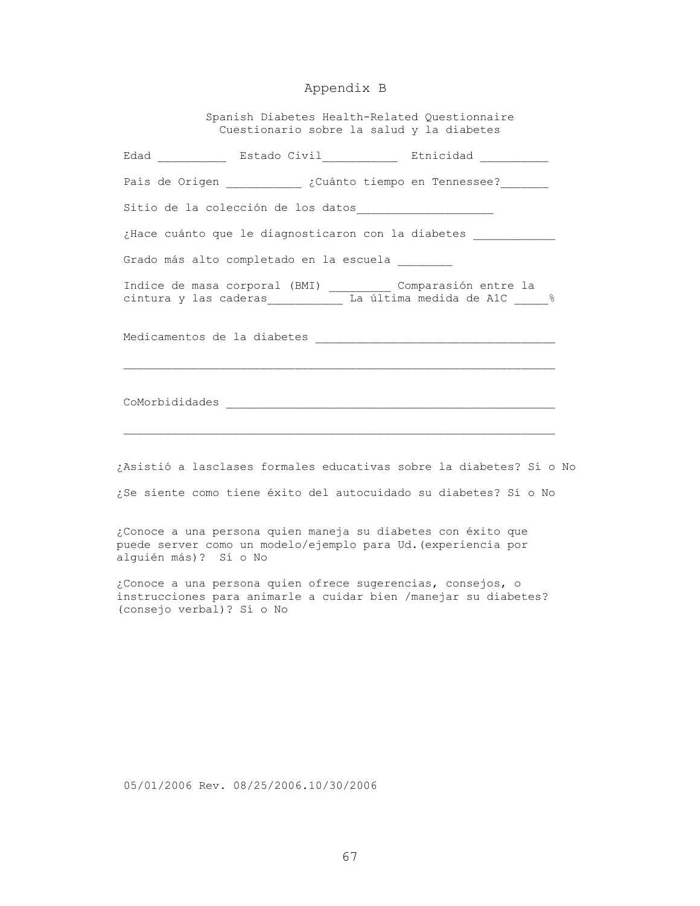# Appendix B

## Spanish Diabetes Health-Related Questionnaire
## Cuestionario sobre la salud y la diabetes

Edad __________ Estado Civil___________ Etnicidad __________

País de Origen ___________ ¿Cuánto tiempo en Tennessee?_______

Sitio de la colección de los datos____________________

¿Hace cuánto que le diagnosticaron con la diabetes ____________

Grado más alto completado en la escuela ________

Indice de masa corporal (BMI) _________ Comparación entre la cintura y las caderas___________ La última medida de A1C _____%

Medicamentos de la diabetes ___________________________________

_______________________________________________________________

CoMorbididades ________________________________________________

_______________________________________________________________

¿Asistió a lasclases formales educativas sobre la diabetes? Sí o No

¿Se siente como tiene éxito del autocuidado su diabetes? Sí o No

¿Conoce a una persona quien maneja su diabetes con éxito que puede server como un modelo/ejemplo para Ud.(experiencia por alguién más)? Sí o No

¿Conoce a una persona quien ofrece sugerencias, consejos, o instrucciones para animarle a cuidar bien /manejar su diabetes? (consejo verbal)? Sí o No

05/01/2006 Rev. 08/25/2006.10/30/2006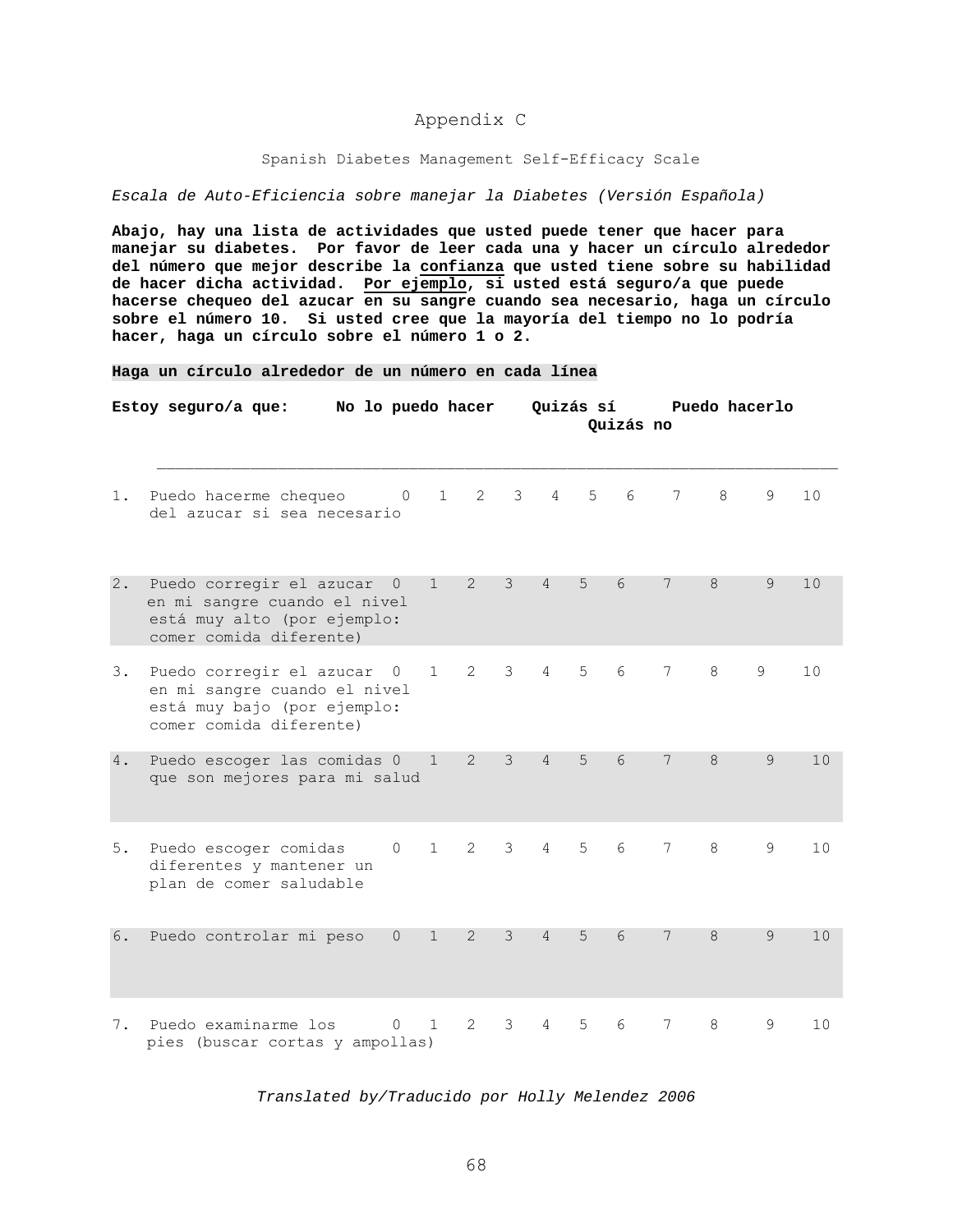# Appendix C

Spanish Diabetes Management Self-Efficacy Scale

*Escala de Auto-Eficiencia sobre manejar la Diabetes (Versión Española)*

**Abajo, hay una lista de actividades que usted puede tener que hacer para manejar su diabetes. Por favor de leer cada una y hacer un círculo alrededor del número que mejor describe la confianza que usted tiene sobre su habilidad de hacer dicha actividad. Por ejemplo, si usted está seguro/a que puede hacerse chequeo del azucar en su sangre cuando sea necesario, haga un círculo sobre el número 10. Si usted cree que la mayoría del tiempo no lo podría hacer, haga un círculo sobre el número 1 o 2.**

**Haga un círculo alrededor de un número en cada línea**

| **Estoy seguro/a que:** | **No lo puedo hacer** | | | | **Quizás sí Quizás no** | | | | **Puedo hacerlo** | | |
|---|---|---|---|---|---|---|---|---|---|---|---|
| | 0 | 1 | 2 | 3 | 4 | 5 | 6 | 7 | 8 | 9 | 10 |
| 1. Puedo hacerme chequeo del azucar si sea necesario | 0 | 1 | 2 | 3 | 4 | 5 | 6 | 7 | 8 | 9 | 10 |
| 2. Puedo corregir el azucar en mi sangre cuando el nivel está muy alto (por ejemplo: comer comida diferente) | 0 | 1 | 2 | 3 | 4 | 5 | 6 | 7 | 8 | 9 | 10 |
| 3. Puedo corregir el azucar en mi sangre cuando el nivel está muy bajo (por ejemplo: comer comida diferente) | 0 | 1 | 2 | 3 | 4 | 5 | 6 | 7 | 8 | 9 | 10 |
| 4. Puedo escoger las comidas que son mejores para mi salud | 0 | 1 | 2 | 3 | 4 | 5 | 6 | 7 | 8 | 9 | 10 |
| 5. Puedo escoger comidas diferentes y mantener un plan de comer saludable | 0 | 1 | 2 | 3 | 4 | 5 | 6 | 7 | 8 | 9 | 10 |
| 6. Puedo controlar mi peso | 0 | 1 | 2 | 3 | 4 | 5 | 6 | 7 | 8 | 9 | 10 |
| 7. Puedo examinarme los pies (buscar cortas y ampollas) | 0 | 1 | 2 | 3 | 4 | 5 | 6 | 7 | 8 | 9 | 10 |

*Translated by/Traducido por Holly Melendez 2006*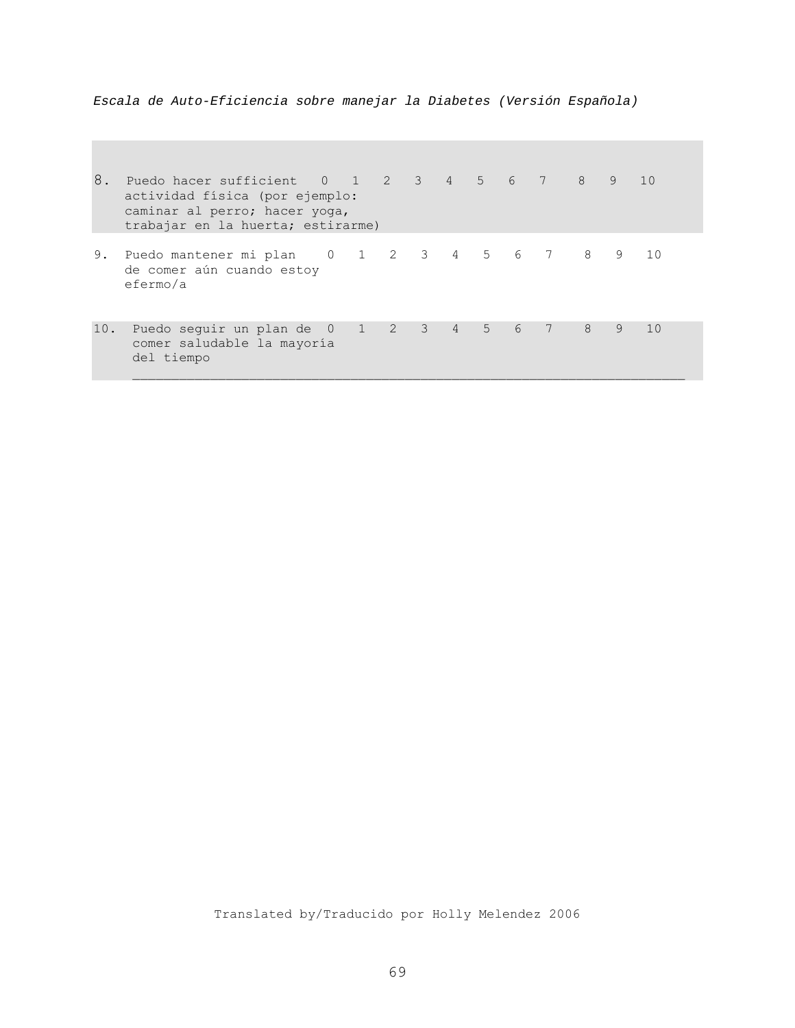*Escala de Auto-Eficiencia sobre manejar la Diabetes (Versión Española)*

| | | | | | | | | | | | | |
|---|---|---|---|---|---|---|---|---|---|---|---|---|
| 8. Puedo hacer sufficient actividad física (por ejemplo: caminar al perro; hacer yoga, trabajar en la huerta; estirarme) | 0 | 1 | 2 | 3 | 4 | 5 | 6 | 7 | 8 | 9 | 10 |
| 9. Puedo mantener mi plan de comer aún cuando estoy efermo/a | 0 | 1 | 2 | 3 | 4 | 5 | 6 | 7 | 8 | 9 | 10 |
| 10. Puedo seguir un plan de comer saludable la mayoría del tiempo | 0 | 1 | 2 | 3 | 4 | 5 | 6 | 7 | 8 | 9 | 10 |

Translated by/Traducido por Holly Melendez 2006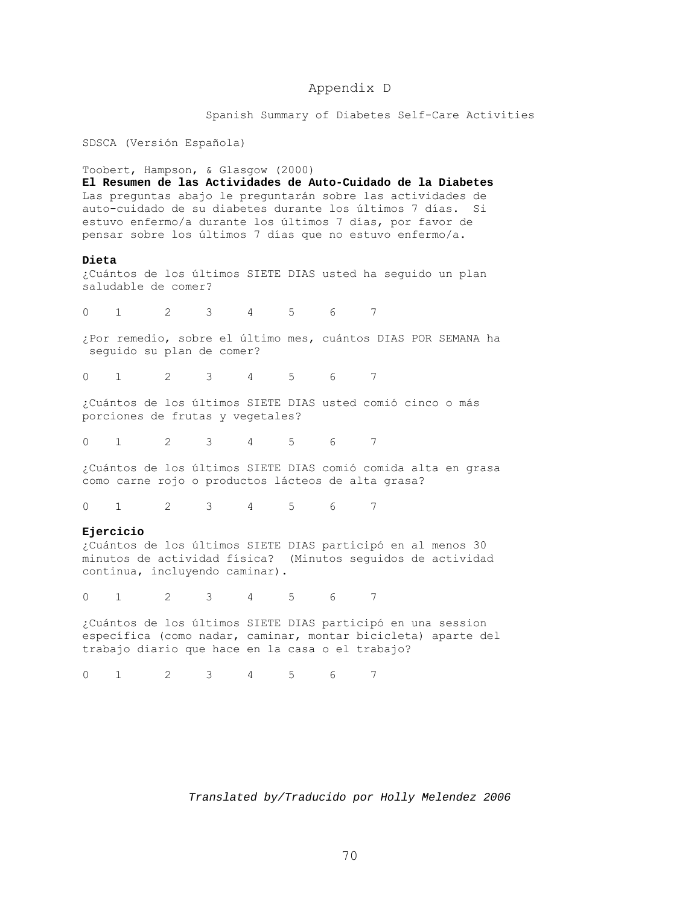# Appendix D

## Spanish Summary of Diabetes Self-Care Activities

SDSCA (Versión Española)

Toobert, Hampson, & Glasgow (2000)

**El Resumen de las Actividades de Auto-Cuidado de la Diabetes**

Las preguntas abajo le preguntarán sobre las actividades de auto-cuidado de su diabetes durante los últimos 7 días. Si estuvo enfermo/a durante los últimos 7 días, por favor de pensar sobre los últimos 7 días que no estuvo enfermo/a.

**Dieta**

¿Cuántos de los últimos SIETE DIAS usted ha seguido un plan saludable de comer?

0 1 2 3 4 5 6 7

¿Por remedio, sobre el último mes, cuántos DIAS POR SEMANA ha seguido su plan de comer?

0 1 2 3 4 5 6 7

¿Cuántos de los últimos SIETE DIAS usted comió cinco o más porciones de frutas y vegetales?

0 1 2 3 4 5 6 7

¿Cuántos de los últimos SIETE DIAS comió comida alta en grasa como carne rojo o productos lácteos de alta grasa?

0 1 2 3 4 5 6 7

**Ejercicio**

¿Cuántos de los últimos SIETE DIAS participó en al menos 30 minutos de actividad física? (Minutos seguidos de actividad continua, incluyendo caminar).

0 1 2 3 4 5 6 7

¿Cuántos de los últimos SIETE DIAS participó en una session específica (como nadar, caminar, montar bicicleta) aparte del trabajo diario que hace en la casa o el trabajo?

0 1 2 3 4 5 6 7

*Translated by/Traducido por Holly Melendez 2006*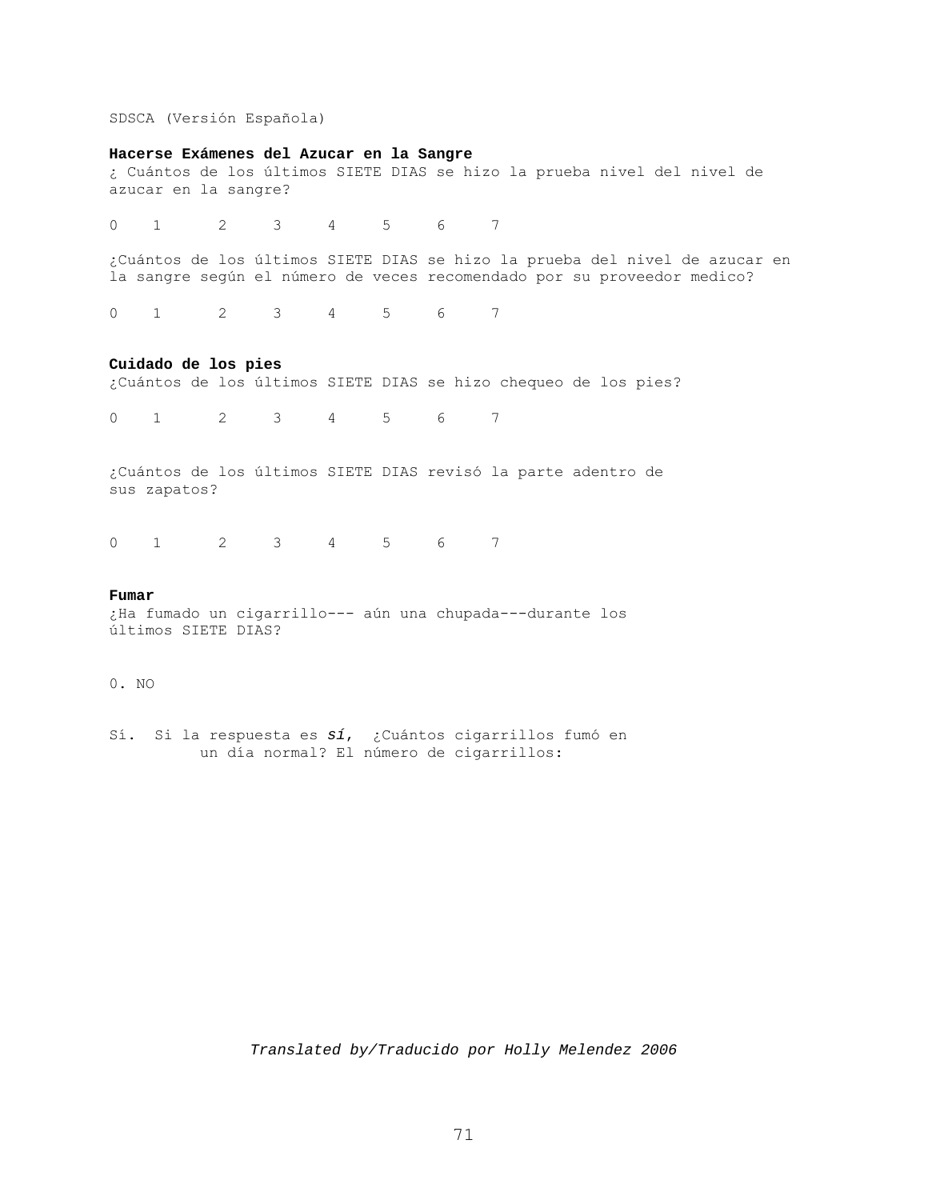SDSCA (Versión Española)

**Hacerse Exámenes del Azucar en la Sangre**

¿ Cuántos de los últimos SIETE DIAS se hizo la prueba nivel del nivel de azucar en la sangre?

0 1 2 3 4 5 6 7

¿Cuántos de los últimos SIETE DIAS se hizo la prueba del nivel de azucar en la sangre según el número de veces recomendado por su proveedor medico?

0 1 2 3 4 5 6 7

**Cuidado de los pies**

¿Cuántos de los últimos SIETE DIAS se hizo chequeo de los pies?

0 1 2 3 4 5 6 7

¿Cuántos de los últimos SIETE DIAS revisó la parte adentro de sus zapatos?

0 1 2 3 4 5 6 7

**Fumar**

¿Ha fumado un cigarrillo--- aún una chupada---durante los últimos SIETE DIAS?

0. NO

Sí. Si la respuesta es ***sí***, ¿Cuántos cigarrillos fumó en un día normal? El número de cigarrillos:

*Translated by/Traducido por Holly Melendez 2006*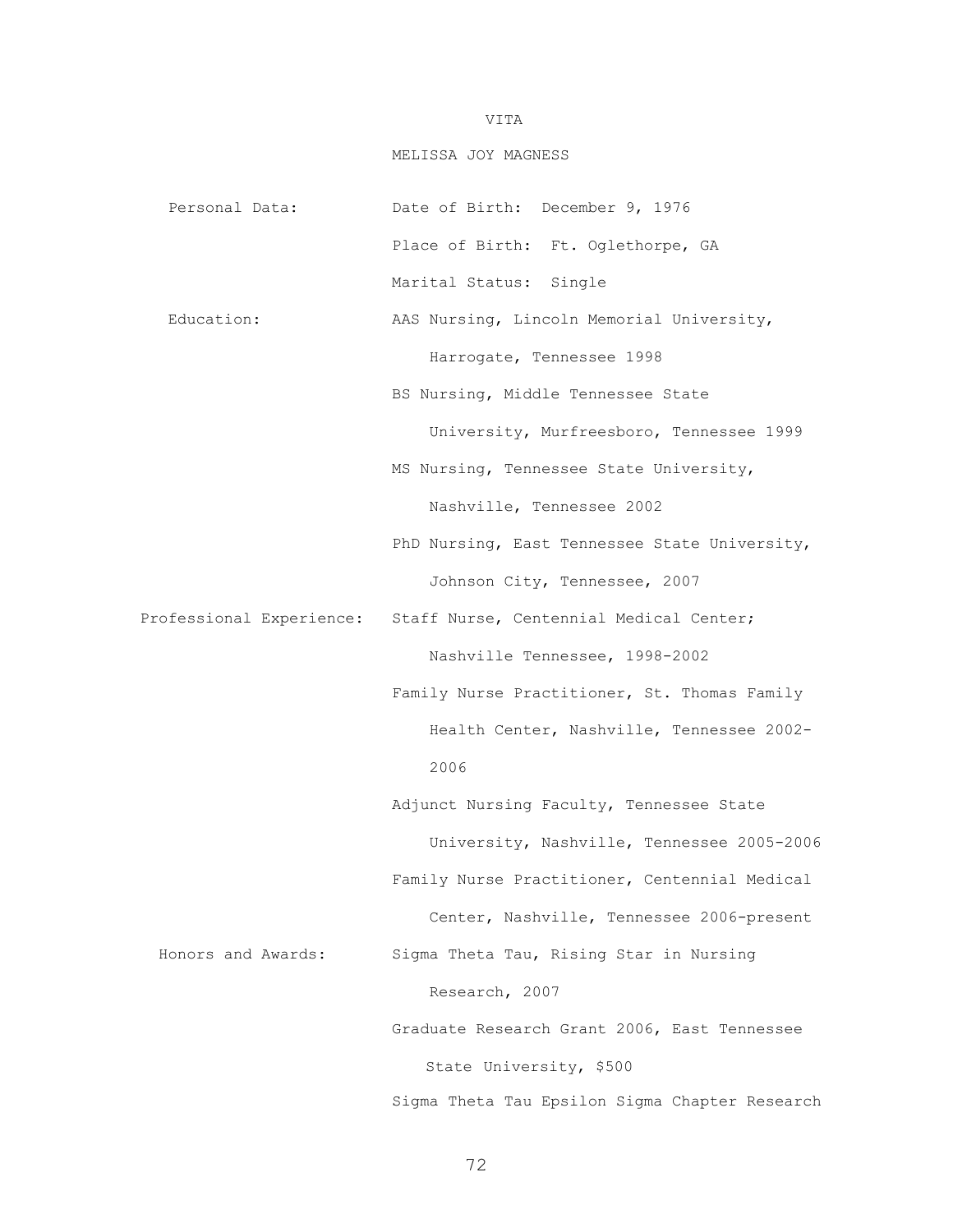# VITA

## MELISSA JOY MAGNESS

**Personal Data:**
- Date of Birth: December 9, 1976
- Place of Birth: Ft. Oglethorpe, GA
- Marital Status: Single

**Education:**
- AAS Nursing, Lincoln Memorial University, Harrogate, Tennessee 1998
- BS Nursing, Middle Tennessee State University, Murfreesboro, Tennessee 1999
- MS Nursing, Tennessee State University, Nashville, Tennessee 2002
- PhD Nursing, East Tennessee State University, Johnson City, Tennessee, 2007

**Professional Experience:**
- Staff Nurse, Centennial Medical Center; Nashville Tennessee, 1998-2002
- Family Nurse Practitioner, St. Thomas Family Health Center, Nashville, Tennessee 2002-2006
- Adjunct Nursing Faculty, Tennessee State University, Nashville, Tennessee 2005-2006
- Family Nurse Practitioner, Centennial Medical Center, Nashville, Tennessee 2006-present

**Honors and Awards:**
- Sigma Theta Tau, Rising Star in Nursing Research, 2007
- Graduate Research Grant 2006, East Tennessee State University, $500
- Sigma Theta Tau Epsilon Sigma Chapter Research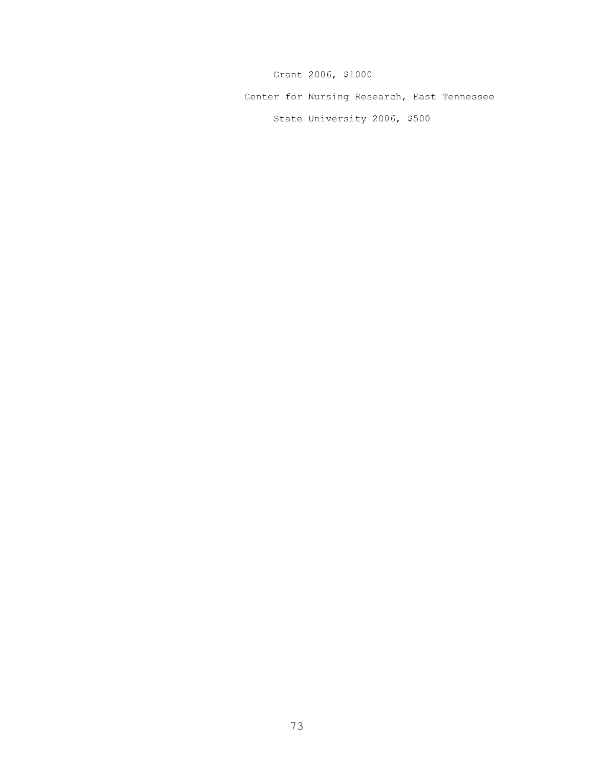Grant 2006, $1000

Center for Nursing Research, East Tennessee State University 2006, $500